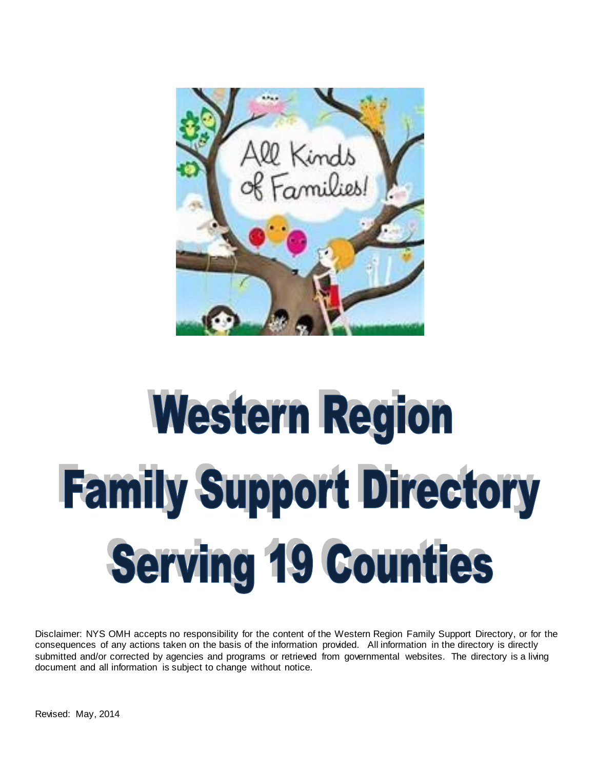# Western Region Family Support Directory Serving 19 Counties

Disclaimer: NYS OMH accepts no responsibility for the content of the Western Region Family Support Directory, or for the consequences of any actions taken on the basis of the information provided. All information in the directory is directly submitted and/or corrected by agencies and programs or retrieved from governmental websites. The directory is a living document and all information is subject to change without notice.

Revised: May, 2014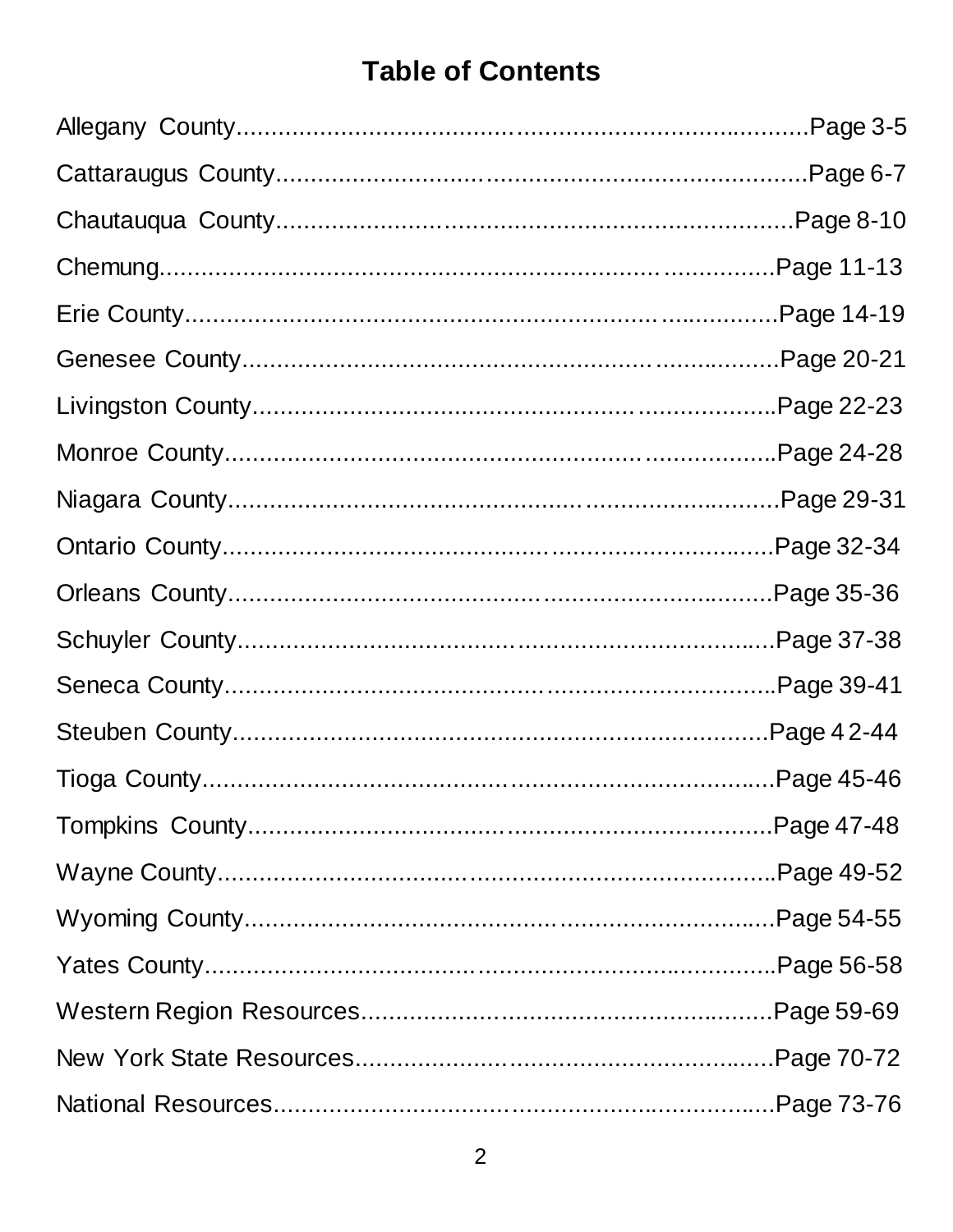# Table of Contents

Allegany County..........................................................................Page 3-5

Cattaraugus County....................................................................Page 6-7

Chautauqua County...................................................................Page 8-10

Chemung....................................................................................Page 11-13

Erie County.................................................................................Page 14-19

Genesee County.........................................................................Page 20-21

Livingston County.......................................................................Page 22-23

Monroe County...........................................................................Page 24-28

Niagara County...........................................................................Page 29-31

Ontario County............................................................................Page 32-34

Orleans County...........................................................................Page 35-36

Schuyler County..........................................................................Page 37-38

Seneca County............................................................................Page 39-41

Steuben County...........................................................................Page 42-44

Tioga County...............................................................................Page 45-46

Tompkins County.........................................................................Page 47-48

Wayne County.............................................................................Page 49-52

Wyoming County..........................................................................Page 54-55

Yates County...............................................................................Page 56-58

Western Region Resources.........................................................Page 59-69

New York State Resources..........................................................Page 70-72

National Resources......................................................................Page 73-76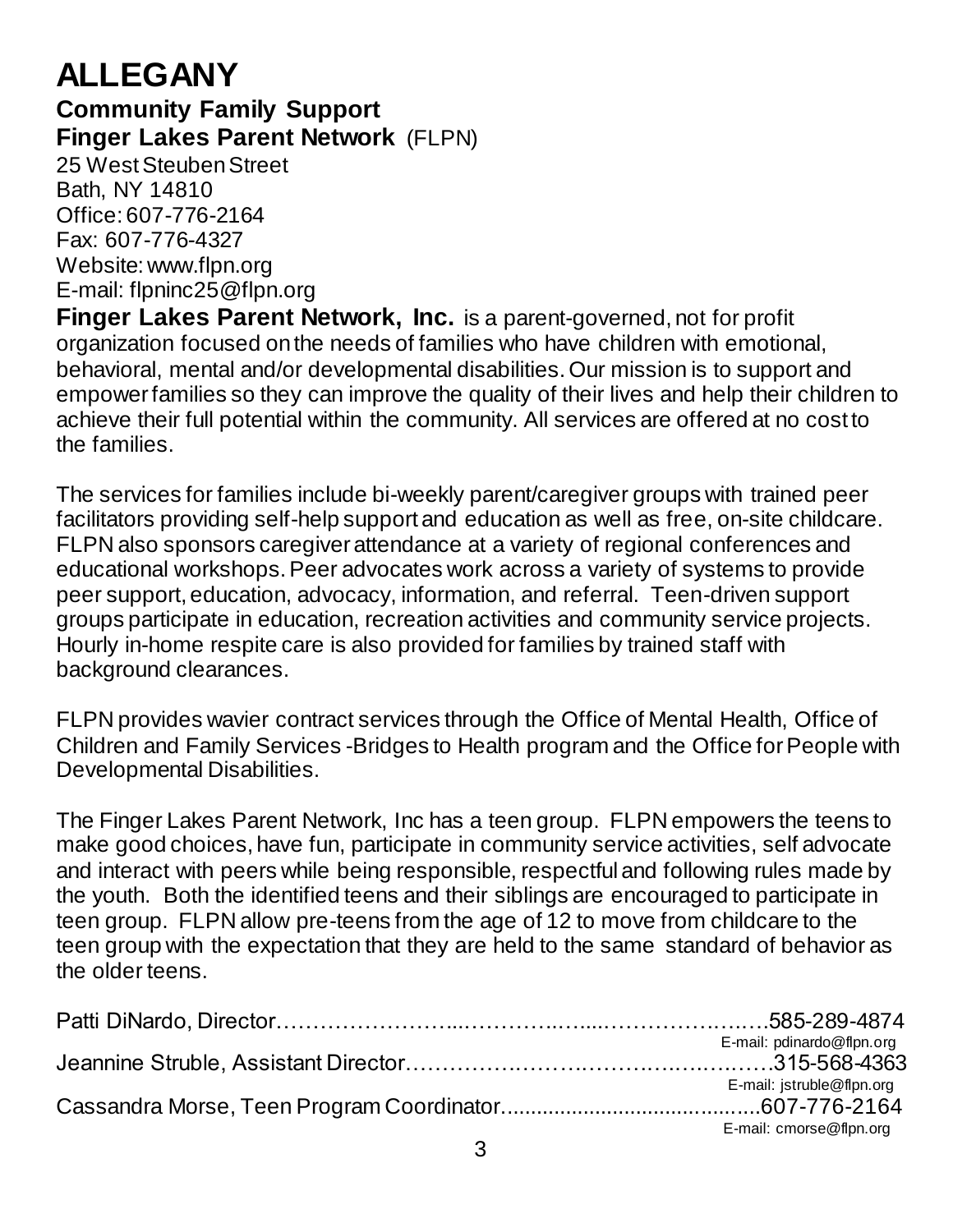# ALLEGANY

## Community Family Support

### Finger Lakes Parent Network (FLPN)

25 West Steuben Street
Bath, NY 14810
Office: 607-776-2164
Fax: 607-776-4327
Website: www.flpn.org
E-mail: flpninc25@flpn.org

**Finger Lakes Parent Network, Inc.** is a parent-governed, not for profit organization focused on the needs of families who have children with emotional, behavioral, mental and/or developmental disabilities. Our mission is to support and empower families so they can improve the quality of their lives and help their children to achieve their full potential within the community. All services are offered at no cost to the families.

The services for families include bi-weekly parent/caregiver groups with trained peer facilitators providing self-help support and education as well as free, on-site childcare. FLPN also sponsors caregiver attendance at a variety of regional conferences and educational workshops. Peer advocates work across a variety of systems to provide peer support, education, advocacy, information, and referral. Teen-driven support groups participate in education, recreation activities and community service projects. Hourly in-home respite care is also provided for families by trained staff with background clearances.

FLPN provides wavier contract services through the Office of Mental Health, Office of Children and Family Services -Bridges to Health program and the Office for People with Developmental Disabilities.

The Finger Lakes Parent Network, Inc has a teen group. FLPN empowers the teens to make good choices, have fun, participate in community service activities, self advocate and interact with peers while being responsible, respectful and following rules made by the youth. Both the identified teens and their siblings are encouraged to participate in teen group. FLPN allow pre-teens from the age of 12 to move from childcare to the teen group with the expectation that they are held to the same standard of behavior as the older teens.

Patti DiNardo, Director……………………………………………………………585-289-4874
E-mail: pdinardo@flpn.org

Jeannine Struble, Assistant Director…………………………………………………315-568-4363
E-mail: jstruble@flpn.org

Cassandra Morse, Teen Program Coordinator...........................................607-776-2164
E-mail: cmorse@flpn.org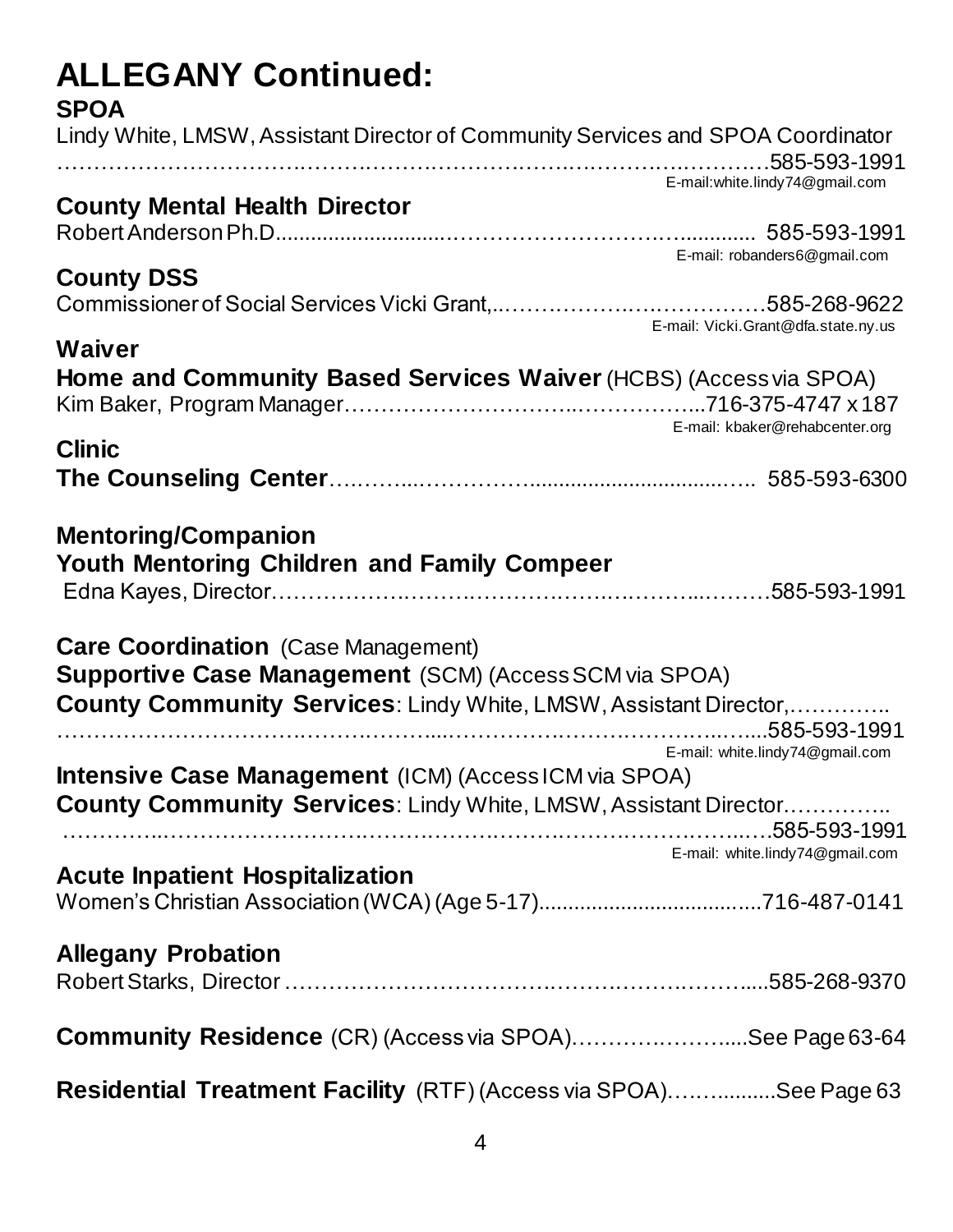# ALLEGANY Continued:

**SPOA**

Lindy White, LMSW, Assistant Director of Community Services and SPOA Coordinator ……………………………………………………………………………………585-593-1991
E-mail:white.lindy74@gmail.com

**County Mental Health Director**

Robert Anderson Ph.D……………………………………………………… 585-593-1991
E-mail: robanders6@gmail.com

**County DSS**

Commissioner of Social Services Vicki Grant,……………………………………585-268-9622
E-mail: Vicki.Grant@dfa.state.ny.us

**Waiver**

**Home and Community Based Services Waiver** (HCBS) (Access via SPOA)
Kim Baker, Program Manager…………………………………………...716-375-4747 x 187
E-mail: kbaker@rehabcenter.org

**Clinic**

**The Counseling Center**……………………………………………………… 585-593-6300

**Mentoring/Companion**

**Youth Mentoring Children and Family Compeer**
Edna Kayes, Director………………………………………………………………585-593-1991

**Care Coordination** (Case Management)

**Supportive Case Management** (SCM) (Access SCM via SPOA)
**County Community Services**: Lindy White, LMSW, Assistant Director,…………… ……………………………………………………………………………………585-593-1991
E-mail: white.lindy74@gmail.com

**Intensive Case Management** (ICM) (Access ICM via SPOA)
**County Community Services**: Lindy White, LMSW, Assistant Director…………… ……………………………………………………………………………………585-593-1991
E-mail: white.lindy74@gmail.com

**Acute Inpatient Hospitalization**

Women's Christian Association (WCA) (Age 5-17)……………………………716-487-0141

**Allegany Probation**

Robert Starks, Director ……………………………………………………………585-268-9370

**Community Residence** (CR) (Access via SPOA)……………………….See Page 63-64

**Residential Treatment Facility** (RTF) (Access via SPOA)……………….See Page 63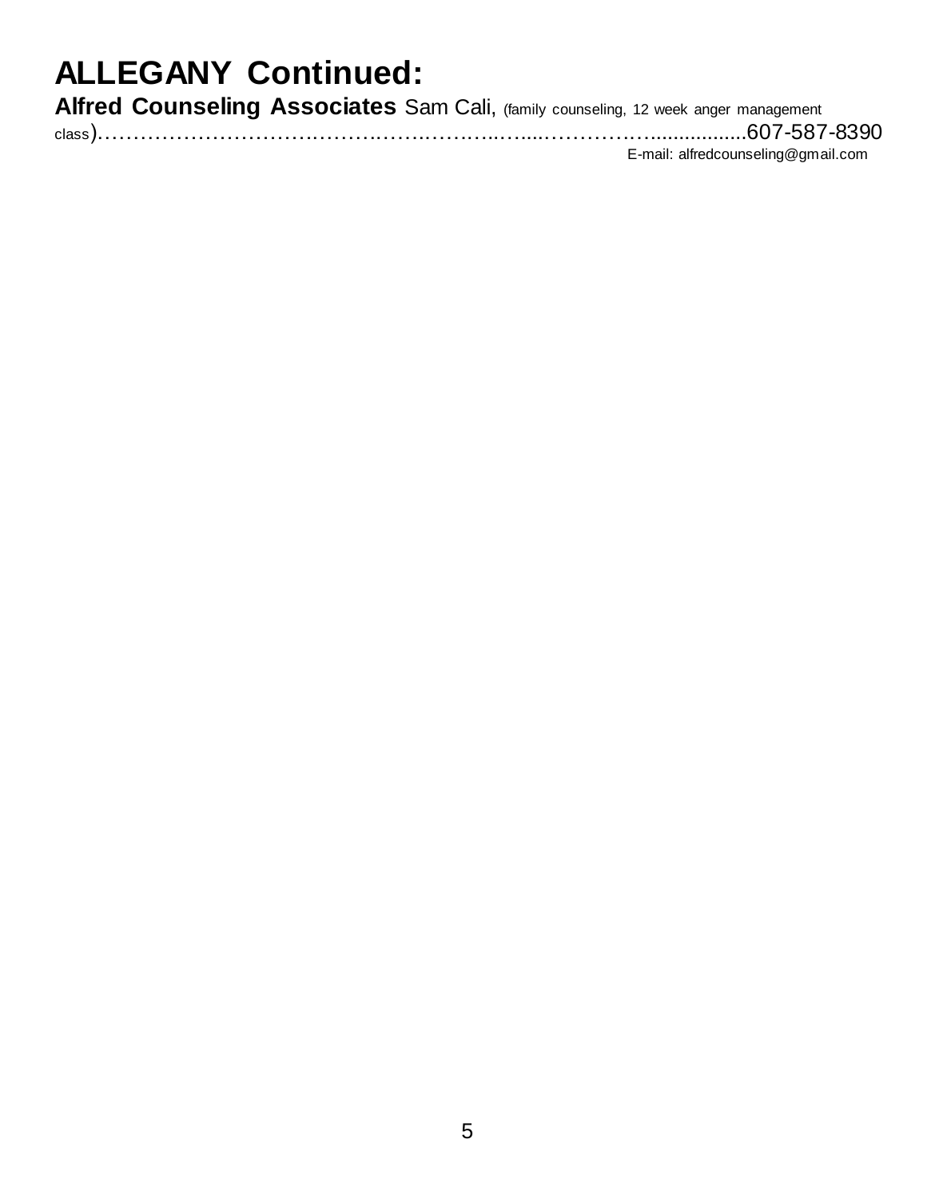# ALLEGANY Continued:

**Alfred Counseling Associates** Sam Cali, (family counseling, 12 week anger management class)……………………………………………………………………………….................607-587-8390

E-mail: alfredcounseling@gmail.com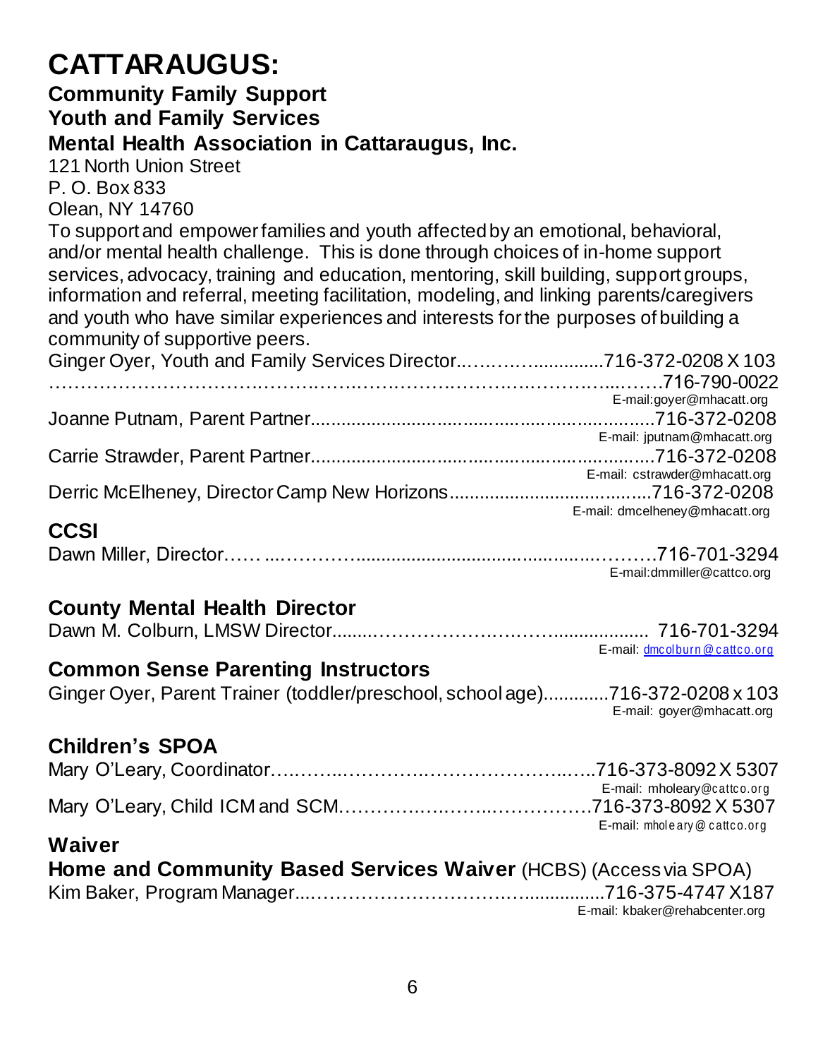# CATTARAUGUS:

### Community Family Support

### Youth and Family Services

### Mental Health Association in Cattaraugus, Inc.

121 North Union Street
P. O. Box 833
Olean, NY 14760

To support and empower families and youth affected by an emotional, behavioral, and/or mental health challenge. This is done through choices of in-home support services, advocacy, training and education, mentoring, skill building, support groups, information and referral, meeting facilitation, modeling, and linking parents/caregivers and youth who have similar experiences and interests for the purposes of building a community of supportive peers.

Ginger Oyer, Youth and Family Services Director........................716-372-0208 X 103
.......................................................................................716-790-0022
E-mail:goyer@mhacatt.org

Joanne Putnam, Parent Partner.......................................................716-372-0208
E-mail: jputnam@mhacatt.org

Carrie Strawder, Parent Partner.......................................................716-372-0208
E-mail: cstrawder@mhacatt.org

Derric McElheney, Director Camp New Horizons..............................716-372-0208
E-mail: dmcelheney@mhacatt.org

### CCSI

Dawn Miller, Director.......................................................................716-701-3294
E-mail:dmmiller@cattco.org

### County Mental Health Director

Dawn M. Colburn, LMSW Director.................................................. 716-701-3294
E-mail: dmcolburn@cattco.org

### Common Sense Parenting Instructors

Ginger Oyer, Parent Trainer (toddler/preschool, school age).............716-372-0208 x 103
E-mail: goyer@mhacatt.org

### Children's SPOA

Mary O'Leary, Coordinator...............................................................716-373-8092 X 5307
E-mail: mholeary@cattco.org

Mary O'Leary, Child ICM and SCM....................................................716-373-8092 X 5307
E-mail: mholeary@cattco.org

### Waiver

### Home and Community Based Services Waiver (HCBS) (Access via SPOA)

Kim Baker, Program Manager...........................................................716-375-4747 X187
E-mail: kbaker@rehabcenter.org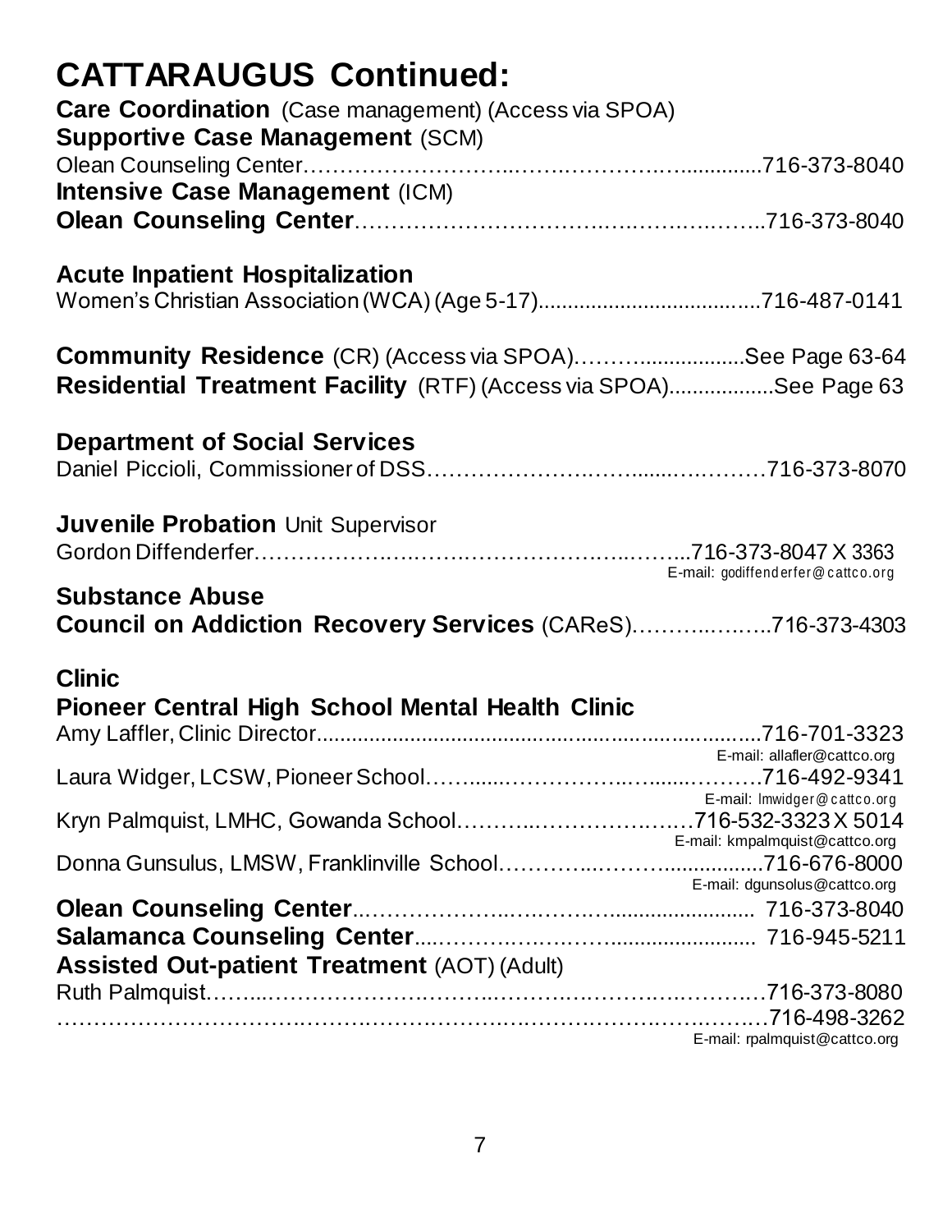# CATTARAUGUS Continued:

**Care Coordination** (Case management) (Access via SPOA)

**Supportive Case Management** (SCM)

Olean Counseling Center……………………………………………716-373-8040

**Intensive Case Management** (ICM)

**Olean Counseling Center**……………………………………………716-373-8040

**Acute Inpatient Hospitalization**

Women's Christian Association (WCA) (Age 5-17)……………………716-487-0141

**Community Residence** (CR) (Access via SPOA)………………See Page 63-64

**Residential Treatment Facility** (RTF) (Access via SPOA)…………See Page 63

**Department of Social Services**

Daniel Piccioli, Commissioner of DSS……………………………716-373-8070

**Juvenile Probation** Unit Supervisor

Gordon Diffenderfer……………………………………716-373-8047 X 3363
E-mail: godiffenderfer@cattco.org

**Substance Abuse**

**Council on Addiction Recovery Services** (CAReS)……………716-373-4303

**Clinic**

**Pioneer Central High School Mental Health Clinic**

Amy Laffler, Clinic Director……………………………………716-701-3323
E-mail: allafler@cattco.org

Laura Widger, LCSW, Pioneer School……………………………716-492-9341
E-mail: lmwidger@cattco.org

Kryn Palmquist, LMHC, Gowanda School……………………716-532-3323 X 5014
E-mail: kmpalmquist@cattco.org

Donna Gunsulus, LMSW, Franklinville School…………………716-676-8000
E-mail: dgunsolus@cattco.org

**Olean Counseling Center**……………………………………716-373-8040

**Salamanca Counseling Center**………………………………716-945-5211

**Assisted Out-patient Treatment** (AOT) (Adult)

Ruth Palmquist……………………………………………………716-373-8080

……………………………………………………………………716-498-3262
E-mail: rpalmquist@cattco.org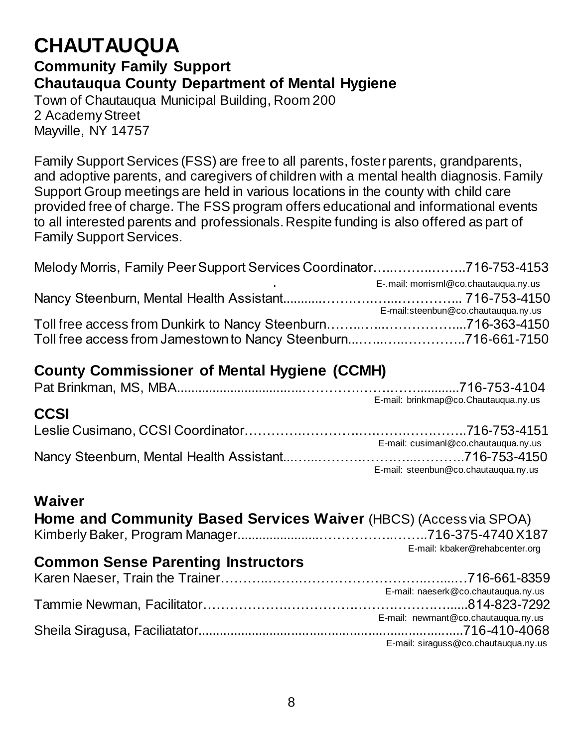# CHAUTAUQUA

## Community Family Support

### Chautauqua County Department of Mental Hygiene

Town of Chautauqua Municipal Building, Room 200
2 Academy Street
Mayville, NY 14757

Family Support Services (FSS) are free to all parents, foster parents, grandparents, and adoptive parents, and caregivers of children with a mental health diagnosis. Family Support Group meetings are held in various locations in the county with child care provided free of charge. The FSS program offers educational and informational events to all interested parents and professionals. Respite funding is also offered as part of Family Support Services.

Melody Morris, Family Peer Support Services Coordinator……………………716-753-4153
E-.mail: morrisml@co.chautauqua.ny.us

Nancy Steenburn, Mental Health Assistant……………………………… 716-753-4150
E-mail:steenbun@co.chautauqua.ny.us

Toll free access from Dunkirk to Nancy Steenburn……………………………716-363-4150

Toll free access from Jamestown to Nancy Steenburn…………………………716-661-7150

## County Commissioner of Mental Hygiene (CCMH)

Pat Brinkman, MS, MBA……………………………………………………716-753-4104
E-mail: brinkmap@co.Chautauqua.ny.us

## CCSI

Leslie Cusimano, CCSI Coordinator……………………………………………716-753-4151
E-mail: cusimanl@co.chautauqua.ny.us

Nancy Steenburn, Mental Health Assistant……………………………………716-753-4150
E-mail: steenbun@co.chautauqua.ny.us

## Waiver

**Home and Community Based Services Waiver** (HBCS) (Access via SPOA)

Kimberly Baker, Program Manager……………………………………716-375-4740 X187
E-mail: kbaker@rehabcenter.org

## Common Sense Parenting Instructors

Karen Naeser, Train the Trainer………………………………………………716-661-8359
E-mail: naeserk@co.chautauqua.ny.us

Tammie Newman, Facilitator…………………………………………………814-823-7292
E-mail: newmant@co.chautauqua.ny.us

Sheila Siragusa, Faciliatator……………………………………………………716-410-4068
E-mail: siraguss@co.chautauqua.ny.us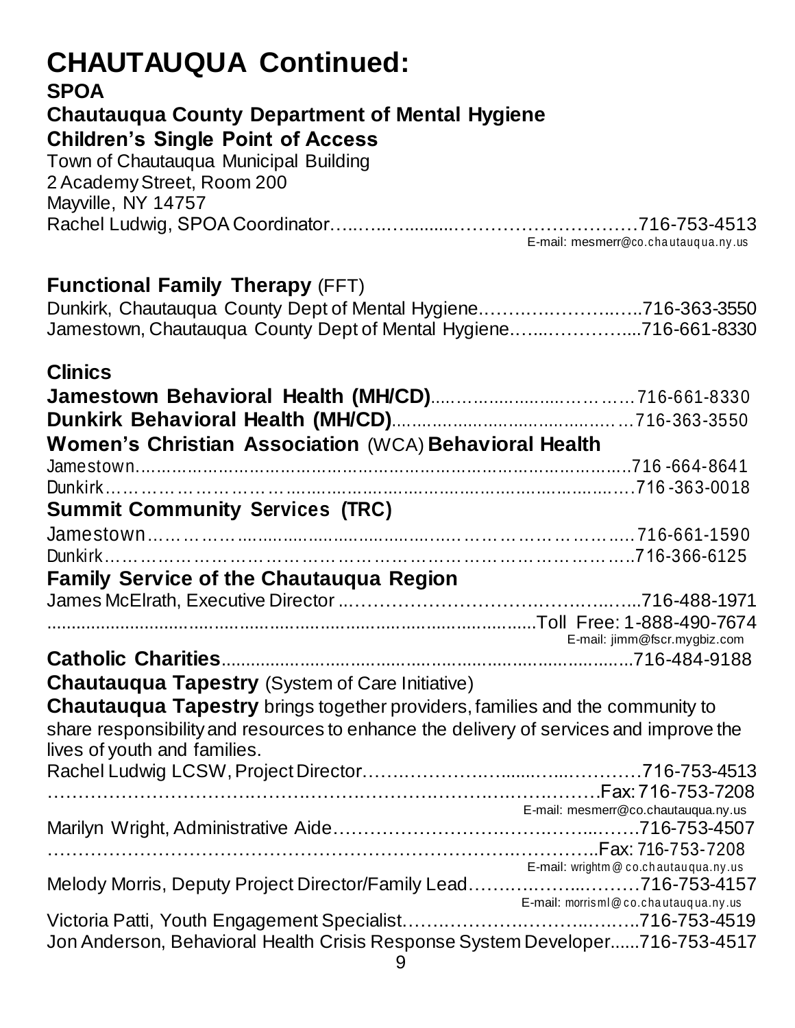# CHAUTAUQUA Continued:

### SPOA

### Chautauqua County Department of Mental Hygiene

### Children's Single Point of Access

Town of Chautauqua Municipal Building
2 Academy Street, Room 200
Mayville, NY 14757
Rachel Ludwig, SPOA Coordinator……………………………………716-753-4513
E-mail: mesmerr@co.chautauqua.ny.us

### Functional Family Therapy (FFT)

Dunkirk, Chautauqua County Dept of Mental Hygiene……………………716-363-3550
Jamestown, Chautauqua County Dept of Mental Hygiene………………716-661-8330

### Clinics

**Jamestown Behavioral Health (MH/CD)**……………………………716-661-8330
**Dunkirk Behavioral Health (MH/CD)**………………………………716-363-3550

**Women's Christian Association** (WCA) **Behavioral Health**

Jamestown…………………………………………………………………716-664-8641
Dunkirk……………………………………………………………………716-363-0018

**Summit Community Services (TRC)**

Jamestown…………………………………………………………………716-661-1590
Dunkirk……………………………………………………………………716-366-6125

**Family Service of the Chautauqua Region**

James McElrath, Executive Director ……………………………………716-488-1971
…………………………………………………………Toll Free: 1-888-490-7674
E-mail: jimm@fscr.mygbiz.com

**Catholic Charities**……………………………………………………716-484-9188

**Chautauqua Tapestry** (System of Care Initiative)

**Chautauqua Tapestry** brings together providers, families and the community to share responsibility and resources to enhance the delivery of services and improve the lives of youth and families.

Rachel Ludwig LCSW, Project Director……………………………………716-753-4513
……………………………………………………………………Fax: 716-753-7208
E-mail: mesmerr@co.chautauqua.ny.us
Marilyn Wright, Administrative Aide…………………………………716-753-4507
……………………………………………………………………Fax: 716-753-7208
E-mail: wrightm@co.chautauqua.ny.us
Melody Morris, Deputy Project Director/Family Lead…………………716-753-4157
E-mail: morrisml@co.chautauqua.ny.us
Victoria Patti, Youth Engagement Specialist……………………………716-753-4519
Jon Anderson, Behavioral Health Crisis Response System Developer......716-753-4517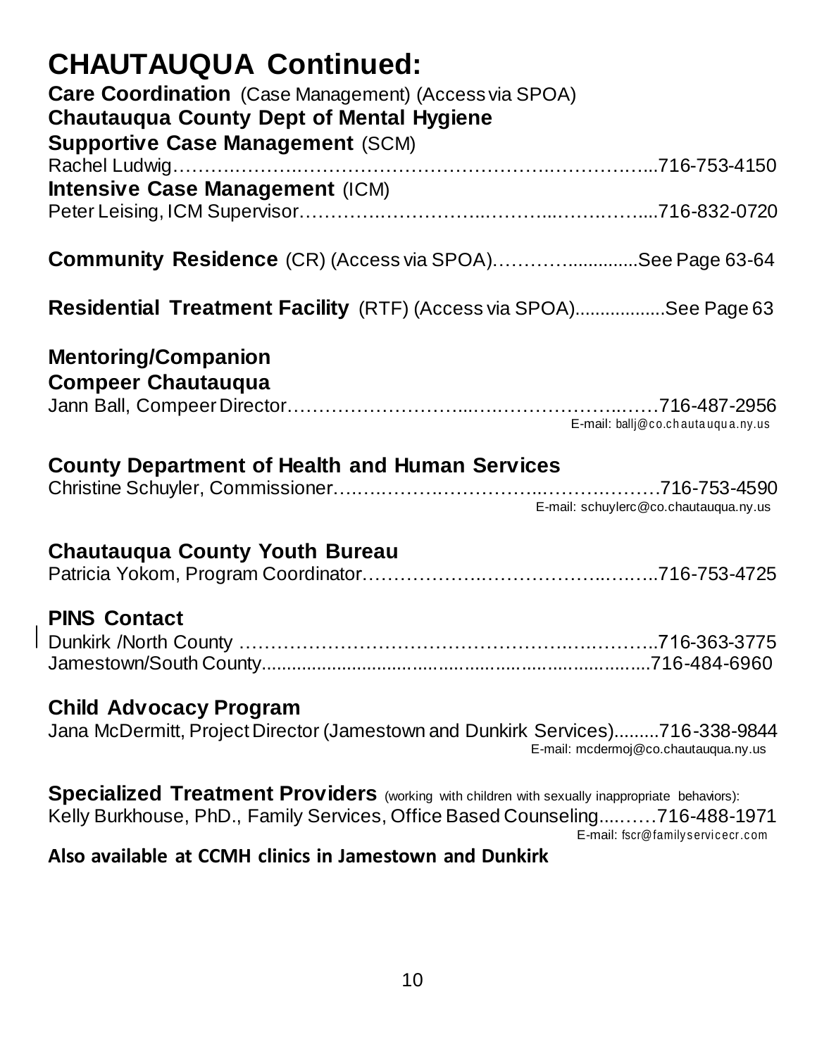# CHAUTAUQUA Continued:

**Care Coordination** (Case Management) (Access via SPOA)
**Chautauqua County Dept of Mental Hygiene**
**Supportive Case Management** (SCM)
Rachel Ludwig……………………………………………………………...716-753-4150
**Intensive Case Management** (ICM)
Peter Leising, ICM Supervisor…………………………………………....716-832-0720

**Community Residence** (CR) (Access via SPOA)……………............See Page 63-64

**Residential Treatment Facility** (RTF) (Access via SPOA)..................See Page 63

**Mentoring/Companion**
**Compeer Chautauqua**
Jann Ball, Compeer Director…………………………………………………716-487-2956
E-mail: ballj@co.chautauqua.ny.us

**County Department of Health and Human Services**
Christine Schuyler, Commissioner…………………………………………716-753-4590
E-mail: schuylerc@co.chautauqua.ny.us

**Chautauqua County Youth Bureau**
Patricia Yokom, Program Coordinator……………………………………..716-753-4725

**PINS Contact**
Dunkirk /North County ……………………………………………………..716-363-3775
Jamestown/South County...................................................................716-484-6960

**Child Advocacy Program**
Jana McDermitt, Project Director (Jamestown and Dunkirk Services).........716-338-9844
E-mail: mcdermoj@co.chautauqua.ny.us

**Specialized Treatment Providers** (working with children with sexually inappropriate behaviors):
Kelly Burkhouse, PhD., Family Services, Office Based Counseling....……716-488-1971
E-mail: fscr@familyservicecr.com

**Also available at CCMH clinics in Jamestown and Dunkirk**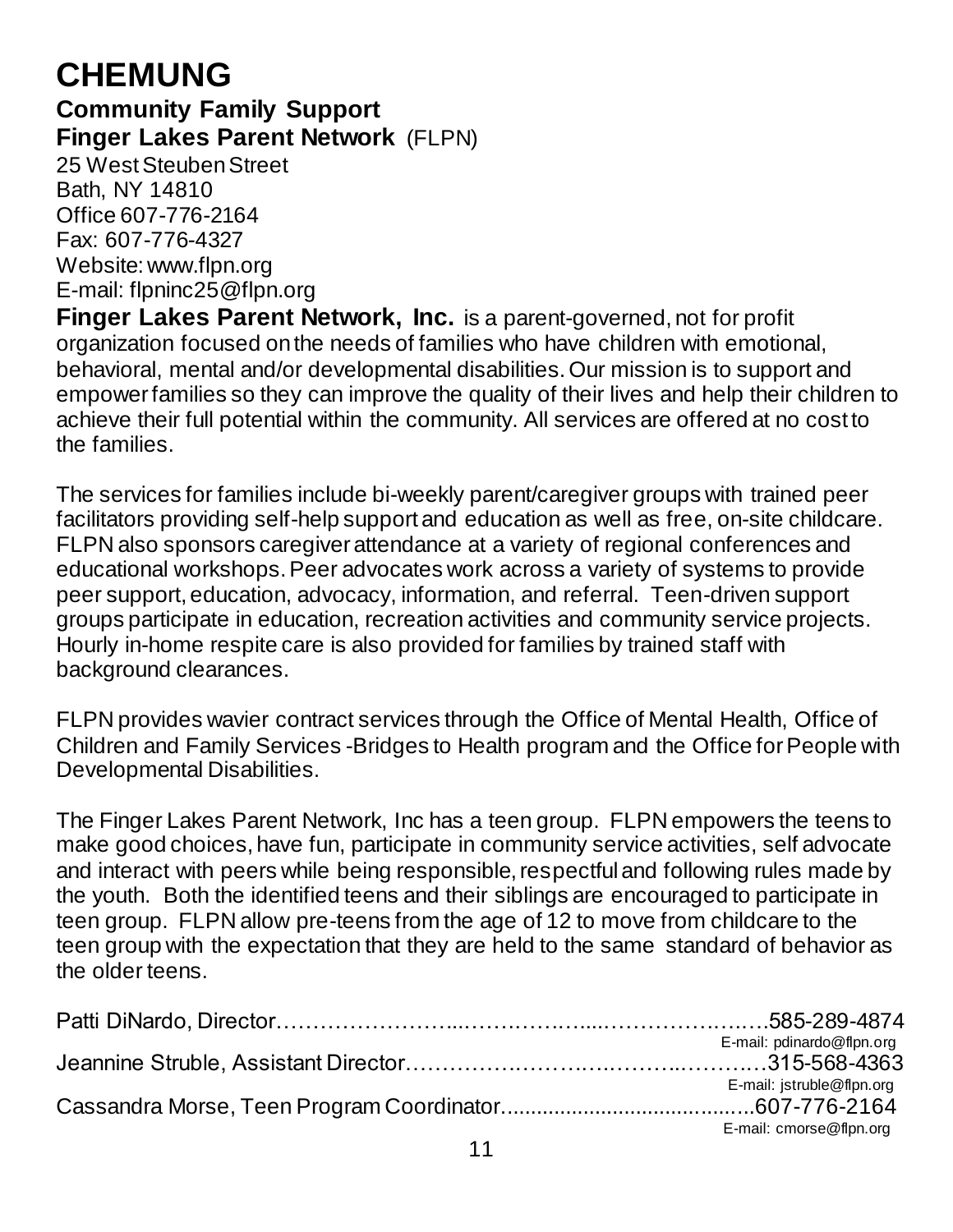# CHEMUNG

## Community Family Support

**Finger Lakes Parent Network** (FLPN)

25 West Steuben Street
Bath, NY 14810
Office 607-776-2164
Fax: 607-776-4327
Website: www.flpn.org
E-mail: flpninc25@flpn.org

**Finger Lakes Parent Network, Inc.** is a parent-governed, not for profit organization focused on the needs of families who have children with emotional, behavioral, mental and/or developmental disabilities. Our mission is to support and empower families so they can improve the quality of their lives and help their children to achieve their full potential within the community. All services are offered at no cost to the families.

The services for families include bi-weekly parent/caregiver groups with trained peer facilitators providing self-help support and education as well as free, on-site childcare. FLPN also sponsors caregiver attendance at a variety of regional conferences and educational workshops. Peer advocates work across a variety of systems to provide peer support, education, advocacy, information, and referral. Teen-driven support groups participate in education, recreation activities and community service projects. Hourly in-home respite care is also provided for families by trained staff with background clearances.

FLPN provides wavier contract services through the Office of Mental Health, Office of Children and Family Services -Bridges to Health program and the Office for People with Developmental Disabilities.

The Finger Lakes Parent Network, Inc has a teen group. FLPN empowers the teens to make good choices, have fun, participate in community service activities, self advocate and interact with peers while being responsible, respectful and following rules made by the youth. Both the identified teens and their siblings are encouraged to participate in teen group. FLPN allow pre-teens from the age of 12 to move from childcare to the teen group with the expectation that they are held to the same standard of behavior as the older teens.

Patti DiNardo, Director……………………...…….……...………………..….585-289-4874
E-mail: pdinardo@flpn.org

Jeannine Struble, Assistant Director…………….……….……..……….…315-568-4363
E-mail: jstruble@flpn.org

Cassandra Morse, Teen Program Coordinator..........................................607-776-2164
E-mail: cmorse@flpn.org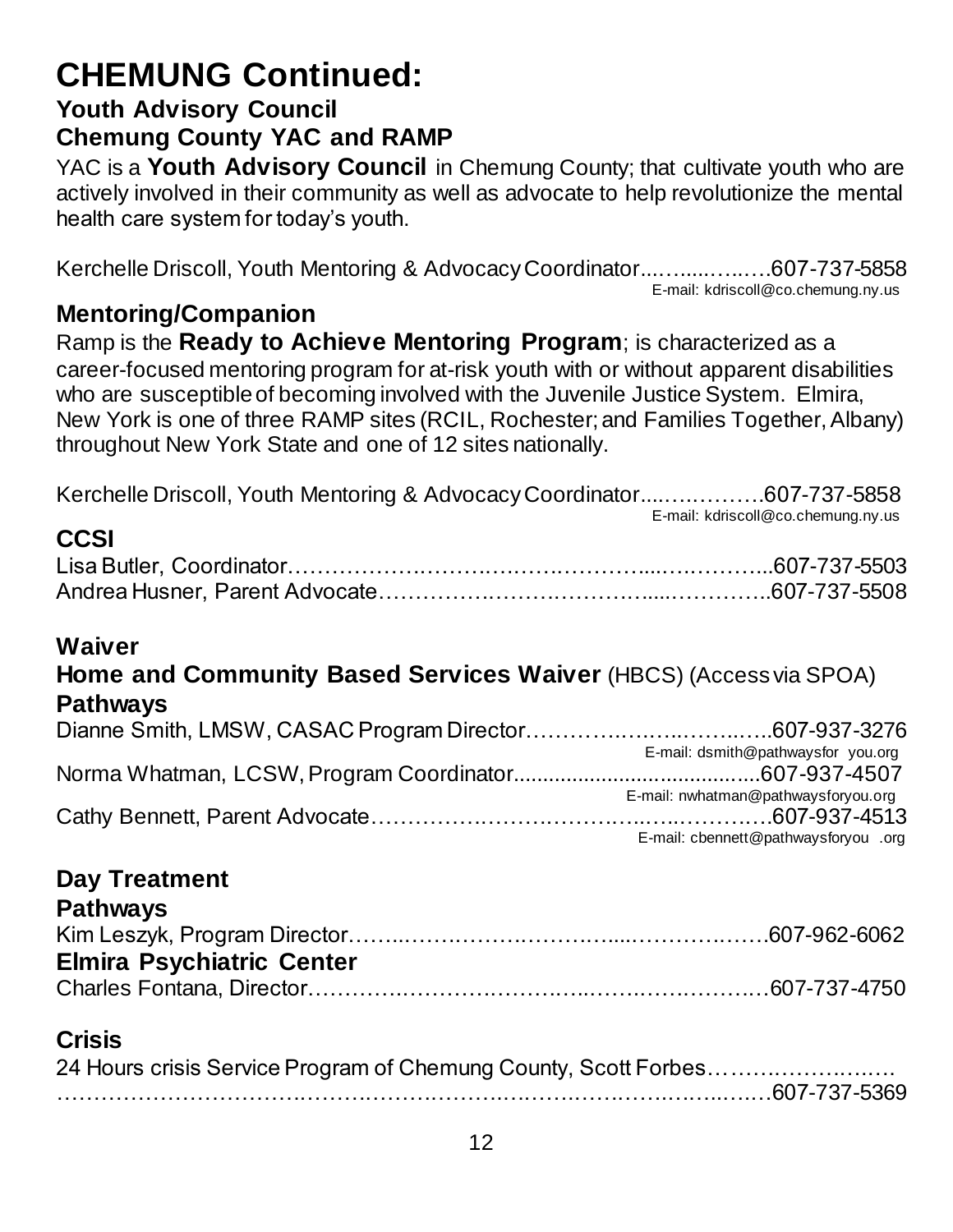# CHEMUNG Continued:

## Youth Advisory Council

### Chemung County YAC and RAMP

YAC is a **Youth Advisory Council** in Chemung County; that cultivate youth who are actively involved in their community as well as advocate to help revolutionize the mental health care system for today's youth.

Kerchelle Driscoll, Youth Mentoring & Advocacy Coordinator....…....….…..607-737-5858
E-mail: kdriscoll@co.chemung.ny.us

## Mentoring/Companion

Ramp is the **Ready to Achieve Mentoring Program**; is characterized as a career-focused mentoring program for at-risk youth with or without apparent disabilities who are susceptible of becoming involved with the Juvenile Justice System. Elmira, New York is one of three RAMP sites (RCIL, Rochester; and Families Together, Albany) throughout New York State and one of 12 sites nationally.

Kerchelle Driscoll, Youth Mentoring & Advocacy Coordinator.....….……….607-737-5858
E-mail: kdriscoll@co.chemung.ny.us

## CCSI

Lisa Butler, Coordinator………………….……….……….………....….………...607-737-5503
Andrea Husner, Parent Advocate………………….……….……......…………..607-737-5508

## Waiver

### Home and Community Based Services Waiver (HBCS) (Access via SPOA)

### Pathways

Dianne Smith, LMSW, CASAC Program Director………….…….….……..…..607-937-3276
E-mail: dsmith@pathwaysfor you.org
Norma Whatman, LCSW, Program Coordinator........................................607-937-4507
E-mail: nwhatman@pathwaysforyou.org
Cathy Bennett, Parent Advocate……………….………….…..….…….….607-937-4513
E-mail: cbennett@pathwaysforyou .org

## Day Treatment

### Pathways

Kim Leszyk, Program Director……...……….………….…....……….…….607-962-6062

### Elmira Psychiatric Center

Charles Fontana, Director……………….………….…...…….….………….607-737-4750

## Crisis

24 Hours crisis Service Program of Chemung County, Scott Forbes…………………….
…………………………….……….………….…….…….…….….…...….…607-737-5369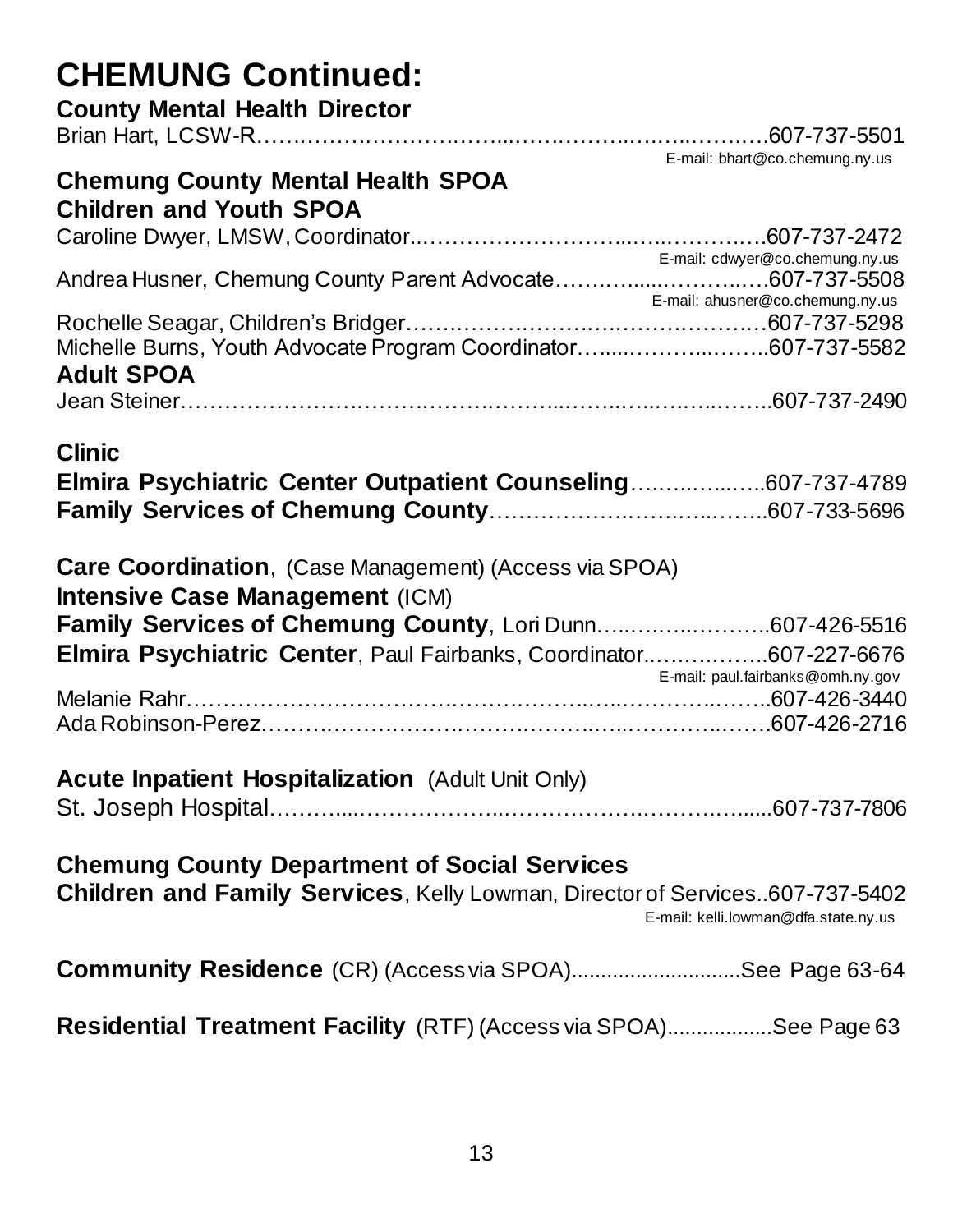# CHEMUNG Continued:

**County Mental Health Director**

Brian Hart, LCSW-R……………………………………………………………607-737-5501
E-mail: bhart@co.chemung.ny.us

**Chemung County Mental Health SPOA**

**Children and Youth SPOA**

Caroline Dwyer, LMSW, Coordinator……………………………………….607-737-2472
E-mail: cdwyer@co.chemung.ny.us

Andrea Husner, Chemung County Parent Advocate…………………….607-737-5508
E-mail: ahusner@co.chemung.ny.us

Rochelle Seagar, Children's Bridger……………………………………….607-737-5298

Michelle Burns, Youth Advocate Program Coordinator……………….607-737-5582

**Adult SPOA**

Jean Steiner…………………………………………………………………..607-737-2490

**Clinic**

**Elmira Psychiatric Center Outpatient Counseling**……………..607-737-4789

**Family Services of Chemung County**……………………………..607-733-5696

**Care Coordination**, (Case Management) (Access via SPOA)

**Intensive Case Management** (ICM)

**Family Services of Chemung County**, Lori Dunn…………………..607-426-5516

**Elmira Psychiatric Center**, Paul Fairbanks, Coordinator……………..607-227-6676
E-mail: paul.fairbanks@omh.ny.gov

Melanie Rahr…………………………………………………………………607-426-3440

Ada Robinson-Perez………………………………………………………….607-426-2716

**Acute Inpatient Hospitalization** (Adult Unit Only)

St. Joseph Hospital…………………………………………………………...607-737-7806

**Chemung County Department of Social Services**

**Children and Family Services**, Kelly Lowman, Director of Services..607-737-5402
E-mail: kelli.lowman@dfa.state.ny.us

**Community Residence** (CR) (Access via SPOA)............................See Page 63-64

**Residential Treatment Facility** (RTF) (Access via SPOA).................See Page 63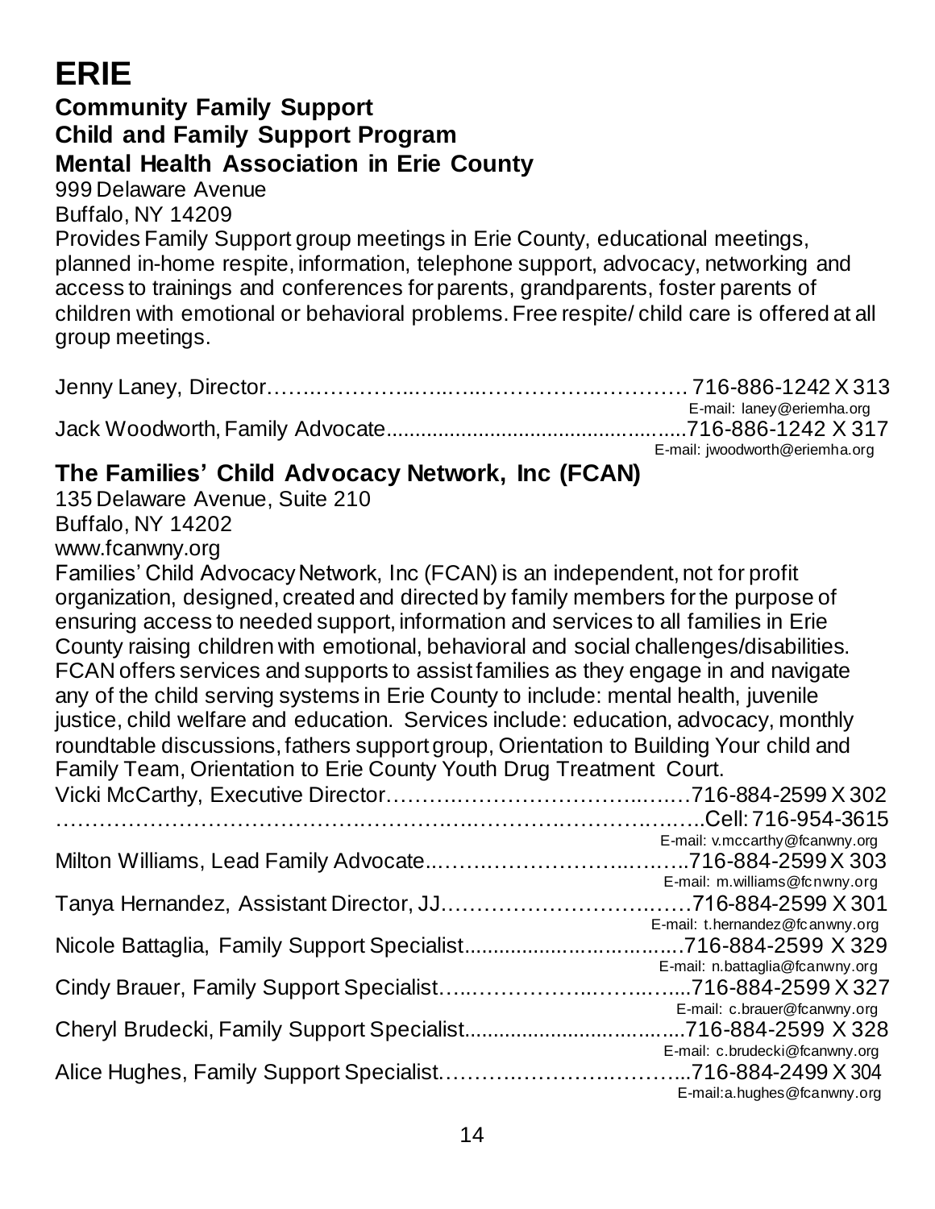# ERIE

## Community Family Support
## Child and Family Support Program
## Mental Health Association in Erie County

999 Delaware Avenue
Buffalo, NY 14209

Provides Family Support group meetings in Erie County, educational meetings, planned in-home respite, information, telephone support, advocacy, networking and access to trainings and conferences for parents, grandparents, foster parents of children with emotional or behavioral problems. Free respite/ child care is offered at all group meetings.

Jenny Laney, Director……..…………..…..…..………….………… 716-886-1242 X 313
E-mail: laney@eriemha.org

Jack Woodworth, Family Advocate.................................................716-886-1242 X 317
E-mail: jwoodworth@eriemha.org

## The Families' Child Advocacy Network, Inc (FCAN)

135 Delaware Avenue, Suite 210
Buffalo, NY 14202
www.fcanwny.org

Families' Child Advocacy Network, Inc (FCAN) is an independent, not for profit organization, designed, created and directed by family members for the purpose of ensuring access to needed support, information and services to all families in Erie County raising children with emotional, behavioral and social challenges/disabilities. FCAN offers services and supports to assist families as they engage in and navigate any of the child serving systems in Erie County to include: mental health, juvenile justice, child welfare and education. Services include: education, advocacy, monthly roundtable discussions, fathers support group, Orientation to Building Your child and Family Team, Orientation to Erie County Youth Drug Treatment Court.

Vicki McCarthy, Executive Director………….……………………..….…716-884-2599 X 302
…………………………………….………….……………….…………….….…..Cell: 716-954-3615
E-mail: v.mccarthy@fcanwny.org

Milton Williams, Lead Family Advocate..……….……………….…..…..716-884-2599 X 303
E-mail: m.williams@fcnwny.org

Tanya Hernandez, Assistant Director, JJ……………………………….……716-884-2599 X 301
E-mail: t.hernandez@fcanwny.org

Nicole Battaglia, Family Support Specialist.....................................716-884-2599 X 329
E-mail: n.battaglia@fcanwny.org

Cindy Brauer, Family Support Specialist…...…………….……..…...716-884-2599 X 327
E-mail: c.brauer@fcanwny.org

Cheryl Brudecki, Family Support Specialist.....................................716-884-2599 X 328
E-mail: c.brudecki@fcanwny.org

Alice Hughes, Family Support Specialist.……….………….………...716-884-2499 X 304
E-mail:a.hughes@fcanwny.org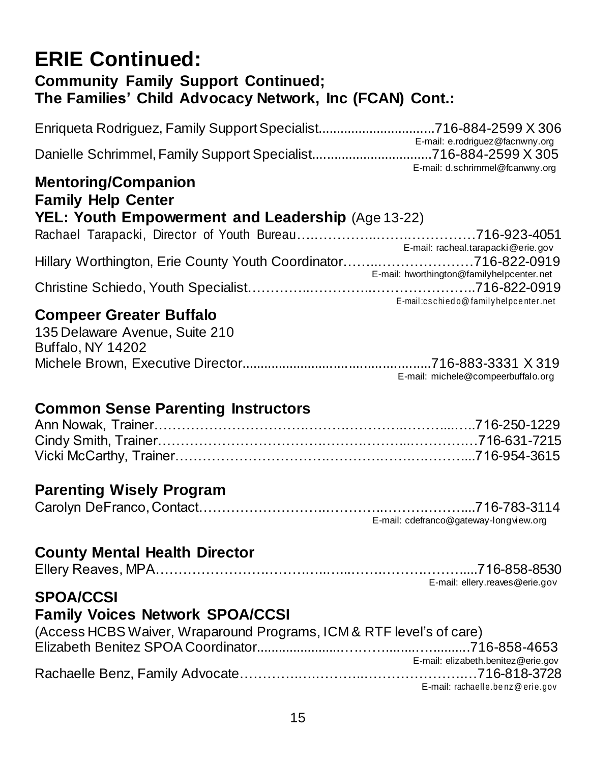# ERIE Continued:

### Community Family Support Continued;
### The Families' Child Advocacy Network, Inc (FCAN) Cont.:

Enriqueta Rodriguez, Family Support Specialist..............................716-884-2599 X 306
E-mail: e.rodriguez@facnwny.org

Danielle Schrimmel, Family Support Specialist...............................716-884-2599 X 305
E-mail: d.schrimmel@fcanwny.org

## Mentoring/Companion

### Family Help Center

### YEL: Youth Empowerment and Leadership (Age 13-22)

Rachael Tarapacki, Director of Youth Bureau……………..…….……………716-923-4051
E-mail: racheal.tarapacki@erie.gov

Hillary Worthington, Erie County Youth Coordinator……..…………………716-822-0919
E-mail: hworthington@familyhelpcenter.net

Christine Schiedo, Youth Specialist…………..…………..………………….716-822-0919
E-mail:cschiedo@familyhelpcenter.net

## Compeer Greater Buffalo

135 Delaware Avenue, Suite 210
Buffalo, NY 14202

Michele Brown, Executive Director................................................716-883-3331 X 319
E-mail: michele@compeerbuffalo.org

## Common Sense Parenting Instructors

Ann Nowak, Trainer……………………………….…………………..……....…..716-250-1229
Cindy Smith, Trainer…………………………….……….………...……………716-631-7215
Vicki McCarthy, Trainer………………………….……………….…….……....716-954-3615

## Parenting Wisely Program

Carolyn DeFranco, Contact……………………..…………..…….….……....716-783-3114
E-mail: cdefranco@gateway-longview.org

## County Mental Health Director

Ellery Reaves, MPA………………….……….…..…...…….….……….....716-858-8530
E-mail: ellery.reaves@erie.gov

## SPOA/CCSI

### Family Voices Network SPOA/CCSI

(Access HCBS Waiver, Wraparound Programs, ICM & RTF level's of care)

Elizabeth Benitez SPOA Coordinator......................………........…..........716-858-4653
E-mail: elizabeth.benitez@erie.gov

Rachaelle Benz, Family Advocate…………….……….…………………..…716-818-3728
E-mail: rachaelle.benz@erie.gov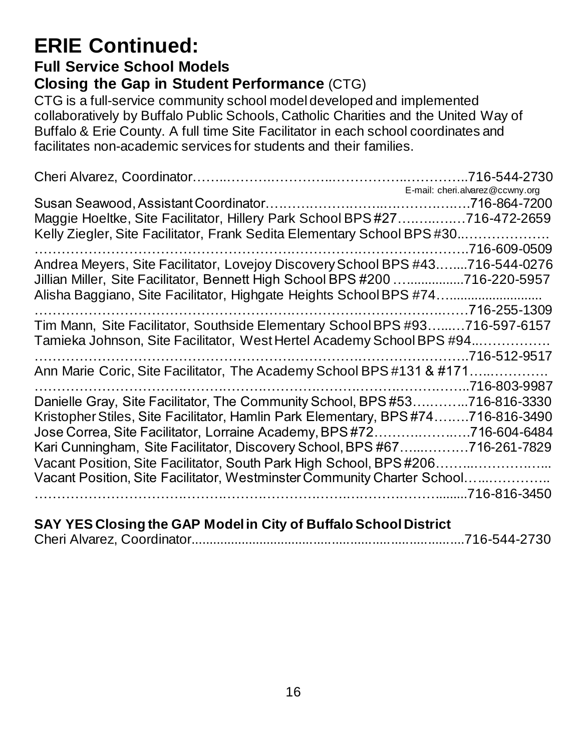# ERIE Continued:

### Full Service School Models

### Closing the Gap in Student Performance (CTG)

CTG is a full-service community school model developed and implemented collaboratively by Buffalo Public Schools, Catholic Charities and the United Way of Buffalo & Erie County. A full time Site Facilitator in each school coordinates and facilitates non-academic services for students and their families.

Cheri Alvarez, Coordinator……..……….…………...……………..…………..716-544-2730
E-mail: cheri.alvarez@ccwny.org

Susan Seawood, Assistant Coordinator……….…………….…...……………..…716-864-7200

Maggie Hoeltke, Site Facilitator, Hillery Park School BPS #27…….….…..…716-472-2659

Kelly Ziegler, Site Facilitator, Frank Sedita Elementary School BPS #30..……………….
……………………………………………………….…………………….……….716-609-0509

Andrea Meyers, Site Facilitator, Lovejoy Discovery School BPS #43.…....716-544-0276

Jillian Miller, Site Facilitator, Bennett High School BPS #200 …...............716-220-5957

Alisha Baggiano, Site Facilitator, Highgate Heights School BPS #74….........................
……………………………………………………….…………………….…..……716-255-1309

Tim Mann, Site Facilitator, Southside Elementary School BPS #93….....…716-597-6157

Tamieka Johnson, Site Facilitator, West Hertel Academy School BPS #94..…………….
……………………………………………………….…………………….……….716-512-9517

Ann Marie Coric, Site Facilitator, The Academy School BPS #131 & #171…..………….
………………………….……….……………………….…………….………..…..716-803-9987

Danielle Gray, Site Facilitator, The Community School, BPS #53…..……...716-816-3330

Kristopher Stiles, Site Facilitator, Hamlin Park Elementary, BPS #74….….716-816-3490

Jose Correa, Site Facilitator, Lorraine Academy, BPS #72……….……..….716-604-6484

Kari Cunningham, Site Facilitator, Discovery School, BPS #67…...………716-261-7829

Vacant Position, Site Facilitator, South Park High School, BPS #206……...…………..…..

Vacant Position, Site Facilitator, Westminster Community Charter School…..…………..
……………………….……….……………………….…………….………........716-816-3450

**SAY YES Closing the GAP Model in City of Buffalo School District**

Cheri Alvarez, Coordinator.........................................................................716-544-2730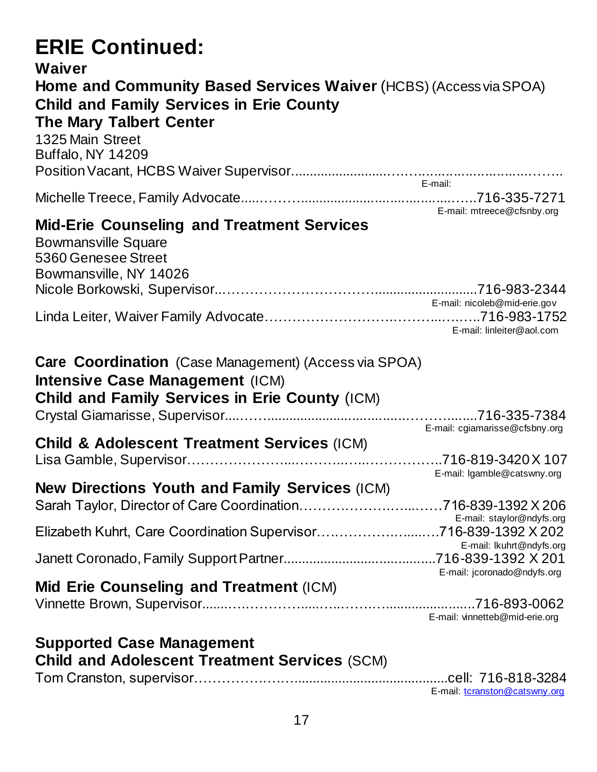# ERIE Continued:

**Waiver**

**Home and Community Based Services Waiver** (HCBS) (Access via SPOA)

**Child and Family Services in Erie County**

**The Mary Talbert Center**

1325 Main Street
Buffalo, NY 14209

Position Vacant, HCBS Waiver Supervisor.........................................................................
E-mail:

Michelle Treece, Family Advocate.............................................................716-335-7271
E-mail: mtreece@cfsnby.org

**Mid-Erie Counseling and Treatment Services**

Bowmansville Square
5360 Genesee Street
Bowmansville, NY 14026

Nicole Borkowski, Supervisor.................................................................716-983-2344
E-mail: nicoleb@mid-erie.gov

Linda Leiter, Waiver Family Advocate.......................................................716-983-1752
E-mail: linleiter@aol.com

**Care Coordination** (Case Management) (Access via SPOA)

**Intensive Case Management** (ICM)

**Child and Family Services in Erie County** (ICM)

Crystal Giamarisse, Supervisor...............................................................716-335-7384
E-mail: cgiamarisse@cfsbny.org

**Child & Adolescent Treatment Services** (ICM)

Lisa Gamble, Supervisor.............................................................716-819-3420 X 107
E-mail: lgamble@catswny.org

**New Directions Youth and Family Services** (ICM)

Sarah Taylor, Director of Care Coordination.......................................716-839-1392 X 206
E-mail: staylor@ndyfs.org

Elizabeth Kuhrt, Care Coordination Supervisor.................................716-839-1392 X 202
E-mail: lkuhrt@ndyfs.org

Janett Coronado, Family Support Partner...........................................716-839-1392 X 201
E-mail: jcoronado@ndyfs.org

**Mid Erie Counseling and Treatment** (ICM)

Vinnette Brown, Supervisor......................................................................716-893-0062
E-mail: vinnetteb@mid-erie.org

**Supported Case Management**

**Child and Adolescent Treatment Services** (SCM)

Tom Cranston, supervisor.....................................................................cell: 716-818-3284
E-mail: tcranston@catswny.org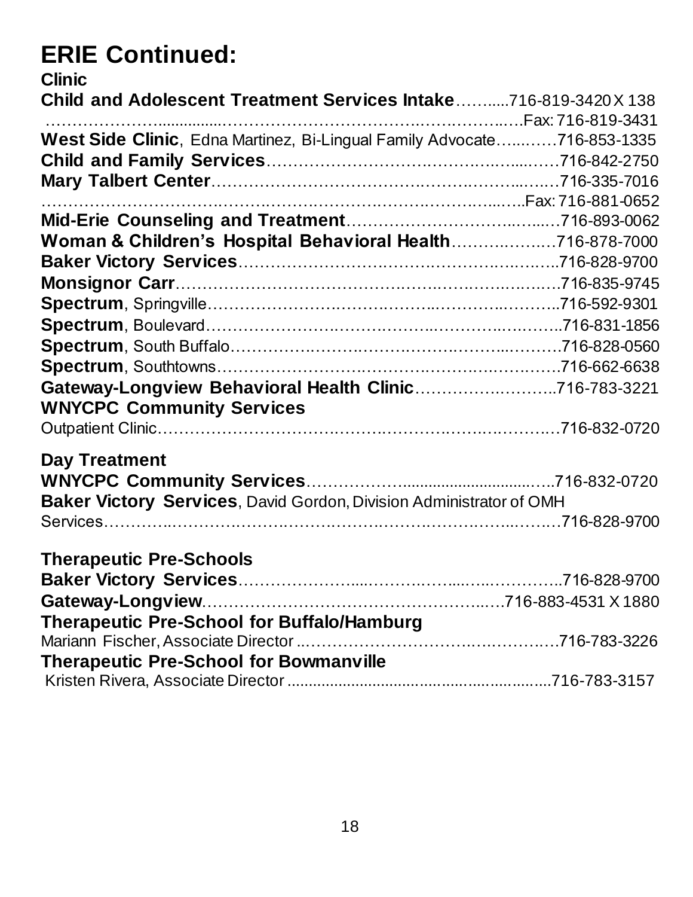# ERIE Continued:

**Clinic**

**Child and Adolescent Treatment Services Intake**……….716-819-3420 X 138
……………………………………………………………………Fax: 716-819-3431

**West Side Clinic**, Edna Martinez, Bi-Lingual Family Advocate……….716-853-1335

**Child and Family Services**……………………………………………716-842-2750

**Mary Talbert Center**……………………………………………………716-335-7016
……………………………………………………………………Fax: 716-881-0652

**Mid-Erie Counseling and Treatment**……………………………716-893-0062

**Woman & Children's Hospital Behavioral Health**………………716-878-7000

**Baker Victory Services**…………………………………………………716-828-9700

**Monsignor Carr**……………………………………………………………716-835-9745

**Spectrum**, Springville……………………………………………………716-592-9301

**Spectrum**, Boulevard……………………………………………………716-831-1856

**Spectrum**, South Buffalo…………………………………………………716-828-0560

**Spectrum**, Southtowns……………………………………………………716-662-6638

**Gateway-Longview Behavioral Health Clinic**………………………716-783-3221

**WNYCPC Community Services**

Outpatient Clinic………………………………………………………………716-832-0720

**Day Treatment**

**WNYCPC Community Services**………………………………………716-832-0720

**Baker Victory Services**, David Gordon, Division Administrator of OMH Services…………………………………………………………………………716-828-9700

**Therapeutic Pre-Schools**

**Baker Victory Services**…………………………………………………716-828-9700

**Gateway-Longview**……………………………………………716-883-4531 X 1880

**Therapeutic Pre-School for Buffalo/Hamburg**

Mariann Fischer, Associate Director ……………………………………716-783-3226

**Therapeutic Pre-School for Bowmanville**

Kristen Rivera, Associate Director ……………………………………716-783-3157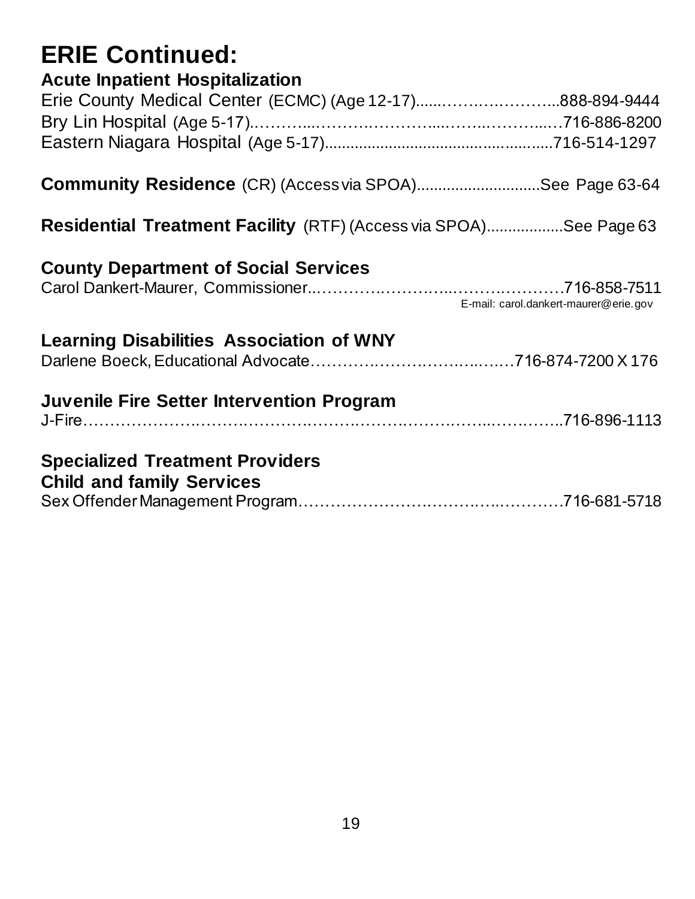# ERIE Continued:

### Acute Inpatient Hospitalization

Erie County Medical Center (ECMC) (Age 12-17)........................888-894-9444
Bry Lin Hospital (Age 5-17)...........................................716-886-8200
Eastern Niagara Hospital (Age 5-17)...................................716-514-1297

**Community Residence** (CR) (Access via SPOA)............................See Page 63-64

**Residential Treatment Facility** (RTF) (Access via SPOA).................See Page 63

### County Department of Social Services

Carol Dankert-Maurer, Commissioner.......................................716-858-7511
E-mail: carol.dankert-maurer@erie.gov

### Learning Disabilities Association of WNY

Darlene Boeck, Educational Advocate.....................................716-874-7200 X 176

### Juvenile Fire Setter Intervention Program

J-Fire...................................................................716-896-1113

### Specialized Treatment Providers

### Child and family Services

Sex Offender Management Program.........................................716-681-5718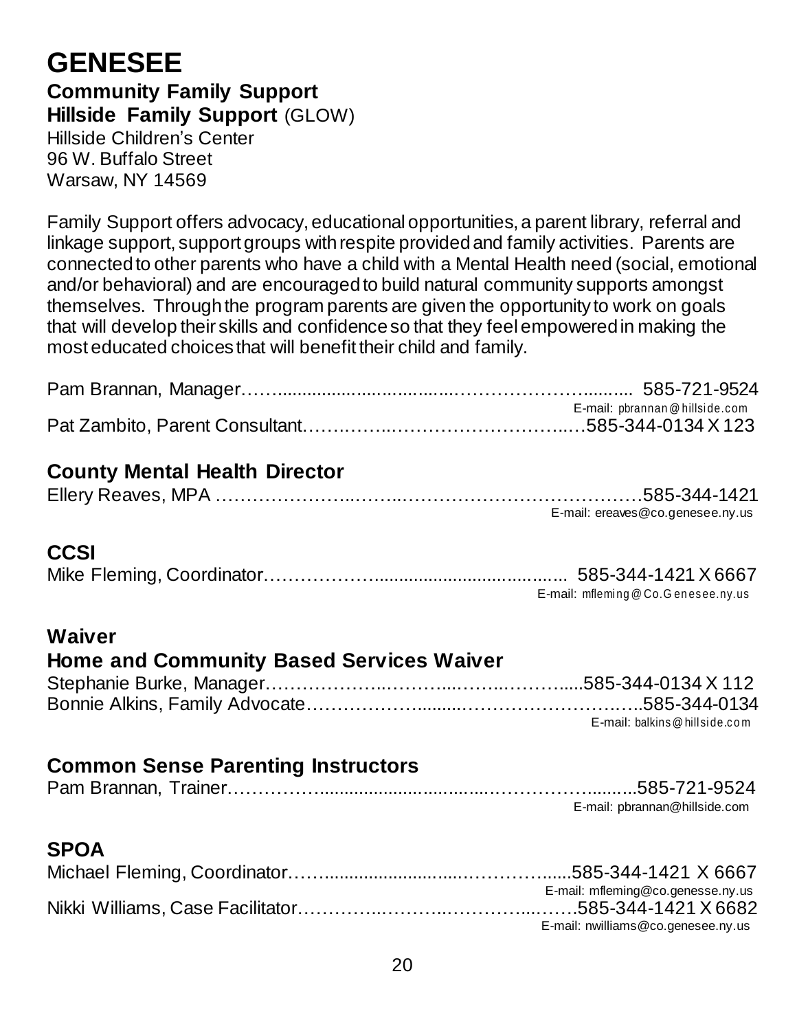# GENESEE

## Community Family Support

**Hillside Family Support** (GLOW)
Hillside Children's Center
96 W. Buffalo Street
Warsaw, NY 14569

Family Support offers advocacy, educational opportunities, a parent library, referral and linkage support, support groups with respite provided and family activities. Parents are connected to other parents who have a child with a Mental Health need (social, emotional and/or behavioral) and are encouraged to build natural community supports amongst themselves. Through the program parents are given the opportunity to work on goals that will develop their skills and confidence so that they feel empowered in making the most educated choices that will benefit their child and family.

Pam Brannan, Manager…….................................……………………......... 585-721-9524
E-mail: pbrannan@hillside.com
Pat Zambito, Parent Consultant…….……..……………………….…585-344-0134 X 123

## County Mental Health Director

Ellery Reaves, MPA …………………..……..…………………………………585-344-1421
E-mail: ereaves@co.genesee.ny.us

## CCSI

Mike Fleming, Coordinator……………….................................... 585-344-1421 X 6667
E-mail: mfleming@Co.Genesee.ny.us

## Waiver

## Home and Community Based Services Waiver

Stephanie Burke, Manager………………..………...……..……….....585-344-0134 X 112
Bonnie Alkins, Family Advocate……………….......………………….…..585-344-0134
E-mail: balkins@hillside.com

## Common Sense Parenting Instructors

Pam Brannan, Trainer……………....................................………………..........585-721-9524
E-mail: pbrannan@hillside.com

## SPOA

Michael Fleming, Coordinator……........................…...…………......585-344-1421 X 6667
E-mail: mfleming@co.genesse.ny.us
Nikki Williams, Case Facilitator…………..………..…………...…….585-344-1421 X 6682
E-mail: nwilliams@co.genesee.ny.us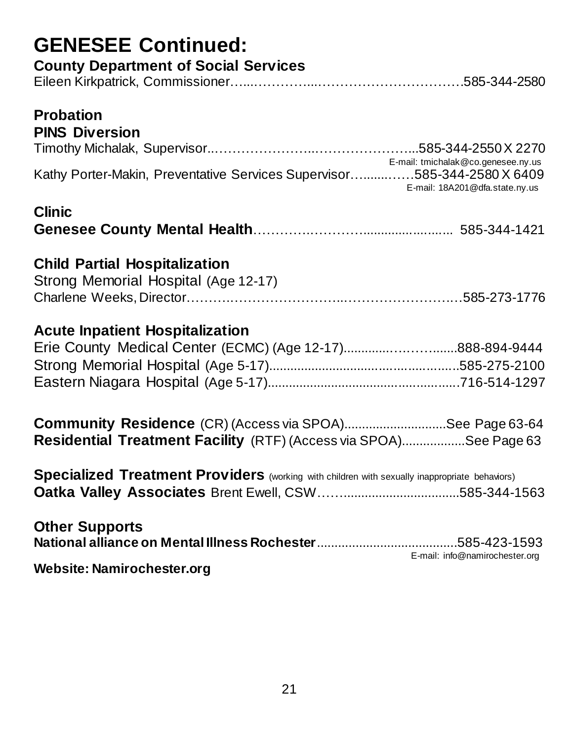# GENESEE Continued:

**County Department of Social Services**

Eileen Kirkpatrick, Commissioner……………………………………………585-344-2580

**Probation**

**PINS Diversion**

Timothy Michalak, Supervisor……………………………………………585-344-2550 X 2270
E-mail: tmichalak@co.genesee.ny.us

Kathy Porter-Makin, Preventative Services Supervisor……………585-344-2580 X 6409
E-mail: 18A201@dfa.state.ny.us

**Clinic**

**Genesee County Mental Health**……………………………………… 585-344-1421

**Child Partial Hospitalization**

Strong Memorial Hospital (Age 12-17)

Charlene Weeks, Director……………………………………………………585-273-1776

**Acute Inpatient Hospitalization**

Erie County Medical Center (ECMC) (Age 12-17)……………………888-894-9444

Strong Memorial Hospital (Age 5-17)……………………………………585-275-2100

Eastern Niagara Hospital (Age 5-17)……………………………………716-514-1297

**Community Residence** (CR) (Access via SPOA)……………………See Page 63-64

**Residential Treatment Facility** (RTF) (Access via SPOA)………………See Page 63

**Specialized Treatment Providers** (working with children with sexually inappropriate behaviors)

**Oatka Valley Associates** Brent Ewell, CSW……………………………585-344-1563

**Other Supports**

**National alliance on Mental Illness Rochester**……………………………585-423-1593
E-mail: info@namirochester.org

**Website: Namirochester.org**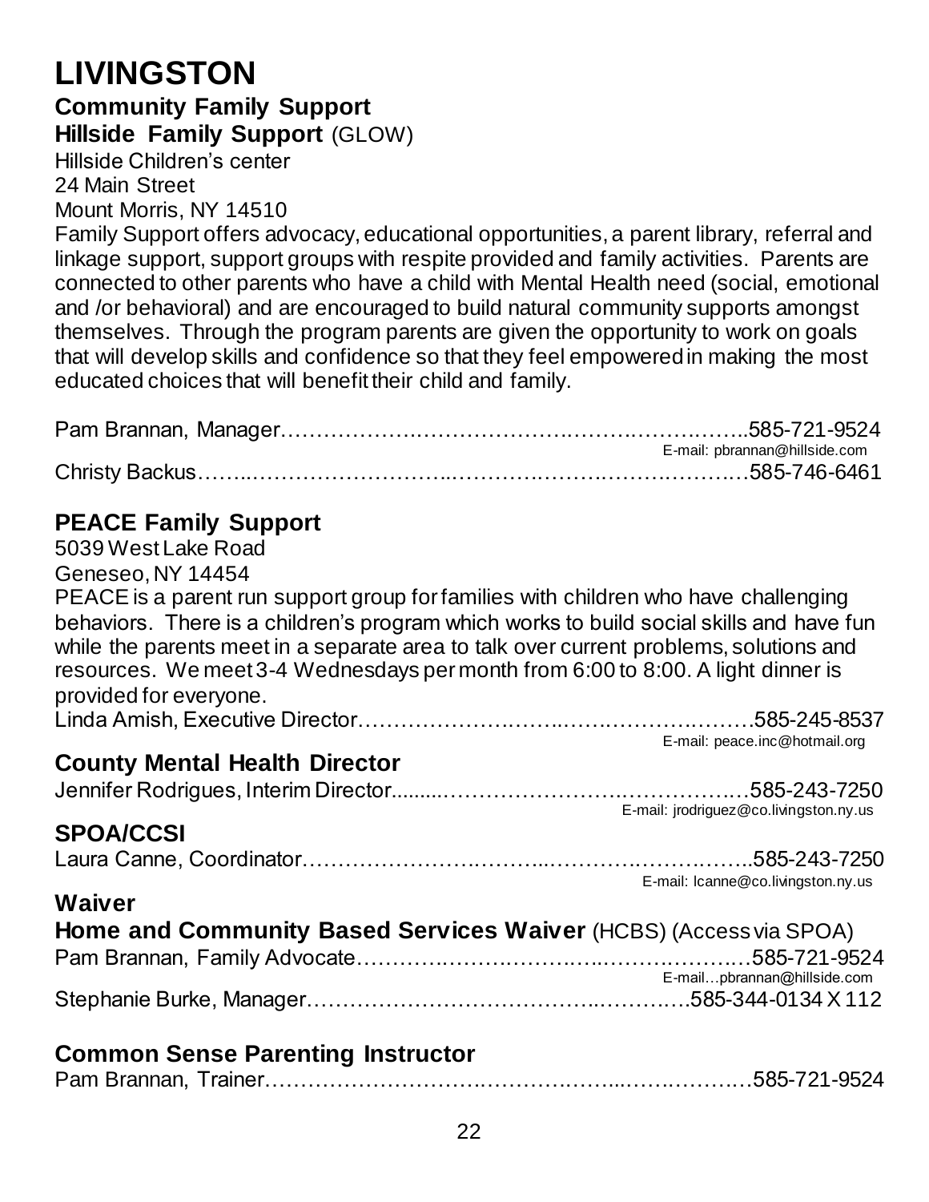# LIVINGSTON

## Community Family Support

### Hillside Family Support (GLOW)

Hillside Children's center
24 Main Street
Mount Morris, NY 14510

Family Support offers advocacy, educational opportunities, a parent library, referral and linkage support, support groups with respite provided and family activities. Parents are connected to other parents who have a child with Mental Health need (social, emotional and /or behavioral) and are encouraged to build natural community supports amongst themselves. Through the program parents are given the opportunity to work on goals that will develop skills and confidence so that they feel empowered in making the most educated choices that will benefit their child and family.

Pam Brannan, Manager……………………………………………………………..585-721-9524
E-mail: pbrannan@hillside.com

Christy Backus……………………………………………………………………585-746-6461

### PEACE Family Support

5039 West Lake Road
Geneseo, NY 14454

PEACE is a parent run support group for families with children who have challenging behaviors. There is a children's program which works to build social skills and have fun while the parents meet in a separate area to talk over current problems, solutions and resources. We meet 3-4 Wednesdays per month from 6:00 to 8:00. A light dinner is provided for everyone.

Linda Amish, Executive Director…………………………………………………585-245-8537
E-mail: peace.inc@hotmail.org

## County Mental Health Director

Jennifer Rodrigues, Interim Director.........……………………………………585-243-7250
E-mail: jrodriguez@co.livingston.ny.us

## SPOA/CCSI

Laura Canne, Coordinator……………………………………………………..585-243-7250
E-mail: lcanne@co.livingston.ny.us

## Waiver

### Home and Community Based Services Waiver (HCBS) (Access via SPOA)

Pam Brannan, Family Advocate……………………………………………………585-721-9524
E-mail…pbrannan@hillside.com

Stephanie Burke, Manager……………………………………………….585-344-0134 X 112

## Common Sense Parenting Instructor

Pam Brannan, Trainer……………………………………………………………585-721-9524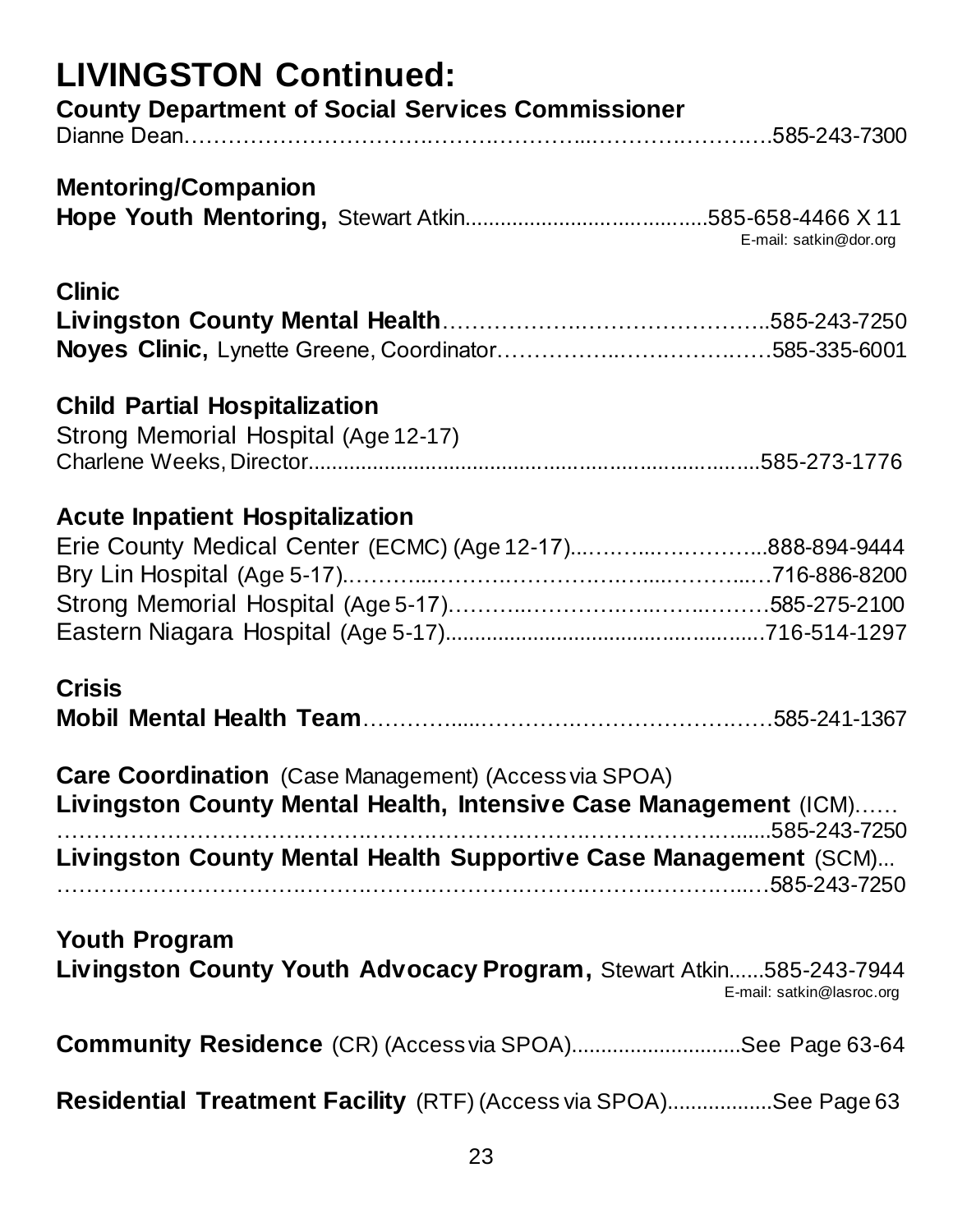# LIVINGSTON Continued:

**County Department of Social Services Commissioner**

Dianne Dean……………………………………………………………………585-243-7300

**Mentoring/Companion**

**Hope Youth Mentoring,** Stewart Atkin.........................................585-658-4466 X 11
E-mail: satkin@dor.org

**Clinic**

**Livingston County Mental Health**……………………………………..585-243-7250

**Noyes Clinic,** Lynette Greene, Coordinator………………………………585-335-6001

**Child Partial Hospitalization**

Strong Memorial Hospital (Age 12-17)
Charlene Weeks, Director...........................................................................585-273-1776

**Acute Inpatient Hospitalization**

Erie County Medical Center (ECMC) (Age 12-17)...……………………...888-894-9444
Bry Lin Hospital (Age 5-17).……………………………………………………716-886-8200
Strong Memorial Hospital (Age 5-17)……………………………………………585-275-2100
Eastern Niagara Hospital (Age 5-17)...................................................716-514-1297

**Crisis**

**Mobil Mental Health Team**……………………………………………………585-241-1367

**Care Coordination** (Case Management) (Access via SPOA)

**Livingston County Mental Health, Intensive Case Management** (ICM)……
…………………………………………………………………………………......585-243-7250

**Livingston County Mental Health Supportive Case Management** (SCM)...
……………………………………………………………………………………585-243-7250

**Youth Program**

**Livingston County Youth Advocacy Program,** Stewart Atkin......585-243-7944
E-mail: satkin@lasroc.org

**Community Residence** (CR) (Access via SPOA)............................See Page 63-64

**Residential Treatment Facility** (RTF) (Access via SPOA).................See Page 63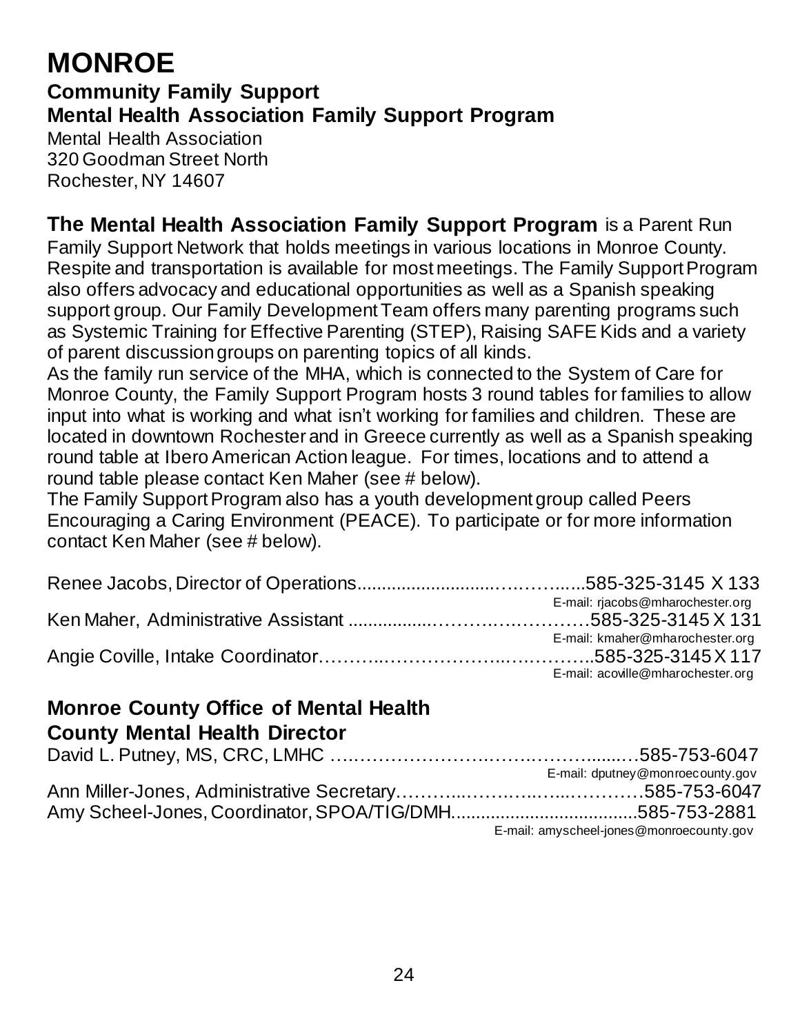# MONROE

## Community Family Support

### Mental Health Association Family Support Program

Mental Health Association
320 Goodman Street North
Rochester, NY 14607

**The Mental Health Association Family Support Program** is a Parent Run Family Support Network that holds meetings in various locations in Monroe County. Respite and transportation is available for most meetings. The Family Support Program also offers advocacy and educational opportunities as well as a Spanish speaking support group. Our Family Development Team offers many parenting programs such as Systemic Training for Effective Parenting (STEP), Raising SAFE Kids and a variety of parent discussion groups on parenting topics of all kinds.

As the family run service of the MHA, which is connected to the System of Care for Monroe County, the Family Support Program hosts 3 round tables for families to allow input into what is working and what isn't working for families and children. These are located in downtown Rochester and in Greece currently as well as a Spanish speaking round table at Ibero American Action league. For times, locations and to attend a round table please contact Ken Maher (see # below).

The Family Support Program also has a youth development group called Peers Encouraging a Caring Environment (PEACE). To participate or for more information contact Ken Maher (see # below).

Renee Jacobs, Director of Operations........................................585-325-3145 X 133
E-mail: rjacobs@mharochester.org

Ken Maher, Administrative Assistant ........................................585-325-3145 X 131
E-mail: kmaher@mharochester.org

Angie Coville, Intake Coordinator..............................................585-325-3145 X 117
E-mail: acoville@mharochester.org

### Monroe County Office of Mental Health

### County Mental Health Director

David L. Putney, MS, CRC, LMHC ..............................................585-753-6047
E-mail: dputney@monroecounty.gov

Ann Miller-Jones, Administrative Secretary..................................585-753-6047

Amy Scheel-Jones, Coordinator, SPOA/TIG/DMH........................585-753-2881
E-mail: amyscheel-jones@monroecounty.gov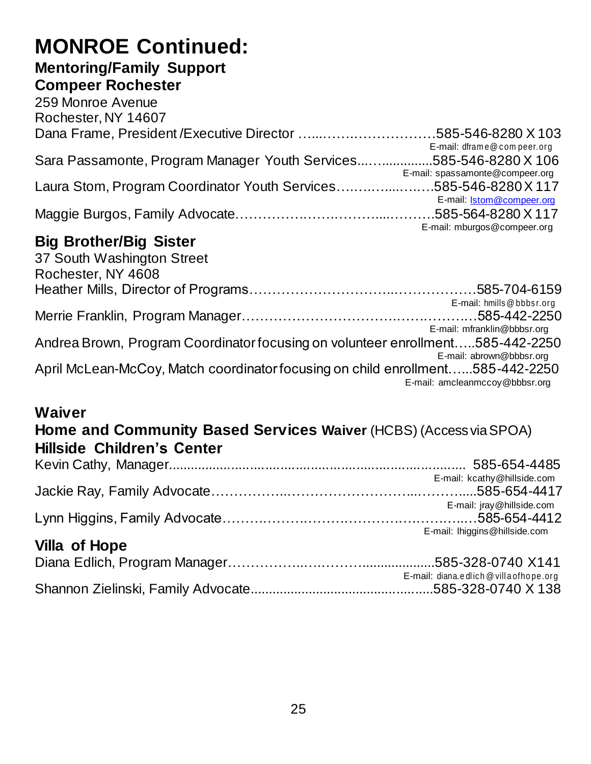# MONROE Continued:

## Mentoring/Family Support

### Compeer Rochester

259 Monroe Avenue
Rochester, NY 14607

Dana Frame, President /Executive Director ……………………………585-546-8280 X 103
E-mail: dframe@compeer.org

Sara Passamonte, Program Manager Youth Services……..............585-546-8280 X 106
E-mail: spassamonte@compeer.org

Laura Stom, Program Coordinator Youth Services………………….585-546-8280 X 117
E-mail: lstom@compeer.org

Maggie Burgos, Family Advocate……………………………………….585-564-8280 X 117
E-mail: mburgos@compeer.org

### Big Brother/Big Sister

37 South Washington Street
Rochester, NY 4608

Heather Mills, Director of Programs…………………………………………585-704-6159
E-mail: hmills@bbbsr.org

Merrie Franklin, Program Manager……………………………………………585-442-2250
E-mail: mfranklin@bbbsr.org

Andrea Brown, Program Coordinator focusing on volunteer enrollment…..585-442-2250
E-mail: abrown@bbbsr.org

April McLean-McCoy, Match coordinator focusing on child enrollment…...585-442-2250
E-mail: amcleanmccoy@bbbsr.org

## Waiver

### Home and Community Based Services Waiver (HCBS) (Access via SPOA)

### Hillside Children's Center

Kevin Cathy, Manager........................................................................... 585-654-4485
E-mail: kcathy@hillside.com

Jackie Ray, Family Advocate…………………………………………….....585-654-4417
E-mail: jray@hillside.com

Lynn Higgins, Family Advocate……………………………………………585-654-4412
E-mail: lhiggins@hillside.com

### Villa of Hope

Diana Edlich, Program Manager…………………..................585-328-0740 X141
E-mail: diana.edlich@villaofhope.org

Shannon Zielinski, Family Advocate...............................................585-328-0740 X 138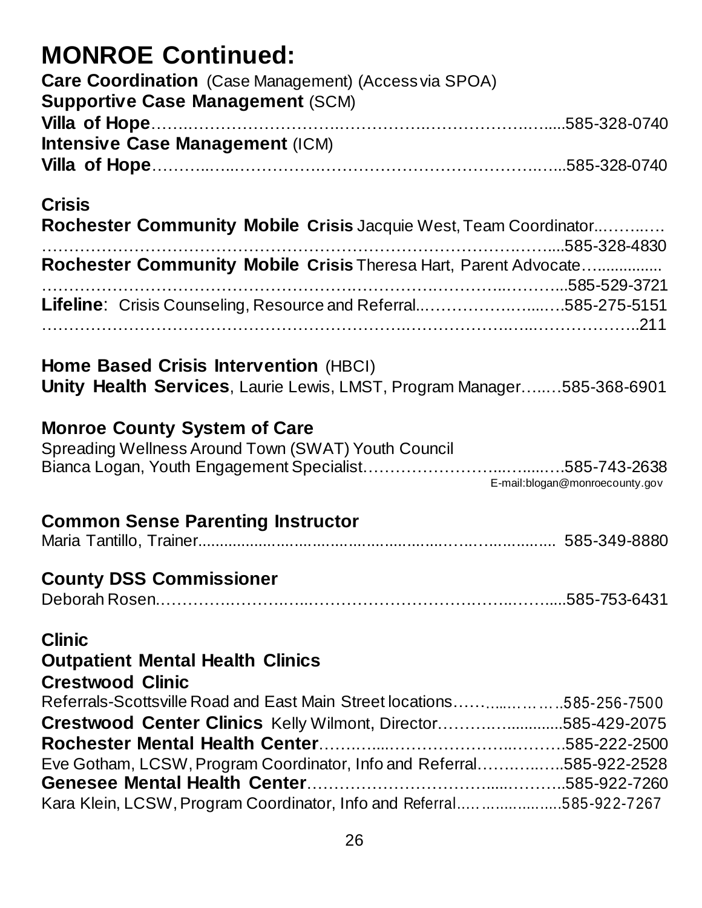# MONROE Continued:

**Care Coordination** (Case Management) (Access via SPOA)

**Supportive Case Management** (SCM)

**Villa of Hope**……………………………………………………………………585-328-0740

**Intensive Case Management** (ICM)

**Villa of Hope**……………………………………………………………………585-328-0740

**Crisis**

**Rochester Community Mobile Crisis** Jacquie West, Team Coordinator…………………………………………………………………………………585-328-4830

**Rochester Community Mobile Crisis** Theresa Hart, Parent Advocate…………………………………………………………………………………585-529-3721

**Lifeline**: Crisis Counseling, Resource and Referral……………………………585-275-5151 ……………………………………………………………………………………………211

**Home Based Crisis Intervention** (HBCI)

**Unity Health Services**, Laurie Lewis, LMST, Program Manager……585-368-6901

**Monroe County System of Care**

Spreading Wellness Around Town (SWAT) Youth Council

Bianca Logan, Youth Engagement Specialist……………………………585-743-2638

E-mail:blogan@monroecounty.gov

**Common Sense Parenting Instructor**

Maria Tantillo, Trainer………………………………………………………… 585-349-8880

**County DSS Commissioner**

Deborah Rosen…………………………………………………………………585-753-6431

**Clinic**

**Outpatient Mental Health Clinics**

**Crestwood Clinic**

Referrals-Scottsville Road and East Main Street locations……………585-256-7500

**Crestwood Center Clinics** Kelly Wilmont, Director……………………585-429-2075

**Rochester Mental Health Center**……………………………………………585-222-2500

Eve Gotham, LCSW, Program Coordinator, Info and Referral……………585-922-2528

**Genesee Mental Health Center**………………………………………………585-922-7260

Kara Klein, LCSW, Program Coordinator, Info and Referral………………585-922-7267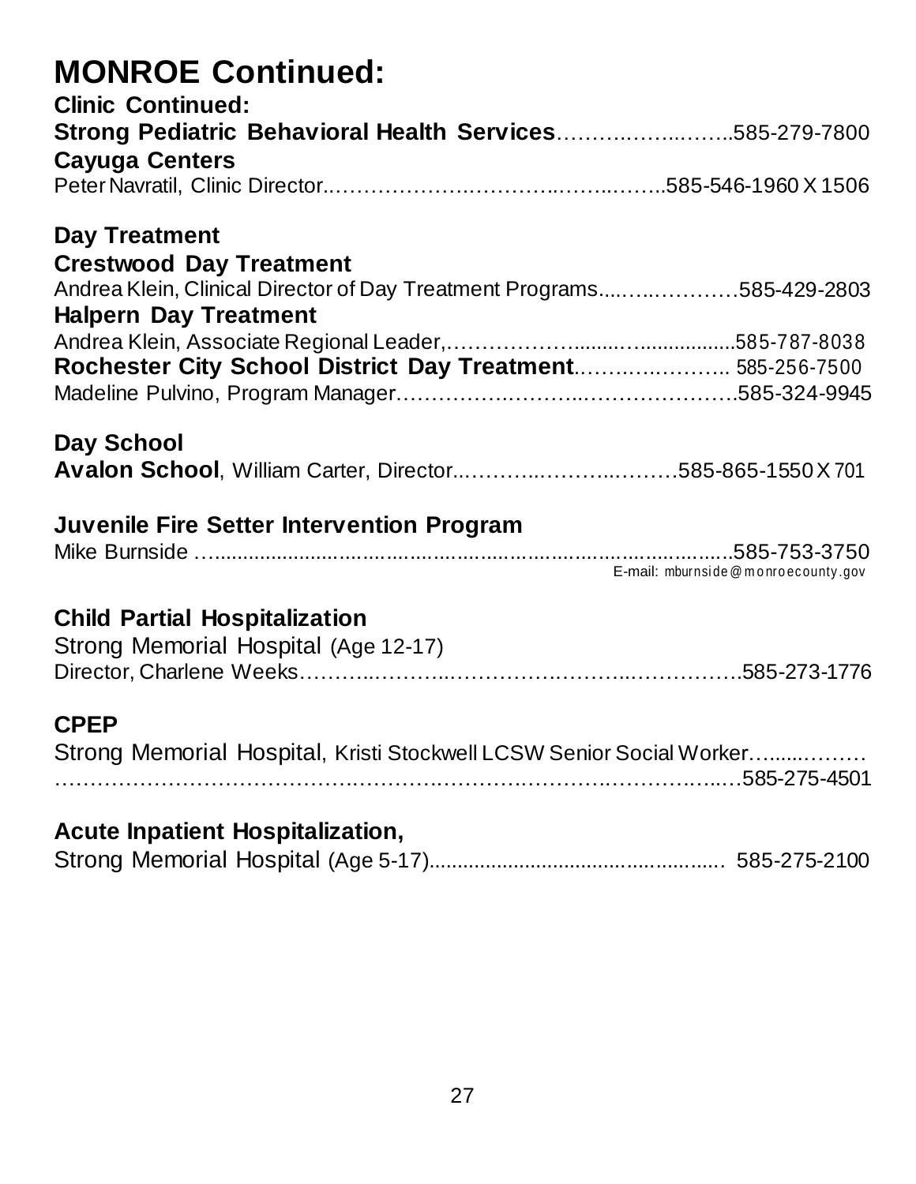# MONROE Continued:

**Clinic Continued:**

**Strong Pediatric Behavioral Health Services**……….……..……..585-279-7800

**Cayuga Centers**

Peter Navratil, Clinic Director..……………….………..……..……..585-546-1960 X 1506

**Day Treatment**

**Crestwood Day Treatment**

Andrea Klein, Clinical Director of Day Treatment Programs.....…..…………585-429-2803

**Halpern Day Treatment**

Andrea Klein, Associate Regional Leader,.……………….........…...............585-787-8038

**Rochester City School District Day Treatment**.…….….……….. 585-256-7500

Madeline Pulvino, Program Manager…………….………..…………………585-324-9945

**Day School**

**Avalon School**, William Carter, Director..………..………..………585-865-1550 X 701

**Juvenile Fire Setter Intervention Program**

Mike Burnside …............................................................................585-753-3750

E-mail: mburnside@monroecounty.gov

**Child Partial Hospitalization**

Strong Memorial Hospital (Age 12-17)

Director, Charlene Weeks………..………..……………….……..……………585-273-1776

**CPEP**

Strong Memorial Hospital, Kristi Stockwell LCSW Senior Social Worker…......………
………………………………………………………………………………..…585-275-4501

**Acute Inpatient Hospitalization,**

Strong Memorial Hospital (Age 5-17).................................................... 585-275-2100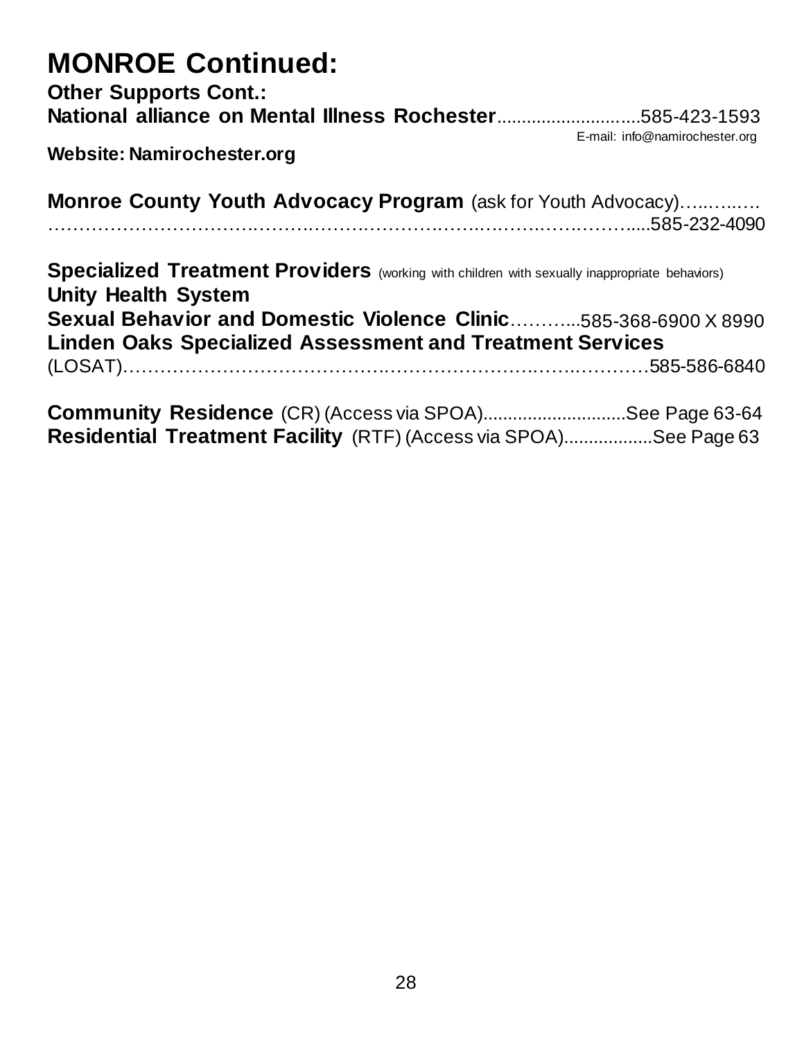# MONROE Continued:

**Other Supports Cont.:**

**National alliance on Mental Illness Rochester**............................585-423-1593

E-mail: info@namirochester.org

**Website: Namirochester.org**

**Monroe County Youth Advocacy Program** (ask for Youth Advocacy)……..…. ……………………………………………………………………………....585-232-4090

**Specialized Treatment Providers** (working with children with sexually inappropriate behaviors)

**Unity Health System**

**Sexual Behavior and Domestic Violence Clinic**………...585-368-6900 X 8990

**Linden Oaks Specialized Assessment and Treatment Services** (LOSAT)……………………………………………………………………585-586-6840

**Community Residence** (CR) (Access via SPOA)............................See Page 63-64

**Residential Treatment Facility** (RTF) (Access via SPOA).................See Page 63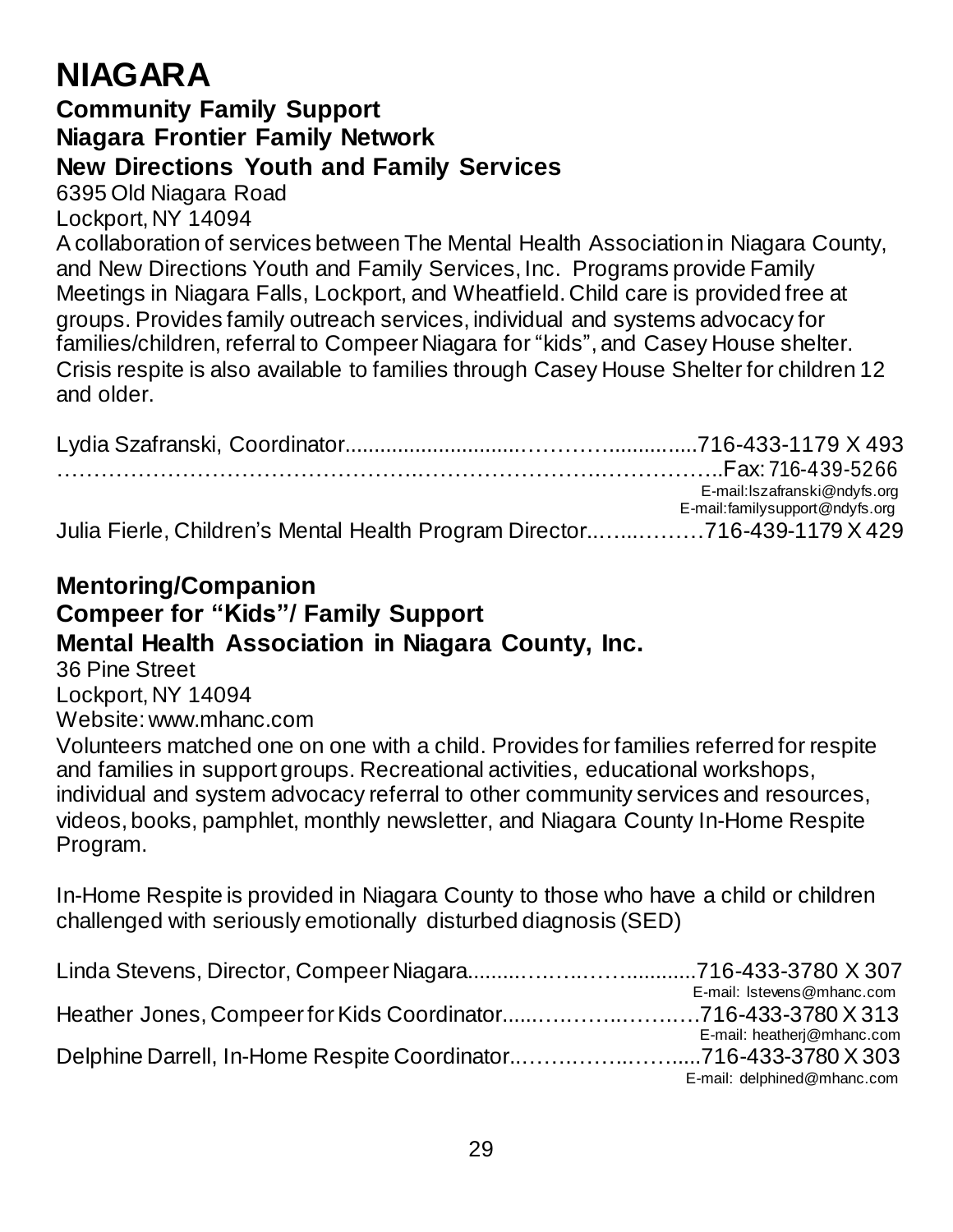# NIAGARA

### Community Family Support
### Niagara Frontier Family Network
### New Directions Youth and Family Services

6395 Old Niagara Road
Lockport, NY 14094

A collaboration of services between The Mental Health Association in Niagara County, and New Directions Youth and Family Services, Inc. Programs provide Family Meetings in Niagara Falls, Lockport, and Wheatfield. Child care is provided free at groups. Provides family outreach services, individual and systems advocacy for families/children, referral to Compeer Niagara for "kids", and Casey House shelter. Crisis respite is also available to families through Casey House Shelter for children 12 and older.

Lydia Szafranski, Coordinator............................…………...............716-433-1179 X 493
……………………………………………..…………………….……………..Fax: 716-439-5266
E-mail:lszafranski@ndyfs.org
E-mail:familysupport@ndyfs.org
Julia Fierle, Children's Mental Health Program Director..…...………716-439-1179 X 429

### Mentoring/Companion
### Compeer for "Kids"/ Family Support
### Mental Health Association in Niagara County, Inc.

36 Pine Street
Lockport, NY 14094
Website: www.mhanc.com

Volunteers matched one on one with a child. Provides for families referred for respite and families in support groups. Recreational activities, educational workshops, individual and system advocacy referral to other community services and resources, videos, books, pamphlet, monthly newsletter, and Niagara County In-Home Respite Program.

In-Home Respite is provided in Niagara County to those who have a child or children challenged with seriously emotionally disturbed diagnosis (SED)

Linda Stevens, Director, Compeer Niagara.........….…..….............716-433-3780 X 307
E-mail: lstevens@mhanc.com
Heather Jones, Compeer for Kids Coordinator......….……..…….…716-433-3780 X 313
E-mail: heatherj@mhanc.com
Delphine Darrell, In-Home Respite Coordinator..…….……..…….....716-433-3780 X 303
E-mail: delphined@mhanc.com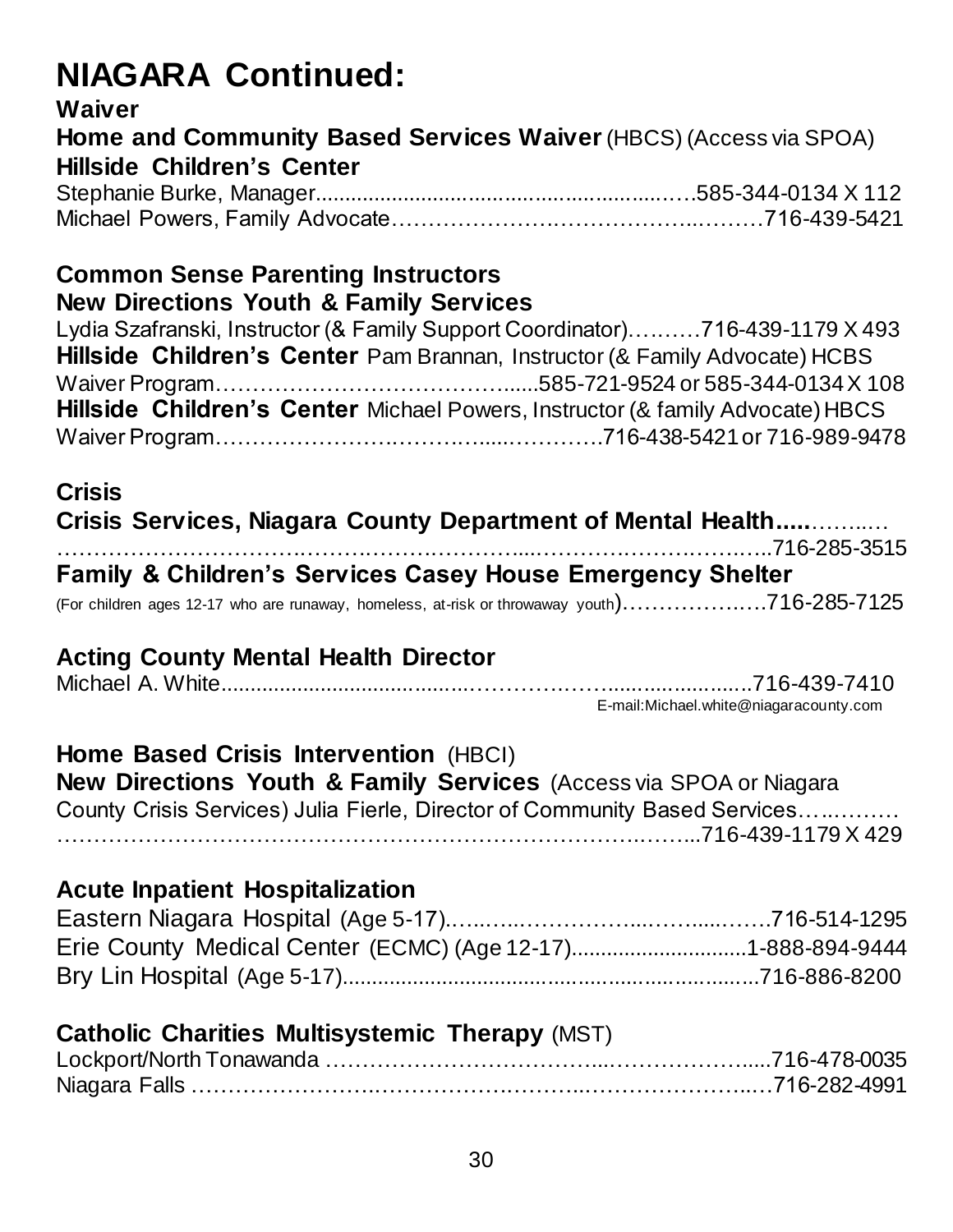# NIAGARA Continued:

**Waiver**

**Home and Community Based Services Waiver** (HBCS) (Access via SPOA)

**Hillside Children's Center**

Stephanie Burke, Manager......................................................585-344-0134 X 112
Michael Powers, Family Advocate............................................716-439-5421

**Common Sense Parenting Instructors**

**New Directions Youth & Family Services**

Lydia Szafranski, Instructor (& Family Support Coordinator).........716-439-1179 X 493

**Hillside Children's Center** Pam Brannan, Instructor (& Family Advocate) HCBS Waiver Program......................................585-721-9524 or 585-344-0134 X 108

**Hillside Children's Center** Michael Powers, Instructor (& family Advocate) HBCS Waiver Program......................................716-438-5421 or 716-989-9478

**Crisis**

**Crisis Services, Niagara County Department of Mental Health**.......................................................716-285-3515

**Family & Children's Services Casey House Emergency Shelter**

(For children ages 12-17 who are runaway, homeless, at-risk or throwaway youth)..................716-285-7125

**Acting County Mental Health Director**

Michael A. White......................................................716-439-7410
E-mail:Michael.white@niagaracounty.com

**Home Based Crisis Intervention** (HBCI)

**New Directions Youth & Family Services** (Access via SPOA or Niagara County Crisis Services) Julia Fierle, Director of Community Based Services...........................................716-439-1179 X 429

**Acute Inpatient Hospitalization**

Eastern Niagara Hospital (Age 5-17)..........................................716-514-1295
Erie County Medical Center (ECMC) (Age 12-17)..............................1-888-894-9444
Bry Lin Hospital (Age 5-17)......................................................716-886-8200

**Catholic Charities Multisystemic Therapy** (MST)

Lockport/North Tonawanda ......................................................716-478-0035
Niagara Falls ......................................................716-282-4991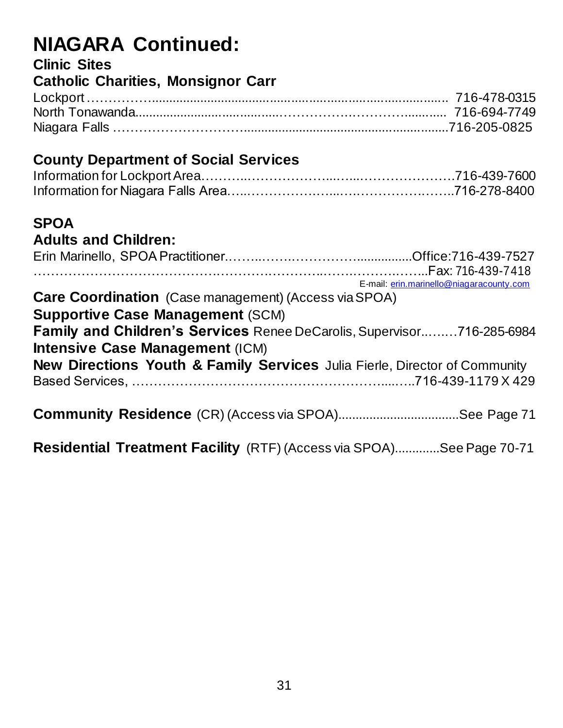# NIAGARA Continued:

### Clinic Sites

### Catholic Charities, Monsignor Carr

Lockport ……………........................................................................... 716-478-0315
North Tonawanda...................................……………….……………........... 716-694-7749
Niagara Falls ………………………...........................................................716-205-0825

### County Department of Social Services

Information for Lockport Area………..………………..…...…………………716-439-7600
Information for Niagara Falls Area…..…………………...………………….……..716-278-8400

### SPOA

### Adults and Children:

Erin Marinello, SPOA Practitioner.……..…….…………….............Office:716-439-7527
…………………………………………………………..…….……….……..Fax: 716-439-7418
E-mail: erin.marinello@niagaracounty.com

**Care Coordination** (Case management) (Access via SPOA)

**Supportive Case Management** (SCM)

**Family and Children's Services** Renee DeCarolis, Supervisor..…….716-285-6984

**Intensive Case Management** (ICM)

**New Directions Youth & Family Services** Julia Fierle, Director of Community Based Services, ……………………………………………….....…..716-439-1179 X 429

**Community Residence** (CR) (Access via SPOA)..................................See Page 71

**Residential Treatment Facility** (RTF) (Access via SPOA)............See Page 70-71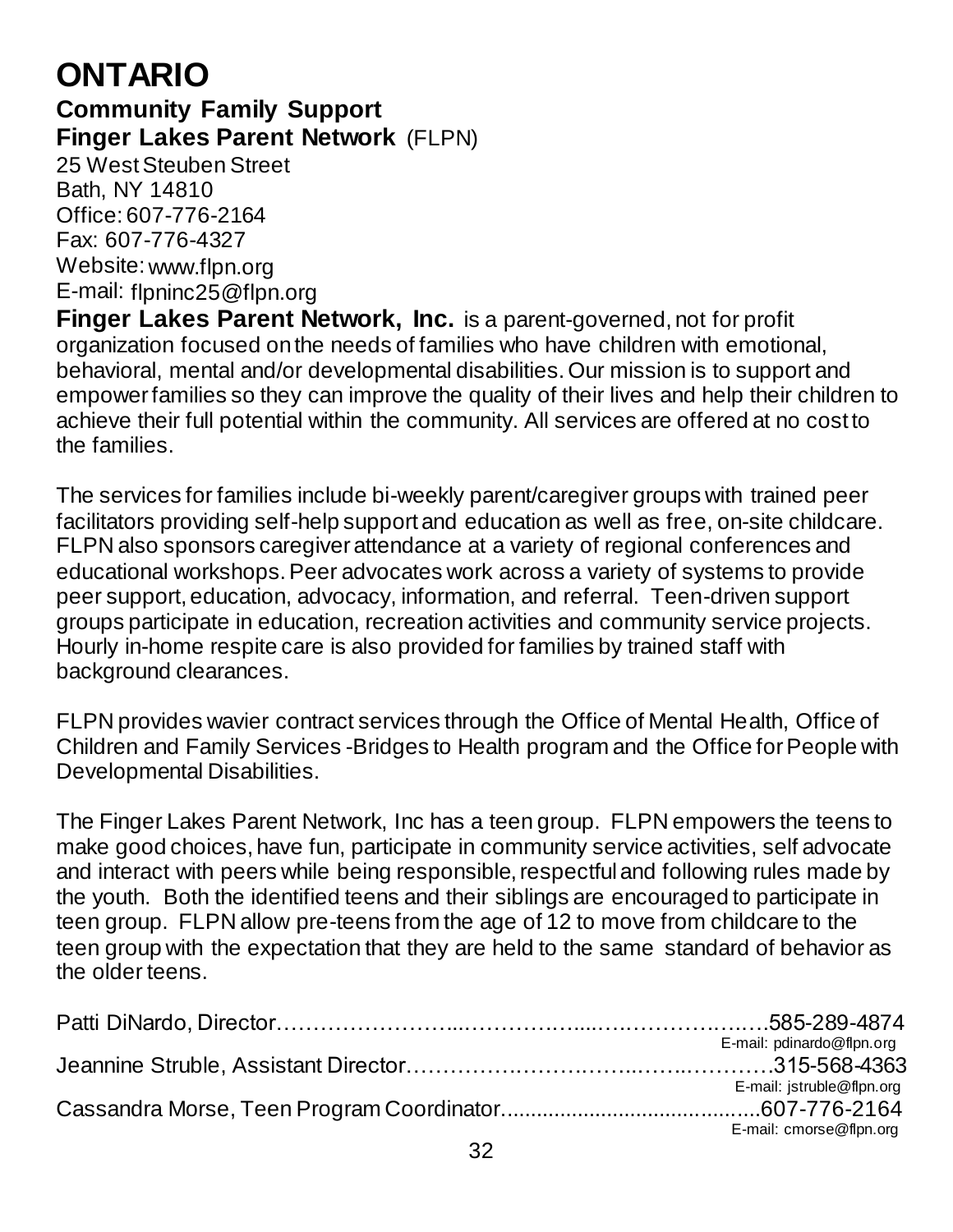# ONTARIO

## Community Family Support

### Finger Lakes Parent Network (FLPN)

25 West Steuben Street
Bath, NY 14810
Office: 607-776-2164
Fax: 607-776-4327
Website: www.flpn.org
E-mail: flpninc25@flpn.org

**Finger Lakes Parent Network, Inc.** is a parent-governed, not for profit organization focused on the needs of families who have children with emotional, behavioral, mental and/or developmental disabilities. Our mission is to support and empower families so they can improve the quality of their lives and help their children to achieve their full potential within the community. All services are offered at no cost to the families.

The services for families include bi-weekly parent/caregiver groups with trained peer facilitators providing self-help support and education as well as free, on-site childcare. FLPN also sponsors caregiver attendance at a variety of regional conferences and educational workshops. Peer advocates work across a variety of systems to provide peer support, education, advocacy, information, and referral. Teen-driven support groups participate in education, recreation activities and community service projects. Hourly in-home respite care is also provided for families by trained staff with background clearances.

FLPN provides wavier contract services through the Office of Mental Health, Office of Children and Family Services -Bridges to Health program and the Office for People with Developmental Disabilities.

The Finger Lakes Parent Network, Inc has a teen group. FLPN empowers the teens to make good choices, have fun, participate in community service activities, self advocate and interact with peers while being responsible, respectful and following rules made by the youth. Both the identified teens and their siblings are encouraged to participate in teen group. FLPN allow pre-teens from the age of 12 to move from childcare to the teen group with the expectation that they are held to the same standard of behavior as the older teens.

Patti DiNardo, Director……………………………………………………………585-289-4874
E-mail: pdinardo@flpn.org

Jeannine Struble, Assistant Director…………………………………………315-568-4363
E-mail: jstruble@flpn.org

Cassandra Morse, Teen Program Coordinator…………………………………607-776-2164
E-mail: cmorse@flpn.org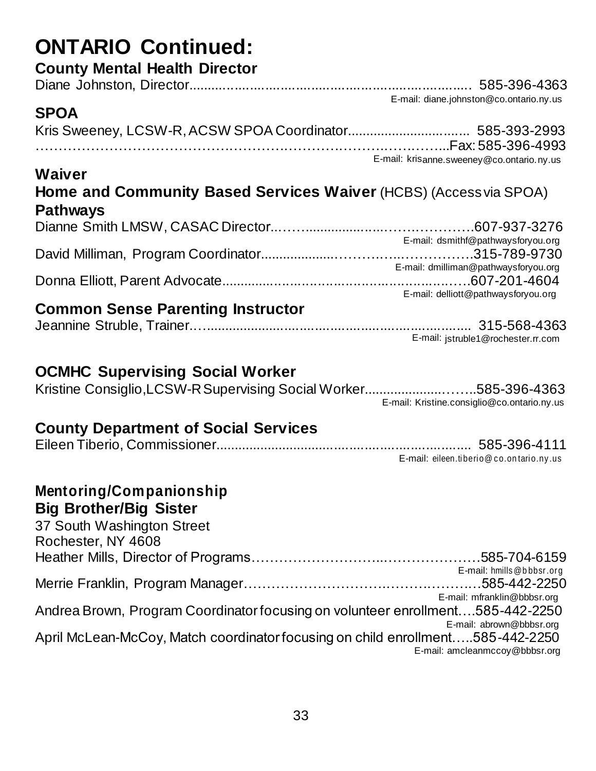# ONTARIO Continued:

### County Mental Health Director

Diane Johnston, Director.................................................................... 585-396-4363
E-mail: diane.johnston@co.ontario.ny.us

### SPOA

Kris Sweeney, LCSW-R, ACSW SPOA Coordinator................................ 585-393-2993
…………………………………………………………………………………..Fax: 585-396-4993
E-mail: krisanne.sweeney@co.ontario.ny.us

### Waiver

**Home and Community Based Services Waiver** (HCBS) (Access via SPOA)

**Pathways**

Dianne Smith LMSW, CASAC Director..…….....................……….………..607-937-3276
E-mail: dsmithf@pathwaysforyou.org

David Milliman, Program Coordinator...................………….…..…………….315-789-9730
E-mail: dmilliman@pathwaysforyou.org

Donna Elliott, Parent Advocate.............................................................….607-201-4604
E-mail: delliott@pathwaysforyou.org

### Common Sense Parenting Instructor

Jeannine Struble, Trainer..….................................................................. 315-568-4363
E-mail: jstruble1@rochester.rr.com

### OCMHC Supervising Social Worker

Kristine Consiglio, LCSW-R Supervising Social Worker.....................……..585-396-4363
E-mail: Kristine.consiglio@co.ontario.ny.us

### County Department of Social Services

Eileen Tiberio, Commissioner.................................................................. 585-396-4111
E-mail: eileen.tiberio@co.ontario.ny.us

### Mentoring/Companionship

**Big Brother/Big Sister**

37 South Washington Street
Rochester, NY 4608

Heather Mills, Director of Programs………………………...………………….585-704-6159
E-mail: hmills@bbbsr.org

Merrie Franklin, Program Manager………………………….……….……….…585-442-2250
E-mail: mfranklin@bbbsr.org

Andrea Brown, Program Coordinator focusing on volunteer enrollment….585-442-2250
E-mail: abrown@bbbsr.org

April McLean-McCoy, Match coordinator focusing on child enrollment…..585-442-2250
E-mail: amcleanmccoy@bbbsr.org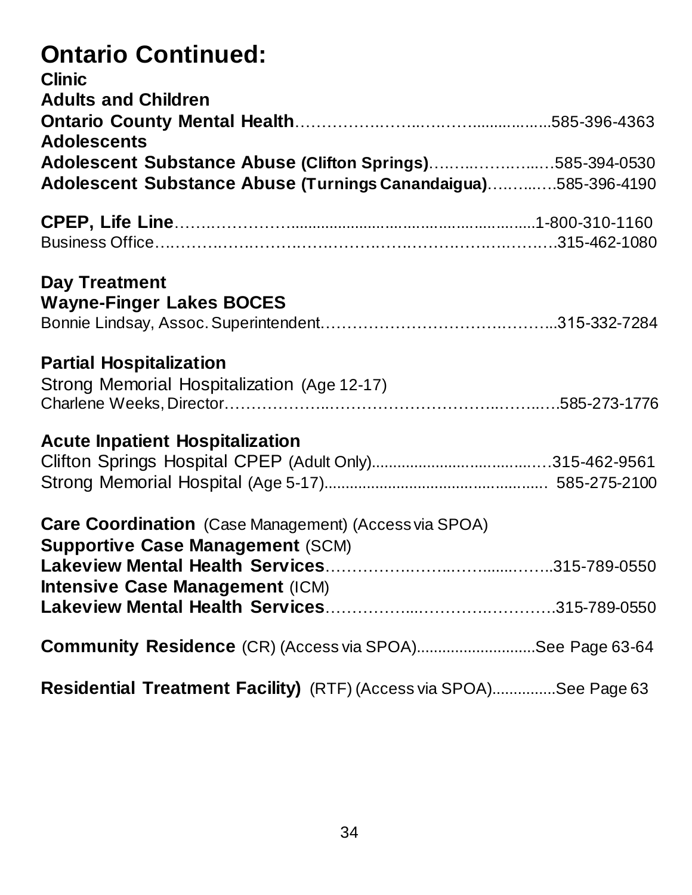# Ontario Continued:

**Clinic**

**Adults and Children**

**Ontario County Mental Health**……………..……..….……................585-396-4363

**Adolescents**

**Adolescent Substance Abuse (Clifton Springs)**…….....………...…585-394-0530

**Adolescent Substance Abuse (Turnings Canandaigua)**…….....….585-396-4190

**CPEP, Life Line**……..…………..........................................................1-800-310-1160

Business Office….……….……….……….……….……….……….……….……….315-462-1080

**Day Treatment**

**Wayne-Finger Lakes BOCES**

Bonnie Lindsay, Assoc. Superintendent………………………………..……...315-332-7284

**Partial Hospitalization**

Strong Memorial Hospitalization (Age 12-17)

Charlene Weeks, Director………………..………………………...……...….585-273-1776

**Acute Inpatient Hospitalization**

Clifton Springs Hospital CPEP (Adult Only)…………………………….315-462-9561

Strong Memorial Hospital (Age 5-17)………………………………….. 585-275-2100

**Care Coordination** (Case Management) (Access via SPOA)

**Supportive Case Management** (SCM)

**Lakeview Mental Health Services**……………..……..…........……..315-789-0550

**Intensive Case Management** (ICM)

**Lakeview Mental Health Services**……………...……….………….315-789-0550

**Community Residence** (CR) (Access via SPOA)...........................See Page 63-64

**Residential Treatment Facility)** (RTF) (Access via SPOA)...............See Page 63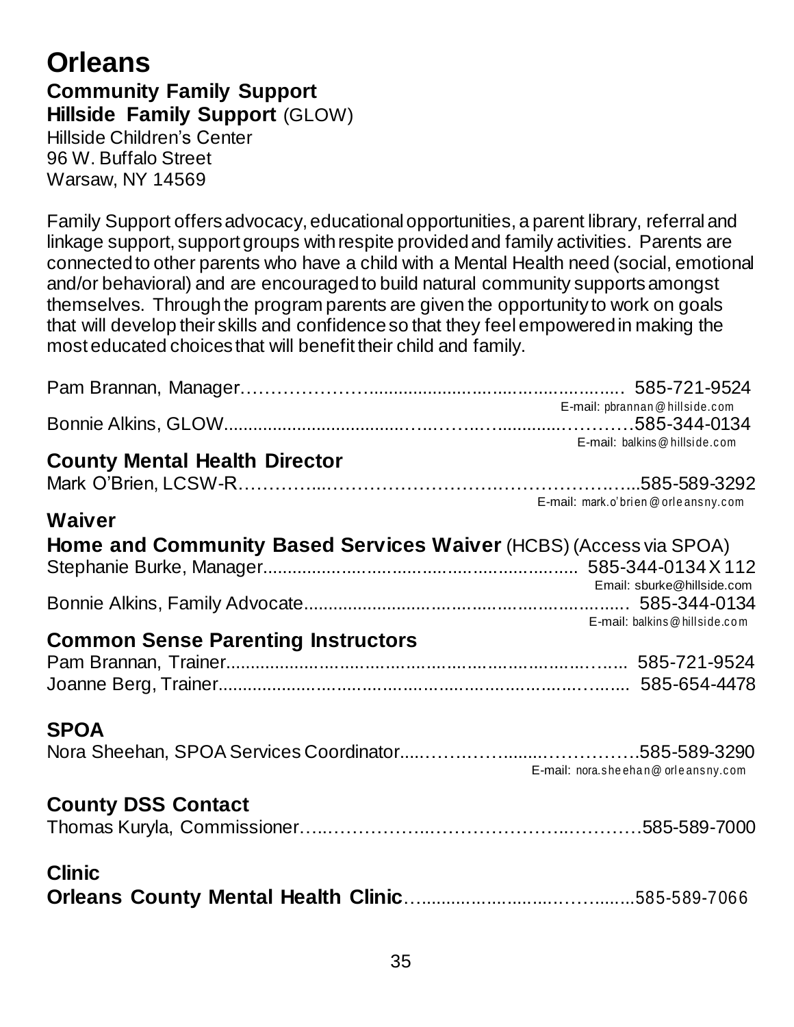# Orleans

## Community Family Support

**Hillside Family Support** (GLOW)
Hillside Children's Center
96 W. Buffalo Street
Warsaw, NY 14569

Family Support offers advocacy, educational opportunities, a parent library, referral and linkage support, support groups with respite provided and family activities. Parents are connected to other parents who have a child with a Mental Health need (social, emotional and/or behavioral) and are encouraged to build natural community supports amongst themselves. Through the program parents are given the opportunity to work on goals that will develop their skills and confidence so that they feel empowered in making the most educated choices that will benefit their child and family.

Pam Brannan, Manager.......................................................... 585-721-9524
E-mail: pbrannan@hillside.com

Bonnie Alkins, GLOW..........................................................585-344-0134
E-mail: balkins@hillside.com

## County Mental Health Director

Mark O'Brien, LCSW-R..........................................................585-589-3292
E-mail: mark.o'brien@orleansny.com

## Waiver

**Home and Community Based Services Waiver** (HCBS) (Access via SPOA)

Stephanie Burke, Manager.......................................................... 585-344-0134 X 112
Email: sburke@hillside.com

Bonnie Alkins, Family Advocate.......................................................... 585-344-0134
E-mail: balkins@hillside.com

## Common Sense Parenting Instructors

Pam Brannan, Trainer.......................................................... 585-721-9524

Joanne Berg, Trainer.......................................................... 585-654-4478

## SPOA

Nora Sheehan, SPOA Services Coordinator..........................................................585-589-3290
E-mail: nora.sheehan@orleansny.com

## County DSS Contact

Thomas Kuryla, Commissioner..........................................................585-589-7000

## Clinic

**Orleans County Mental Health Clinic**..........................................................585-589-7066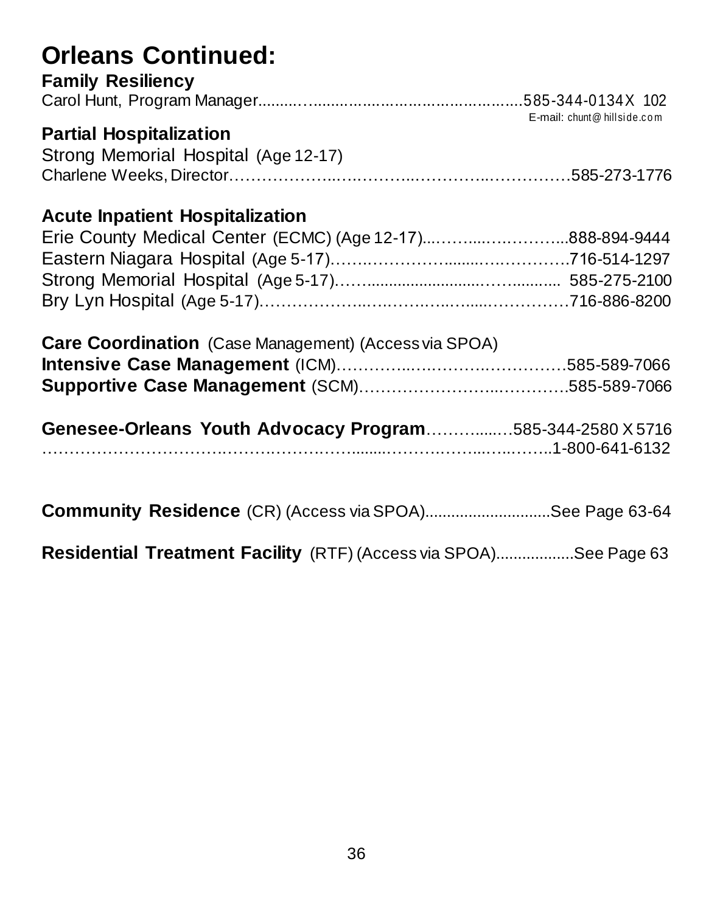# Orleans Continued:

**Family Resiliency**

Carol Hunt, Program Manager.......................................................585-344-0134X 102
E-mail: chunt@hillside.com

**Partial Hospitalization**

Strong Memorial Hospital (Age 12-17)
Charlene Weeks, Director……………………………………………………585-273-1776

**Acute Inpatient Hospitalization**

Erie County Medical Center (ECMC) (Age 12-17)............................888-894-9444
Eastern Niagara Hospital (Age 5-17)……………………………………716-514-1297
Strong Memorial Hospital (Age 5-17)……........................................ 585-275-2100
Bry Lyn Hospital (Age 5-17)………………………………………………716-886-8200

**Care Coordination** (Case Management) (Access via SPOA)

**Intensive Case Management** (ICM)………………………………………585-589-7066
**Supportive Case Management** (SCM)……………………………………585-589-7066

**Genesee-Orleans Youth Advocacy Program**…………....…585-344-2580 X 5716
……………………………………………………………………………1-800-641-6132

**Community Residence** (CR) (Access via SPOA)............................See Page 63-64

**Residential Treatment Facility** (RTF) (Access via SPOA)..................See Page 63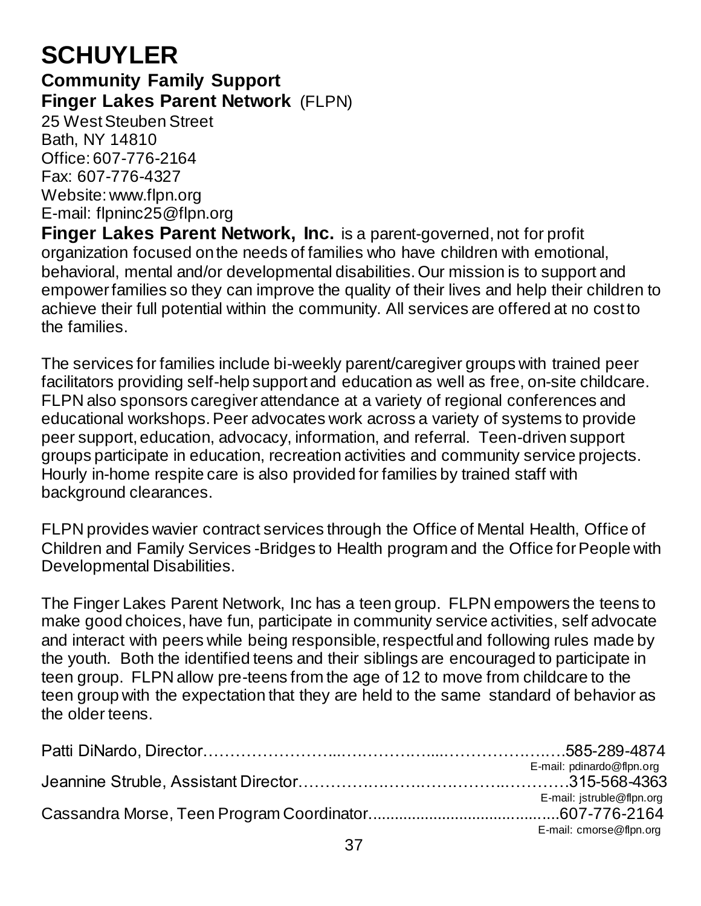# SCHUYLER

## Community Family Support

**Finger Lakes Parent Network** (FLPN)
25 West Steuben Street
Bath, NY 14810
Office: 607-776-2164
Fax: 607-776-4327
Website: www.flpn.org
E-mail: flpninc25@flpn.org

**Finger Lakes Parent Network, Inc.** is a parent-governed, not for profit organization focused on the needs of families who have children with emotional, behavioral, mental and/or developmental disabilities. Our mission is to support and empower families so they can improve the quality of their lives and help their children to achieve their full potential within the community. All services are offered at no cost to the families.

The services for families include bi-weekly parent/caregiver groups with trained peer facilitators providing self-help support and education as well as free, on-site childcare. FLPN also sponsors caregiver attendance at a variety of regional conferences and educational workshops. Peer advocates work across a variety of systems to provide peer support, education, advocacy, information, and referral. Teen-driven support groups participate in education, recreation activities and community service projects. Hourly in-home respite care is also provided for families by trained staff with background clearances.

FLPN provides wavier contract services through the Office of Mental Health, Office of Children and Family Services -Bridges to Health program and the Office for People with Developmental Disabilities.

The Finger Lakes Parent Network, Inc has a teen group. FLPN empowers the teens to make good choices, have fun, participate in community service activities, self advocate and interact with peers while being responsible, respectful and following rules made by the youth. Both the identified teens and their siblings are encouraged to participate in teen group. FLPN allow pre-teens from the age of 12 to move from childcare to the teen group with the expectation that they are held to the same standard of behavior as the older teens.

Patti DiNardo, Director……………………...…………….....……………….….585-289-4874
E-mail: pdinardo@flpn.org

Jeannine Struble, Assistant Director…………….……….…………..…………315-568-4363
E-mail: jstruble@flpn.org

Cassandra Morse, Teen Program Coordinator...........................................607-776-2164
E-mail: cmorse@flpn.org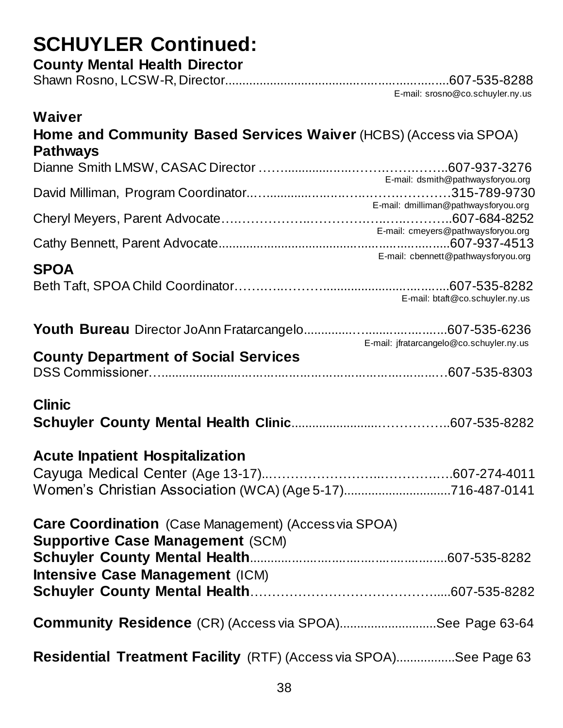# SCHUYLER Continued:

**County Mental Health Director**

Shawn Rosno, LCSW-R, Director....................................................................607-535-8288
E-mail: srosno@co.schuyler.ny.us

**Waiver**

**Home and Community Based Services Waiver** (HCBS) (Access via SPOA)

**Pathways**

Dianne Smith LMSW, CASAC Director ……..................……….……..……..607-937-3276
E-mail: dsmith@pathwaysforyou.org

David Milliman, Program Coordinator...….........….….…..………..…………315-789-9730
E-mail: dmilliman@pathwaysforyou.org

Cheryl Meyers, Parent Advocate…..……………..……………..…..………..607-684-8252
E-mail: cmeyers@pathwaysforyou.org

Cathy Bennett, Parent Advocate.....................................................................607-937-4513
E-mail: cbennett@pathwaysforyou.org

**SPOA**

Beth Taft, SPOA Child Coordinator…………..………...................………....607-535-8282
E-mail: btaft@co.schuyler.ny.us

**Youth Bureau** Director JoAnn Fratarcangelo..............….......….….….....607-535-6236
E-mail: jfratarcangelo@co.schuyler.ny.us

**County Department of Social Services**

DSS Commissioner…..................................................................................607-535-8303

**Clinic**

**Schuyler County Mental Health Clinic**.........................……………..607-535-8282

**Acute Inpatient Hospitalization**

Cayuga Medical Center (Age 13-17)...…………………….……………..…607-274-4011

Women's Christian Association (WCA) (Age 5-17)...............................716-487-0141

**Care Coordination** (Case Management) (Access via SPOA)

**Supportive Case Management** (SCM)

**Schuyler County Mental Health**..........................................................607-535-8282

**Intensive Case Management** (ICM)

**Schuyler County Mental Health**……………………………………......607-535-8282

**Community Residence** (CR) (Access via SPOA)............................See Page 63-64

**Residential Treatment Facility** (RTF) (Access via SPOA).................See Page 63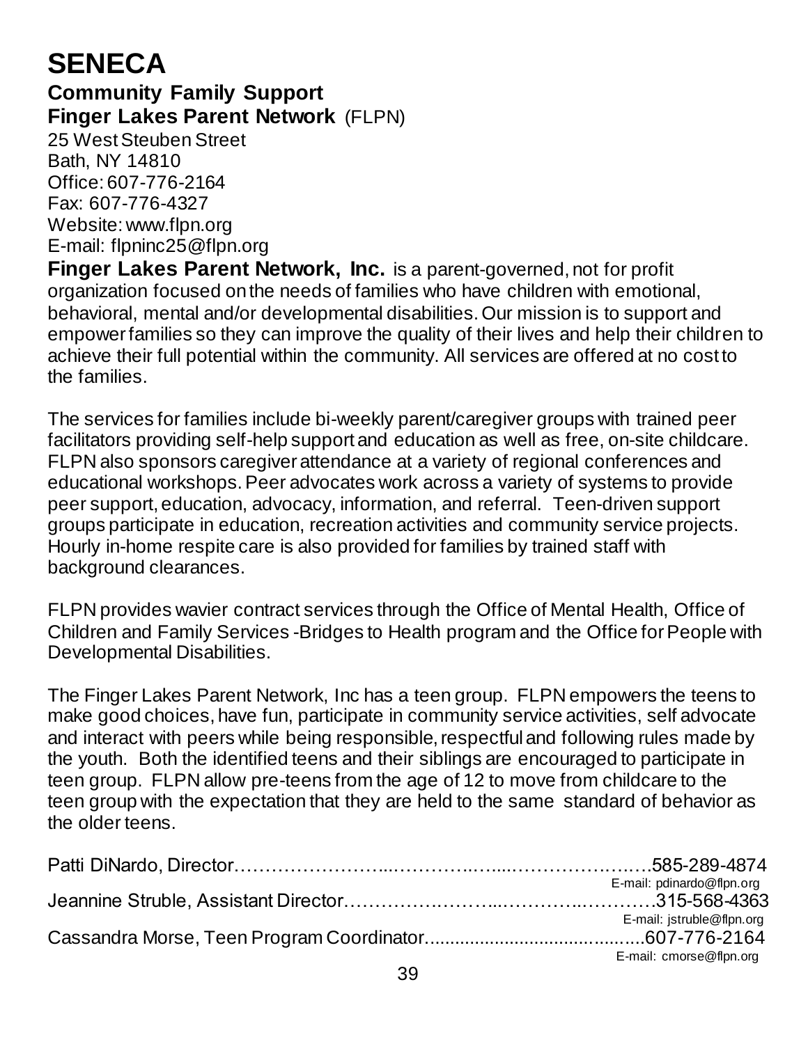# SENECA

## Community Family Support

**Finger Lakes Parent Network** (FLPN)
25 West Steuben Street
Bath, NY 14810
Office: 607-776-2164
Fax: 607-776-4327
Website: www.flpn.org
E-mail: flpninc25@flpn.org

**Finger Lakes Parent Network, Inc.** is a parent-governed, not for profit organization focused on the needs of families who have children with emotional, behavioral, mental and/or developmental disabilities. Our mission is to support and empower families so they can improve the quality of their lives and help their children to achieve their full potential within the community. All services are offered at no cost to the families.

The services for families include bi-weekly parent/caregiver groups with trained peer facilitators providing self-help support and education as well as free, on-site childcare. FLPN also sponsors caregiver attendance at a variety of regional conferences and educational workshops. Peer advocates work across a variety of systems to provide peer support, education, advocacy, information, and referral. Teen-driven support groups participate in education, recreation activities and community service projects. Hourly in-home respite care is also provided for families by trained staff with background clearances.

FLPN provides wavier contract services through the Office of Mental Health, Office of Children and Family Services -Bridges to Health program and the Office for People with Developmental Disabilities.

The Finger Lakes Parent Network, Inc has a teen group. FLPN empowers the teens to make good choices, have fun, participate in community service activities, self advocate and interact with peers while being responsible, respectful and following rules made by the youth. Both the identified teens and their siblings are encouraged to participate in teen group. FLPN allow pre-teens from the age of 12 to move from childcare to the teen group with the expectation that they are held to the same standard of behavior as the older teens.

Patti DiNardo, Director……………………..………..…...……………….….585-289-4874
E-mail: pdinardo@flpn.org

Jeannine Struble, Assistant Director……………….………..…………..……….315-568-4363
E-mail: jstruble@flpn.org

Cassandra Morse, Teen Program Coordinator...........................................607-776-2164
E-mail: cmorse@flpn.org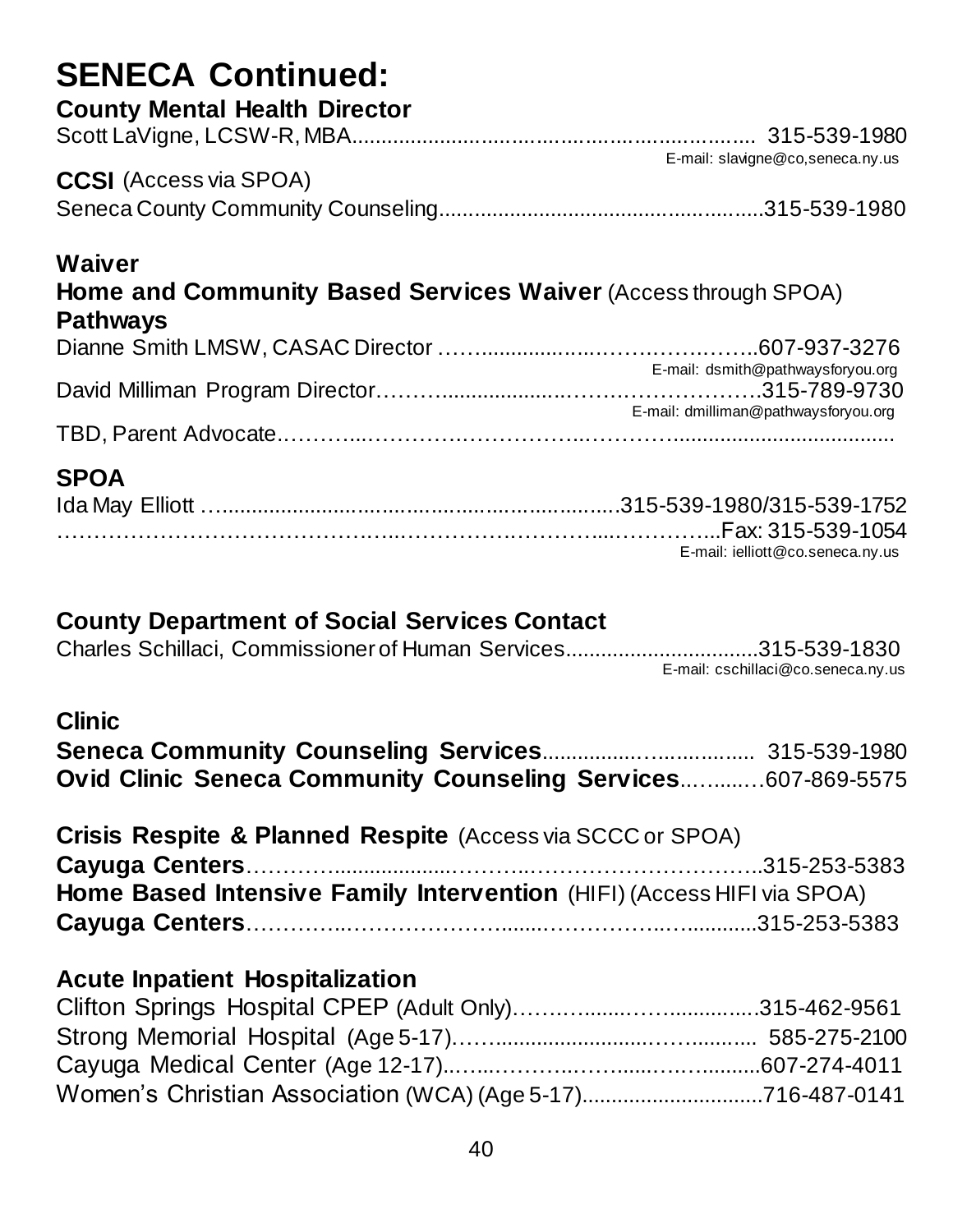# SENECA Continued:

**County Mental Health Director**

Scott LaVigne, LCSW-R, MBA........................................................ 315-539-1980
E-mail: slavigne@co,seneca.ny.us

**CCSI** (Access via SPOA)

Seneca County Community Counseling.......................................................315-539-1980

**Waiver**

**Home and Community Based Services Waiver** (Access through SPOA)

**Pathways**

Dianne Smith LMSW, CASAC Director ……..........................................607-937-3276
E-mail: dsmith@pathwaysforyou.org

David Milliman Program Director…………......................................315-789-9730
E-mail: dmilliman@pathwaysforyou.org

TBD, Parent Advocate.…………..………………………………………..........................................

**SPOA**

Ida May Elliott …...................................................................315-539-1980/315-539-1752
……………………………………...………………………...………….Fax: 315-539-1054
E-mail: ielliott@co.seneca.ny.us

**County Department of Social Services Contact**

Charles Schillaci, Commissioner of Human Services.................................315-539-1830
E-mail: cschillaci@co.seneca.ny.us

**Clinic**

**Seneca Community Counseling Services**.................................. 315-539-1980
**Ovid Clinic Seneca Community Counseling Services**..….....…607-869-5575

**Crisis Respite & Planned Respite** (Access via SCCC or SPOA)
**Cayuga Centers**……………..........................………………………………..315-253-5383
**Home Based Intensive Family Intervention** (HIFI) (Access HIFI via SPOA)
**Cayuga Centers**……………………………........……………..…............315-253-5383

**Acute Inpatient Hospitalization**

Clifton Springs Hospital CPEP (Adult Only)…….........……...............315-462-9561
Strong Memorial Hospital (Age 5-17).……..............................…….......... 585-275-2100
Cayuga Medical Center (Age 12-17)..…...………...…......…..….........607-274-4011
Women's Christian Association (WCA) (Age 5-17)...............................716-487-0141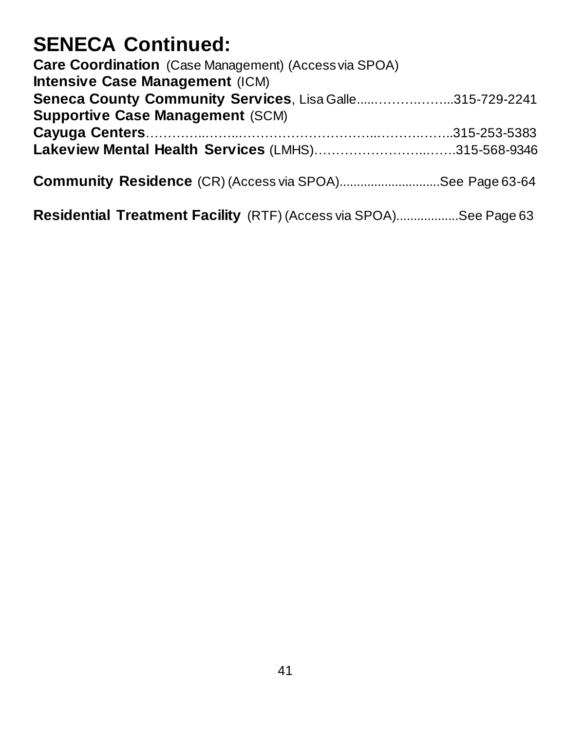# SENECA Continued:

**Care Coordination** (Case Management) (Access via SPOA)

**Intensive Case Management** (ICM)

**Seneca County Community Services**, Lisa Galle.....……….……..315-729-2241

**Supportive Case Management** (SCM)

**Cayuga Centers**…………..……..…………………………..………..……..315-253-5383

**Lakeview Mental Health Services** (LMHS)…………………………..…….315-568-9346

**Community Residence** (CR) (Access via SPOA)............................See Page 63-64

**Residential Treatment Facility** (RTF) (Access via SPOA).................See Page 63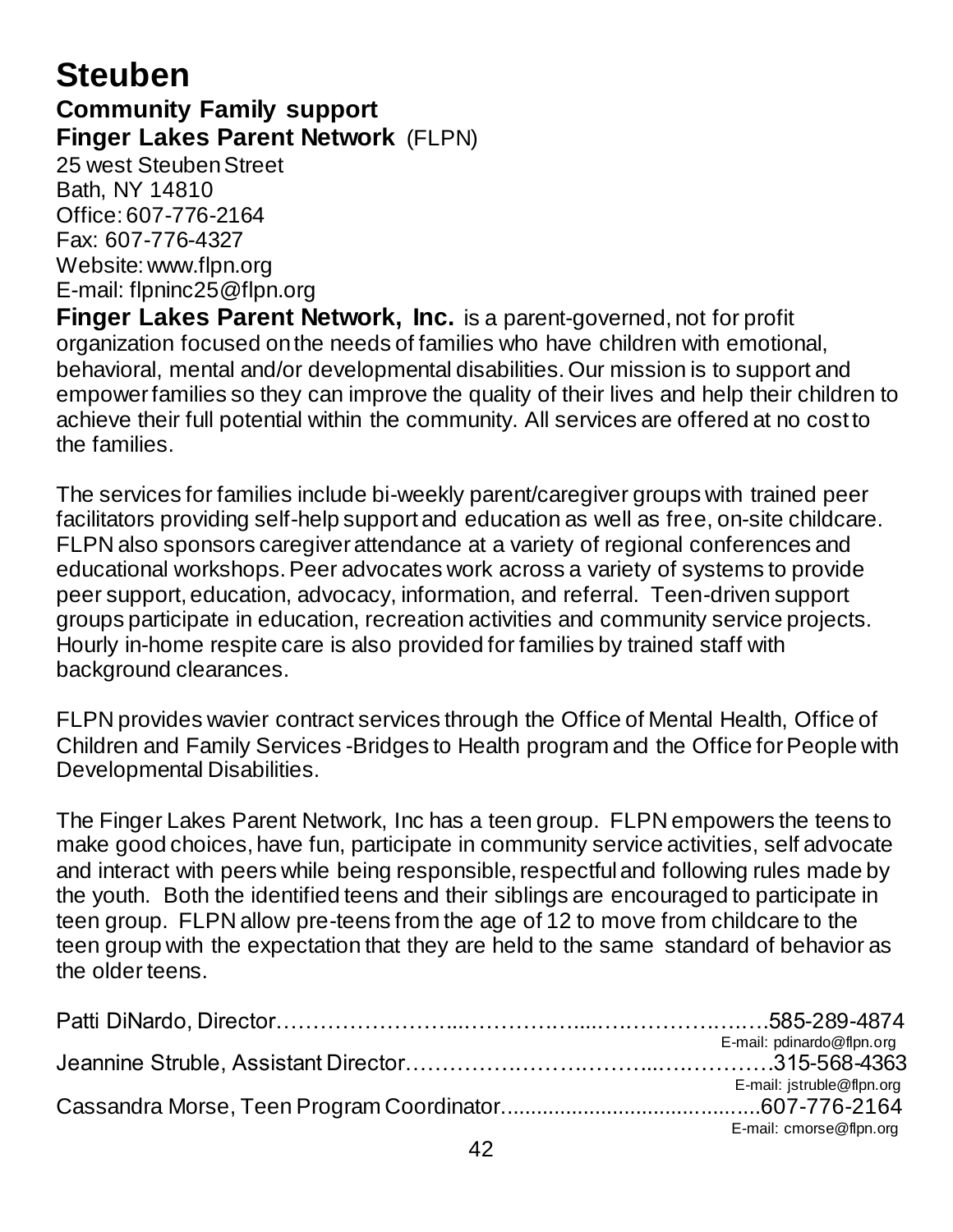# Steuben

## Community Family support

### Finger Lakes Parent Network (FLPN)

25 west Steuben Street
Bath, NY 14810
Office: 607-776-2164
Fax: 607-776-4327
Website: www.flpn.org
E-mail: flpninc25@flpn.org

**Finger Lakes Parent Network, Inc.** is a parent-governed, not for profit organization focused on the needs of families who have children with emotional, behavioral, mental and/or developmental disabilities. Our mission is to support and empower families so they can improve the quality of their lives and help their children to achieve their full potential within the community. All services are offered at no cost to the families.

The services for families include bi-weekly parent/caregiver groups with trained peer facilitators providing self-help support and education as well as free, on-site childcare. FLPN also sponsors caregiver attendance at a variety of regional conferences and educational workshops. Peer advocates work across a variety of systems to provide peer support, education, advocacy, information, and referral. Teen-driven support groups participate in education, recreation activities and community service projects. Hourly in-home respite care is also provided for families by trained staff with background clearances.

FLPN provides wavier contract services through the Office of Mental Health, Office of Children and Family Services -Bridges to Health program and the Office for People with Developmental Disabilities.

The Finger Lakes Parent Network, Inc has a teen group. FLPN empowers the teens to make good choices, have fun, participate in community service activities, self advocate and interact with peers while being responsible, respectful and following rules made by the youth. Both the identified teens and their siblings are encouraged to participate in teen group. FLPN allow pre-teens from the age of 12 to move from childcare to the teen group with the expectation that they are held to the same standard of behavior as the older teens.

Patti DiNardo, Director……………………………………………………………585-289-4874
E-mail: pdinardo@flpn.org

Jeannine Struble, Assistant Director…………………………………………315-568-4363
E-mail: jstruble@flpn.org

Cassandra Morse, Teen Program Coordinator............................................607-776-2164
E-mail: cmorse@flpn.org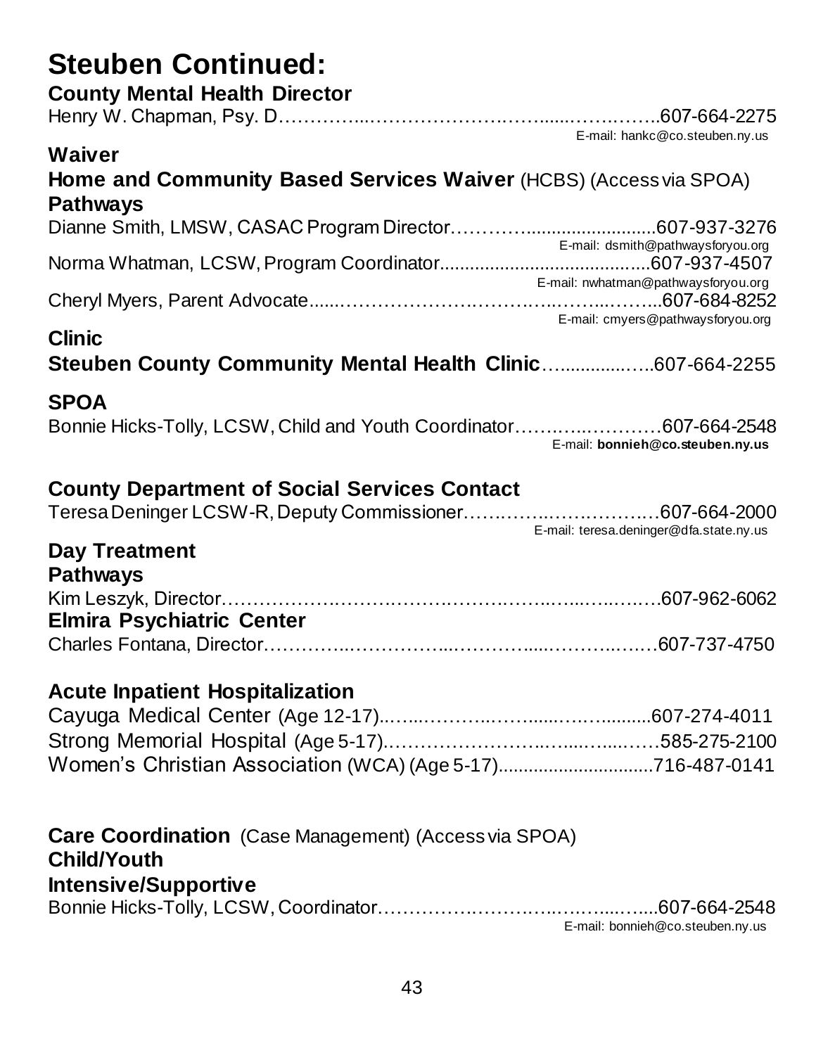# Steuben Continued:

### County Mental Health Director

Henry W. Chapman, Psy. D……………..…………………..……......…….……..607-664-2275
E-mail: hankc@co.steuben.ny.us

### Waiver

**Home and Community Based Services Waiver** (HCBS) (Access via SPOA)

**Pathways**

Dianne Smith, LMSW, CASAC Program Director……………........................607-937-3276
E-mail: dsmith@pathwaysforyou.org

Norma Whatman, LCSW, Program Coordinator........................................607-937-4507
E-mail: nwhatman@pathwaysforyou.org

Cheryl Myers, Parent Advocate......…………………….……..……...……...607-684-8252
E-mail: cmyers@pathwaysforyou.org

### Clinic

**Steuben County Community Mental Health Clinic**…..............…..607-664-2255

### SPOA

Bonnie Hicks-Tolly, LCSW, Child and Youth Coordinator……..…..…………607-664-2548
E-mail: **bonnieh@co.steuben.ny.us**

### County Department of Social Services Contact

Teresa Deninger LCSW-R, Deputy Commissioner……..……..…….………..…607-664-2000
E-mail: teresa.deninger@dfa.state.ny.us

### Day Treatment

**Pathways**

Kim Leszyk, Director………………….……….……….……….…..…...…..….…607-962-6062

**Elmira Psychiatric Center**

Charles Fontana, Director…………..……………..…………......………..….…607-737-4750

### Acute Inpatient Hospitalization

Cayuga Medical Center (Age 12-17)..…...………...……......….….........607-274-4011

Strong Memorial Hospital (Age 5-17).……………………..….....…....……585-275-2100

Women's Christian Association (WCA) (Age 5-17)..............................716-487-0141

### Care Coordination (Case Management) (Access via SPOA)

**Child/Youth**

**Intensive/Supportive**

Bonnie Hicks-Tolly, LCSW, Coordinator…………….…………..…….....…...607-664-2548
E-mail: bonnieh@co.steuben.ny.us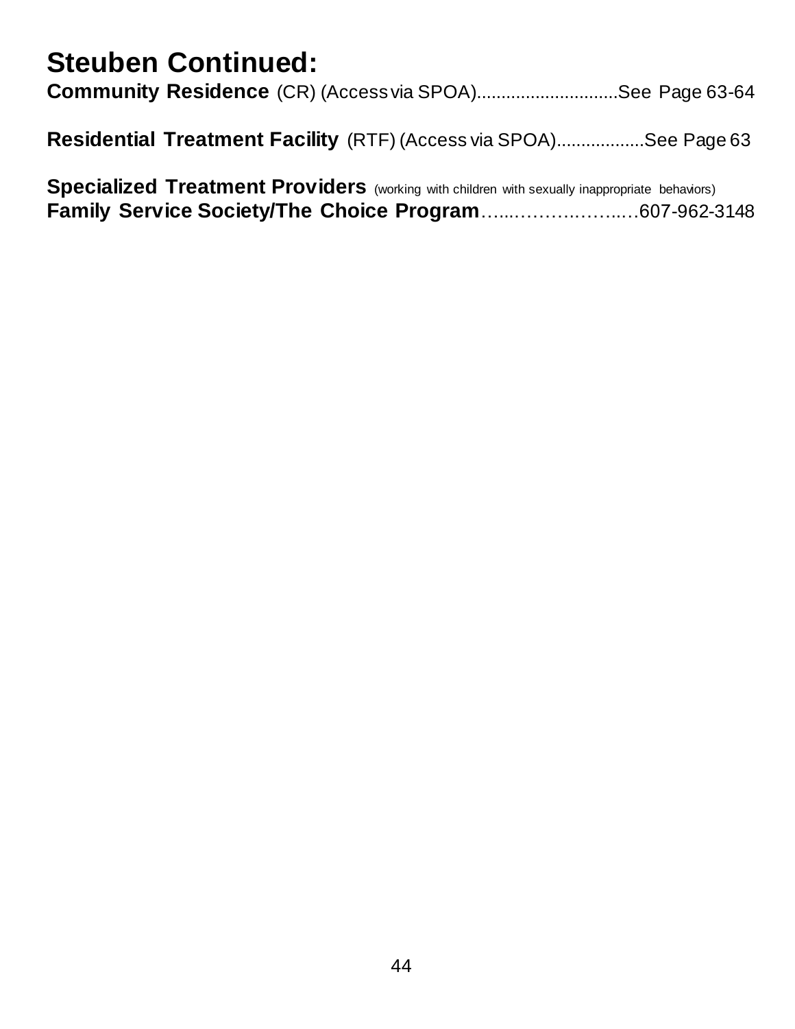# Steuben Continued:

**Community Residence** (CR) (Access via SPOA)............................See Page 63-64

**Residential Treatment Facility** (RTF) (Access via SPOA)..................See Page 63

**Specialized Treatment Providers** (working with children with sexually inappropriate behaviors)
**Family Service Society/The Choice Program**…....……….……...…607-962-3148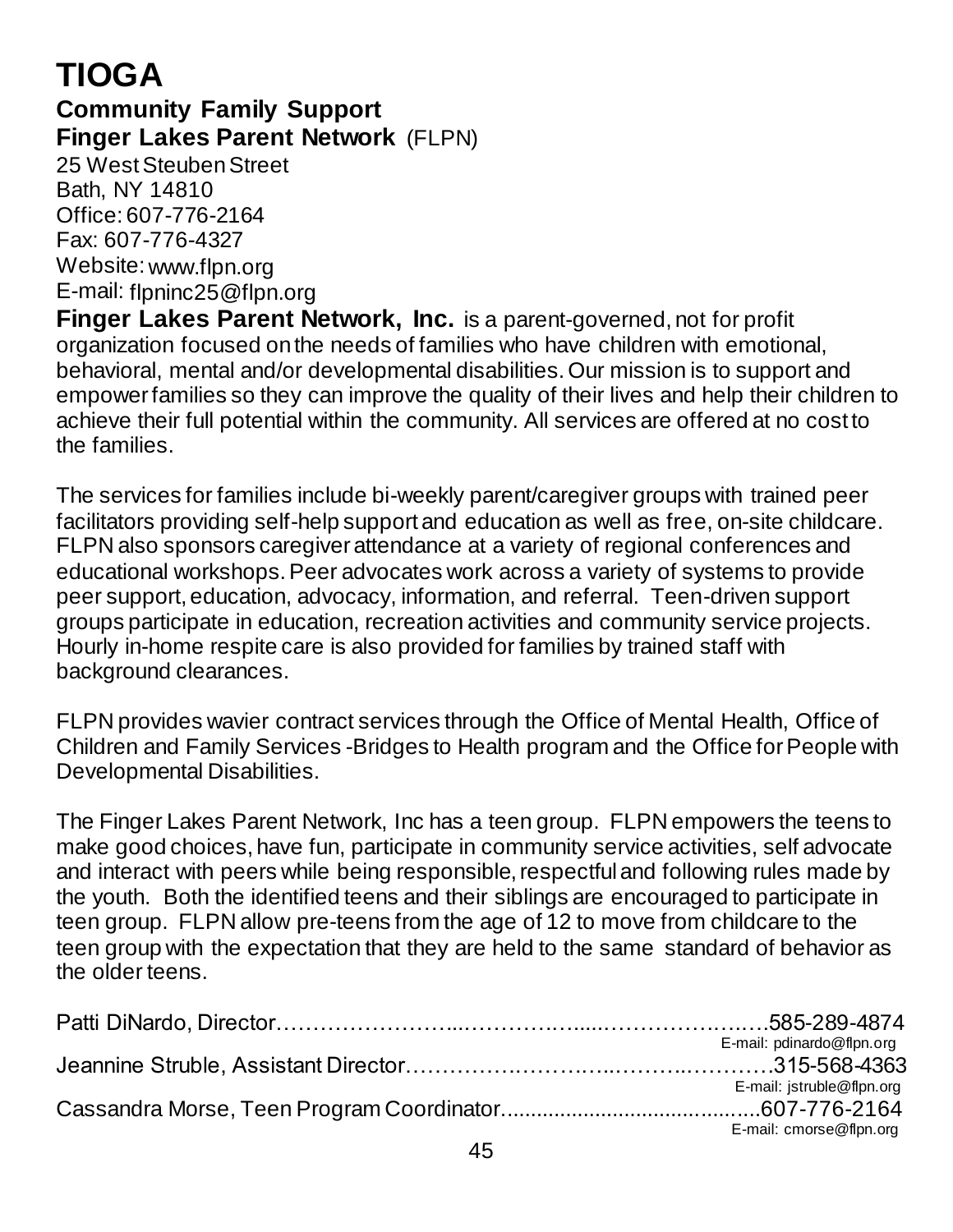# TIOGA

## Community Family Support

### Finger Lakes Parent Network (FLPN)

25 West Steuben Street
Bath, NY 14810
Office: 607-776-2164
Fax: 607-776-4327
Website: www.flpn.org
E-mail: flpninc25@flpn.org

**Finger Lakes Parent Network, Inc.** is a parent-governed, not for profit organization focused on the needs of families who have children with emotional, behavioral, mental and/or developmental disabilities. Our mission is to support and empower families so they can improve the quality of their lives and help their children to achieve their full potential within the community. All services are offered at no cost to the families.

The services for families include bi-weekly parent/caregiver groups with trained peer facilitators providing self-help support and education as well as free, on-site childcare. FLPN also sponsors caregiver attendance at a variety of regional conferences and educational workshops. Peer advocates work across a variety of systems to provide peer support, education, advocacy, information, and referral. Teen-driven support groups participate in education, recreation activities and community service projects. Hourly in-home respite care is also provided for families by trained staff with background clearances.

FLPN provides wavier contract services through the Office of Mental Health, Office of Children and Family Services -Bridges to Health program and the Office for People with Developmental Disabilities.

The Finger Lakes Parent Network, Inc has a teen group. FLPN empowers the teens to make good choices, have fun, participate in community service activities, self advocate and interact with peers while being responsible, respectful and following rules made by the youth. Both the identified teens and their siblings are encouraged to participate in teen group. FLPN allow pre-teens from the age of 12 to move from childcare to the teen group with the expectation that they are held to the same standard of behavior as the older teens.

Patti DiNardo, Director……………………..…………..…...…………….….585-289-4874
E-mail: pdinardo@flpn.org

Jeannine Struble, Assistant Director……………..…………..………..…………315-568-4363
E-mail: jstruble@flpn.org

Cassandra Morse, Teen Program Coordinator.........................................607-776-2164
E-mail: cmorse@flpn.org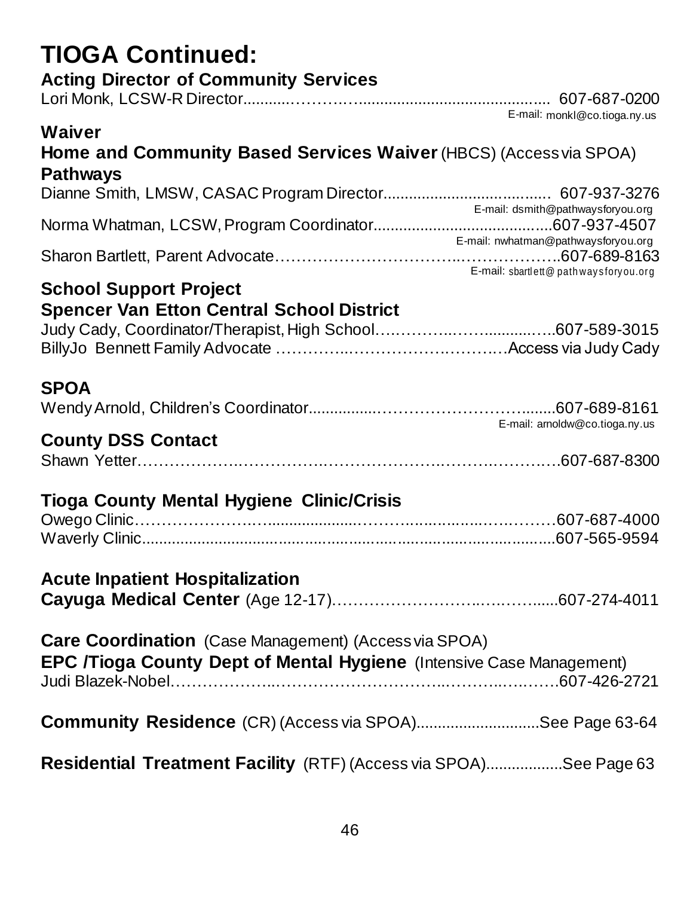# TIOGA Continued:

**Acting Director of Community Services**

Lori Monk, LCSW-R Director.......…………..................................... 607-687-0200
E-mail: monkl@co.tioga.ny.us

**Waiver**

**Home and Community Based Services Waiver** (HBCS) (Access via SPOA)

**Pathways**

Dianne Smith, LMSW, CASAC Program Director...................................... 607-937-3276
E-mail: dsmith@pathwaysforyou.org

Norma Whatman, LCSW, Program Coordinator.........................................607-937-4507
E-mail: nwhatman@pathwaysforyou.org

Sharon Bartlett, Parent Advocate…………………………..……………….607-689-8163
E-mail: sbartlett@pathwaysforyou.org

**School Support Project**

**Spencer Van Etton Central School District**

Judy Cady, Coordinator/Therapist, High School….………..……...........…..607-589-3015

BillyJo Bennett Family Advocate …………..…………………..……..…Access via Judy Cady

**SPOA**

Wendy Arnold, Children's Coordinator...............……………………….......607-689-8161
E-mail: arnoldw@co.tioga.ny.us

**County DSS Contact**

Shawn Yetter……………….…………….………………….……….…….….607-687-8300

**Tioga County Mental Hygiene Clinic/Crisis**

Owego Clinic…………………..................………...........….….……607-687-4000

Waverly Clinic.................................................................................607-565-9594

**Acute Inpatient Hospitalization**

**Cayuga Medical Center** (Age 12-17)……………………..….……......607-274-4011

**Care Coordination** (Case Management) (Access via SPOA)

**EPC /Tioga County Dept of Mental Hygiene** (Intensive Case Management)

Judi Blazek-Nobel………………...…………………………..………..….…….607-426-2721

**Community Residence** (CR) (Access via SPOA)............................See Page 63-64

**Residential Treatment Facility** (RTF) (Access via SPOA).................See Page 63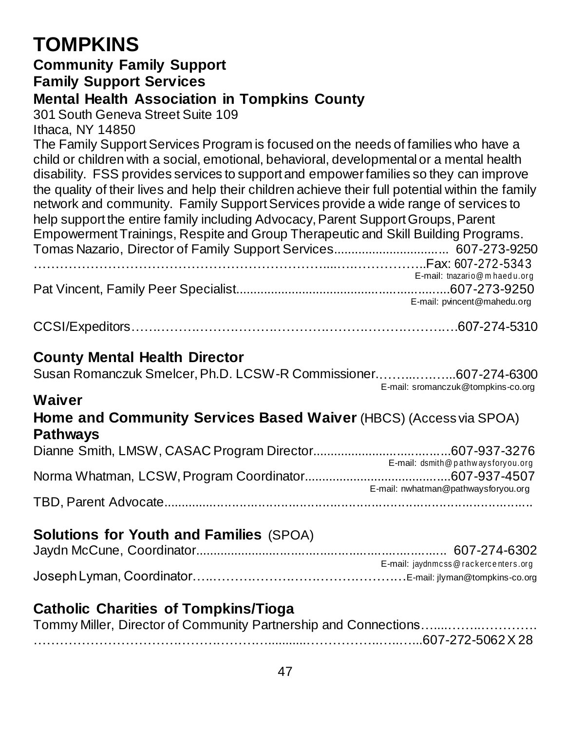# TOMPKINS

## Community Family Support

## Family Support Services

## Mental Health Association in Tompkins County

301 South Geneva Street Suite 109
Ithaca, NY 14850

The Family Support Services Program is focused on the needs of families who have a child or children with a social, emotional, behavioral, developmental or a mental health disability. FSS provides services to support and empower families so they can improve the quality of their lives and help their children achieve their full potential within the family network and community. Family Support Services provide a wide range of services to help support the entire family including Advocacy, Parent Support Groups, Parent Empowerment Trainings, Respite and Group Therapeutic and Skill Building Programs.

Tomas Nazario, Director of Family Support Services................................ 607-273-9250
……………………………………………………………...……………….Fax: 607-272-5343
E-mail: tnazario@mhaedu.org

Pat Vincent, Family Peer Specialist.........................................................607-273-9250
E-mail: pvincent@mahedu.org

CCSI/Expeditors……………………………………………………………………607-274-5310

## County Mental Health Director

Susan Romanczuk Smelcer, Ph.D. LCSW-R Commissioner.……...……...607-274-6300
E-mail: sromanczuk@tompkins-co.org

## Waiver

## Home and Community Services Based Waiver (HBCS) (Access via SPOA)

## Pathways

Dianne Smith, LMSW, CASAC Program Director.....................................607-937-3276
E-mail: dsmith@pathwaysforyou.org

Norma Whatman, LCSW, Program Coordinator........................................607-937-4507
E-mail: nwhatman@pathwaysforyou.org

TBD, Parent Advocate..........................................................................................

## Solutions for Youth and Families (SPOA)

Jaydn McCune, Coordinator.................................................................. 607-274-6302
E-mail: jaydnmcss@rackercenters.org

Joseph Lyman, Coordinator…….…………………………………………E-mail: jlyman@tompkins-co.org

## Catholic Charities of Tompkins/Tioga

Tommy Miller, Director of Community Partnership and Connections…....……..………….
…………………………………………………….........……………..……..607-272-5062 X 28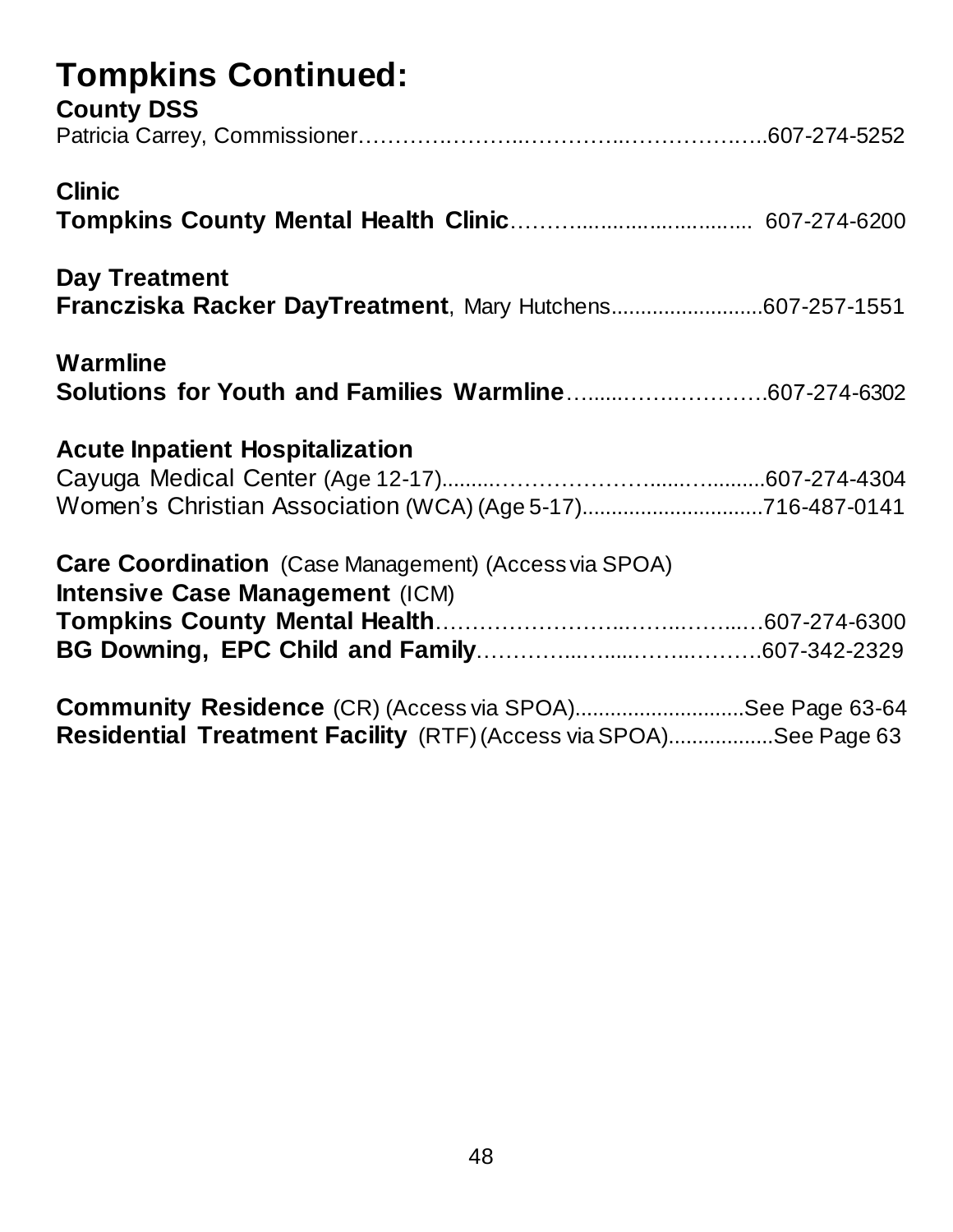# Tompkins Continued:

**County DSS**

Patricia Carrey, Commissioner……………………………………………..607-274-5252

**Clinic**

**Tompkins County Mental Health Clinic**……….......................... 607-274-6200

**Day Treatment**

**Franczisak Racker DayTreatment**, Mary Hutchens.........................607-257-1551

**Warmline**

**Solutions for Youth and Families Warmline**…......…….………….607-274-6302

**Acute Inpatient Hospitalization**

Cayuga Medical Center (Age 12-17).........…………………......….........607-274-4304

Women's Christian Association (WCA) (Age 5-17)..............................716-487-0141

**Care Coordination** (Case Management) (Access via SPOA)

**Intensive Case Management** (ICM)

**Tompkins County Mental Health**……………………...……...……...…607-274-6300

**BG Downing, EPC Child and Family**…………....…....……...……….607-342-2329

**Community Residence** (CR) (Access via SPOA).............................See Page 63-64

**Residential Treatment Facility** (RTF) (Access via SPOA)..................See Page 63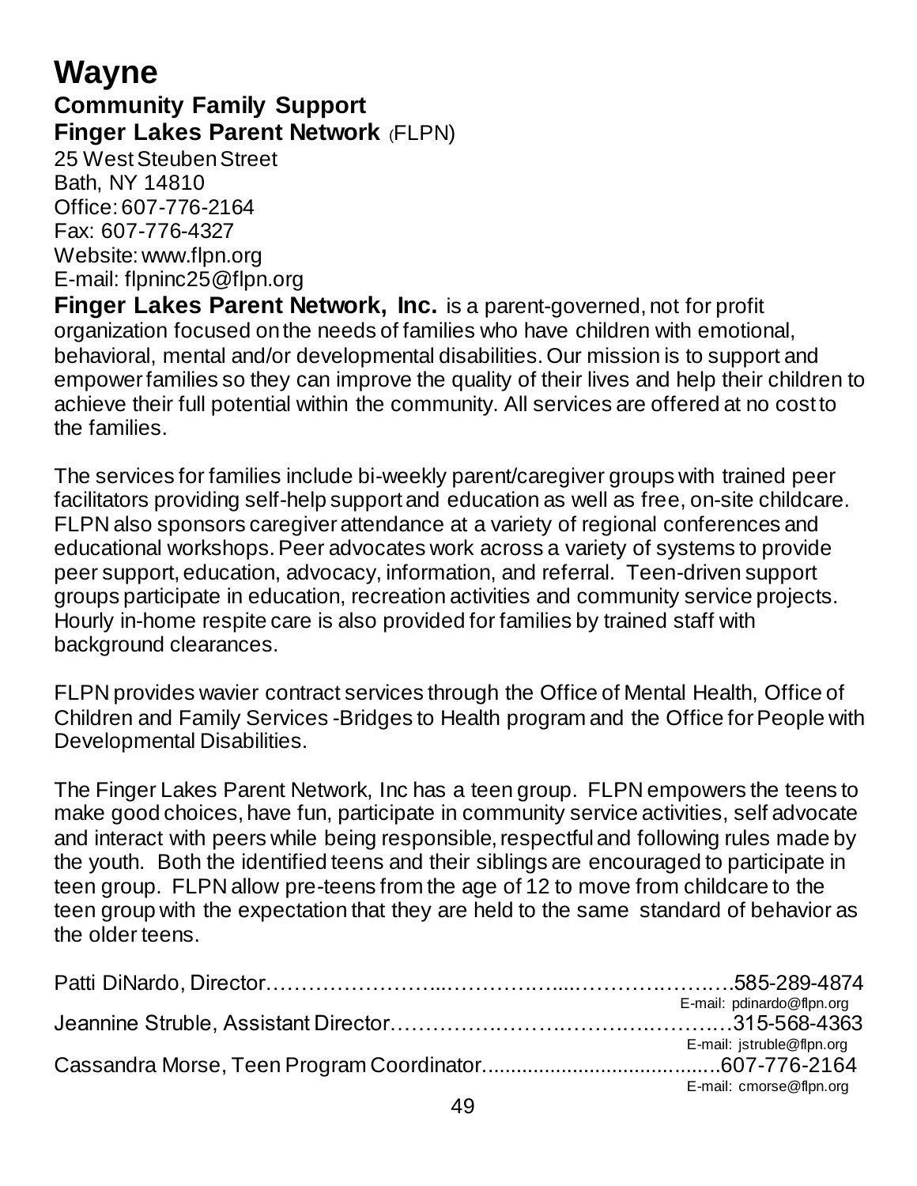# Wayne

## Community Family Support

### Finger Lakes Parent Network (FLPN)

25 West Steuben Street
Bath, NY 14810
Office: 607-776-2164
Fax: 607-776-4327
Website: www.flpn.org
E-mail: flpninc25@flpn.org

**Finger Lakes Parent Network, Inc.** is a parent-governed, not for profit organization focused on the needs of families who have children with emotional, behavioral, mental and/or developmental disabilities. Our mission is to support and empower families so they can improve the quality of their lives and help their children to achieve their full potential within the community. All services are offered at no cost to the families.

The services for families include bi-weekly parent/caregiver groups with trained peer facilitators providing self-help support and education as well as free, on-site childcare. FLPN also sponsors caregiver attendance at a variety of regional conferences and educational workshops. Peer advocates work across a variety of systems to provide peer support, education, advocacy, information, and referral. Teen-driven support groups participate in education, recreation activities and community service projects. Hourly in-home respite care is also provided for families by trained staff with background clearances.

FLPN provides wavier contract services through the Office of Mental Health, Office of Children and Family Services -Bridges to Health program and the Office for People with Developmental Disabilities.

The Finger Lakes Parent Network, Inc has a teen group. FLPN empowers the teens to make good choices, have fun, participate in community service activities, self advocate and interact with peers while being responsible, respectful and following rules made by the youth. Both the identified teens and their siblings are encouraged to participate in teen group. FLPN allow pre-teens from the age of 12 to move from childcare to the teen group with the expectation that they are held to the same standard of behavior as the older teens.

Patti DiNardo, Director……………………..……………....…………….…..….585-289-4874
E-mail: pdinardo@flpn.org

Jeannine Struble, Assistant Director……………….……….…….….………..…315-568-4363
E-mail: jstruble@flpn.org

Cassandra Morse, Teen Program Coordinator.........................................607-776-2164
E-mail: cmorse@flpn.org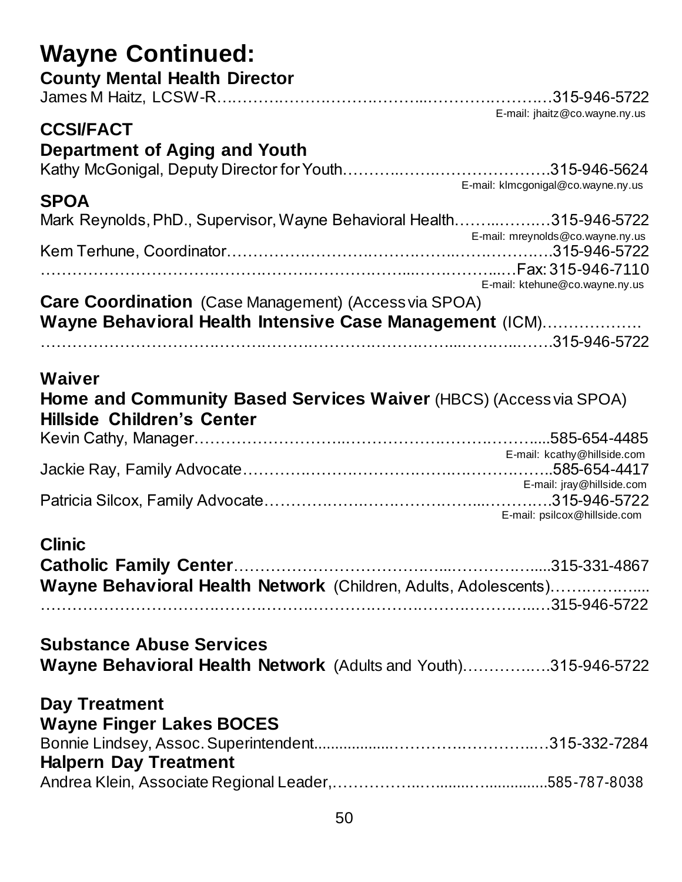# Wayne Continued:

**County Mental Health Director**

James M Haitz, LCSW-R……………………………………………………315-946-5722
E-mail: jhaitz@co.wayne.ny.us

## CCSI/FACT

**Department of Aging and Youth**

Kathy McGonigal, Deputy Director for Youth……………………………….315-946-5624
E-mail: klmcgonigal@co.wayne.ny.us

## SPOA

Mark Reynolds, PhD., Supervisor, Wayne Behavioral Health………………315-946-5722
E-mail: mreynolds@co.wayne.ny.us

Kem Terhune, Coordinator……………………………………………………315-946-5722
……………………………………………………………………………Fax: 315-946-7110
E-mail: ktehune@co.wayne.ny.us

**Care Coordination** (Case Management) (Access via SPOA)

**Wayne Behavioral Health Intensive Case Management** (ICM)……………….
……………………………………………………………………………315-946-5722

## Waiver

**Home and Community Based Services Waiver** (HBCS) (Access via SPOA)

**Hillside Children's Center**

Kevin Cathy, Manager…………………………………………………………585-654-4485
E-mail: kcathy@hillside.com

Jackie Ray, Family Advocate………………………………………………..585-654-4417
E-mail: jray@hillside.com

Patricia Silcox, Family Advocate…………………………………………….315-946-5722
E-mail: psilcox@hillside.com

## Clinic

**Catholic Family Center**……………………………………………………315-331-4867

**Wayne Behavioral Health Network** (Children, Adults, Adolescents)…………....
……………………………………………………………………………315-946-5722

## Substance Abuse Services

**Wayne Behavioral Health Network** (Adults and Youth)…………….315-946-5722

## Day Treatment

**Wayne Finger Lakes BOCES**

Bonnie Lindsey, Assoc. Superintendent……………………………………315-332-7284

**Halpern Day Treatment**

Andrea Klein, Associate Regional Leader,………………………………585-787-8038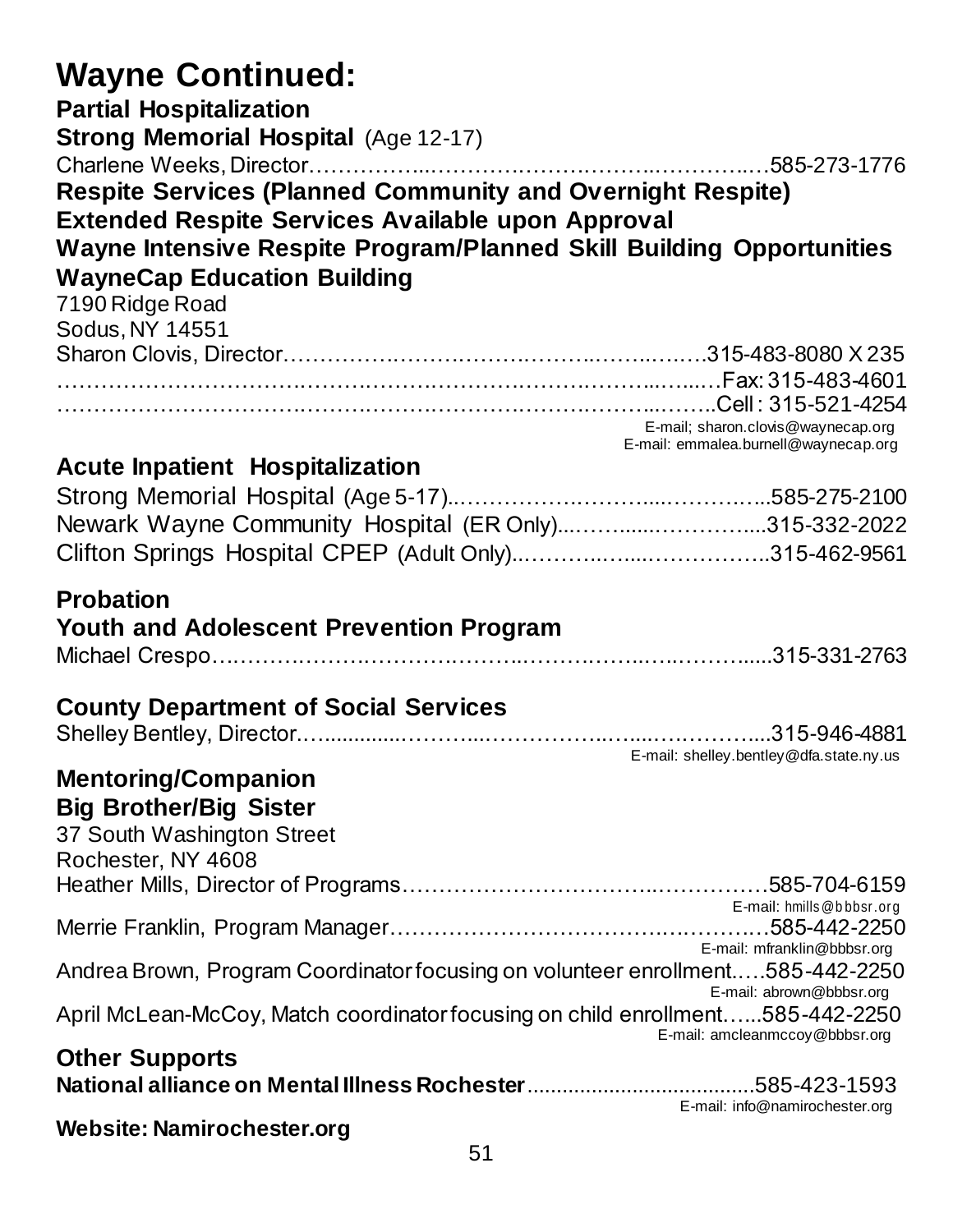# Wayne Continued:

**Partial Hospitalization**

**Strong Memorial Hospital** (Age 12-17)

Charlene Weeks, Director……………………………………………………585-273-1776

**Respite Services (Planned Community and Overnight Respite)**

**Extended Respite Services Available upon Approval**

**Wayne Intensive Respite Program/Planned Skill Building Opportunities**

**WayneCap Education Building**

7190 Ridge Road
Sodus, NY 14551

Sharon Clovis, Director……………………………………………315-483-8080 X 235

……………………………………………………………………Fax: 315-483-4601

……………………………………………………………………Cell : 315-521-4254

E-mail; sharon.clovis@waynecap.org
E-mail: emmalea.burnell@waynecap.org

## Acute Inpatient Hospitalization

Strong Memorial Hospital (Age 5-17)……………………………………585-275-2100

Newark Wayne Community Hospital (ER Only)……………………315-332-2022

Clifton Springs Hospital CPEP (Adult Only)…………………………315-462-9561

## Probation

### Youth and Adolescent Prevention Program

Michael Crespo…………………………………………………………315-331-2763

## County Department of Social Services

Shelley Bentley, Director……………………………………………………315-946-4881

E-mail: shelley.bentley@dfa.state.ny.us

## Mentoring/Companion

### Big Brother/Big Sister

37 South Washington Street
Rochester, NY 4608

Heather Mills, Director of Programs…………………………………………585-704-6159

E-mail: hmills@bbbsr.org

Merrie Franklin, Program Manager…………………………………………585-442-2250

E-mail: mfranklin@bbbsr.org

Andrea Brown, Program Coordinator focusing on volunteer enrollment…..585-442-2250

E-mail: abrown@bbbsr.org

April McLean-McCoy, Match coordinator focusing on child enrollment…...585-442-2250

E-mail: amcleanmccoy@bbbsr.org

## Other Supports

**National alliance on Mental Illness Rochester**.....................................585-423-1593

E-mail: info@namirochester.org

**Website: Namirochester.org**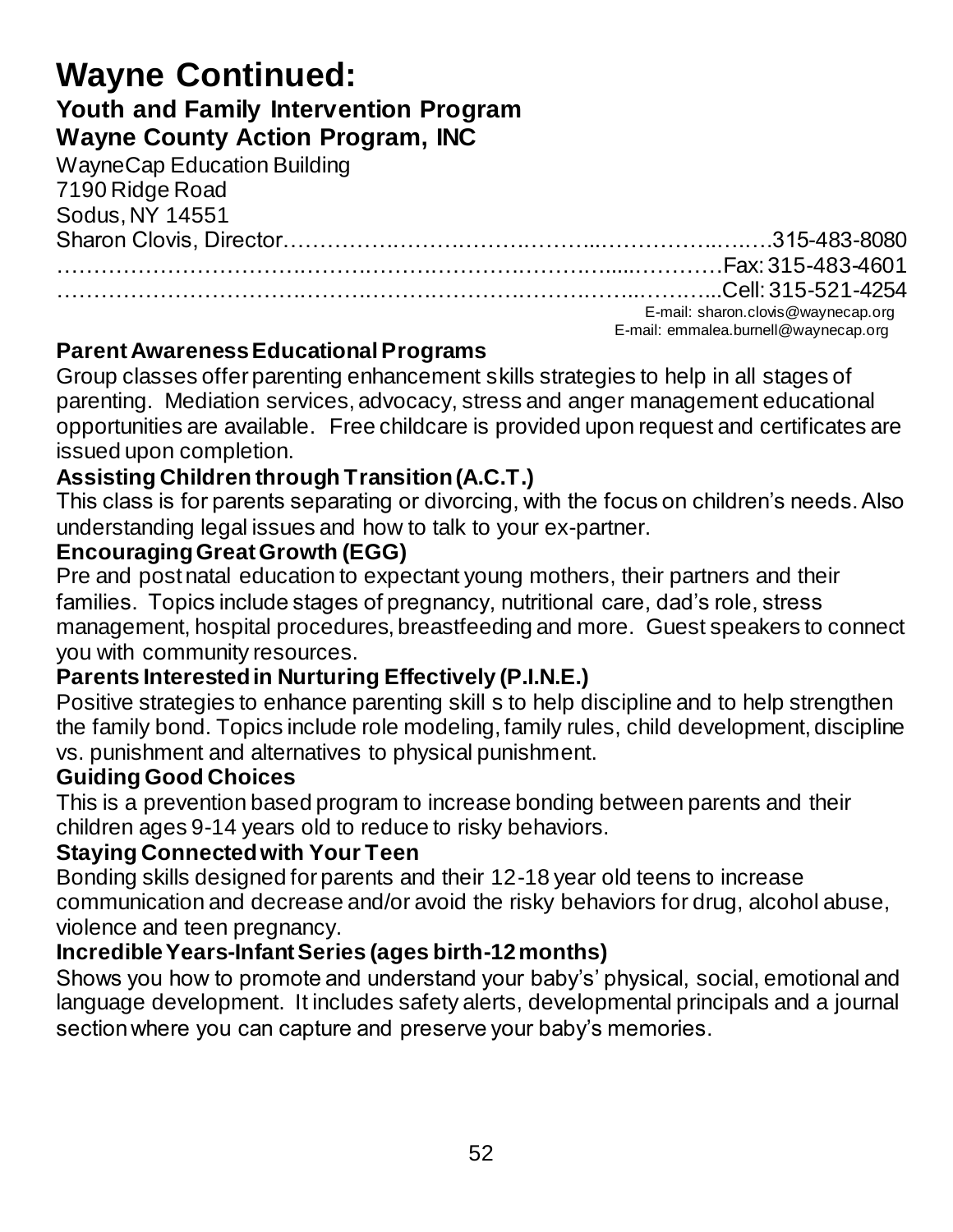# Wayne Continued:

### Youth and Family Intervention Program
### Wayne County Action Program, INC

WayneCap Education Building
7190 Ridge Road
Sodus, NY 14551
Sharon Clovis, Director……………………………………………………………315-483-8080
……………………………………………………………………………Fax: 315-483-4601
……………………………………………………………………………Cell: 315-521-4254
E-mail: sharon.clovis@waynecap.org
E-mail: emmalea.burnell@waynecap.org

**Parent Awareness Educational Programs**

Group classes offer parenting enhancement skills strategies to help in all stages of parenting. Mediation services, advocacy, stress and anger management educational opportunities are available. Free childcare is provided upon request and certificates are issued upon completion.

**Assisting Children through Transition (A.C.T.)**

This class is for parents separating or divorcing, with the focus on children's needs. Also understanding legal issues and how to talk to your ex-partner.

**Encouraging Great Growth (EGG)**

Pre and post natal education to expectant young mothers, their partners and their families. Topics include stages of pregnancy, nutritional care, dad's role, stress management, hospital procedures, breastfeeding and more. Guest speakers to connect you with community resources.

**Parents Interested in Nurturing Effectively (P.I.N.E.)**

Positive strategies to enhance parenting skill s to help discipline and to help strengthen the family bond. Topics include role modeling, family rules, child development, discipline vs. punishment and alternatives to physical punishment.

**Guiding Good Choices**

This is a prevention based program to increase bonding between parents and their children ages 9-14 years old to reduce to risky behaviors.

**Staying Connected with Your Teen**

Bonding skills designed for parents and their 12-18 year old teens to increase communication and decrease and/or avoid the risky behaviors for drug, alcohol abuse, violence and teen pregnancy.

**Incredible Years-Infant Series (ages birth-12 months)**

Shows you how to promote and understand your baby's' physical, social, emotional and language development. It includes safety alerts, developmental principals and a journal section where you can capture and preserve your baby's memories.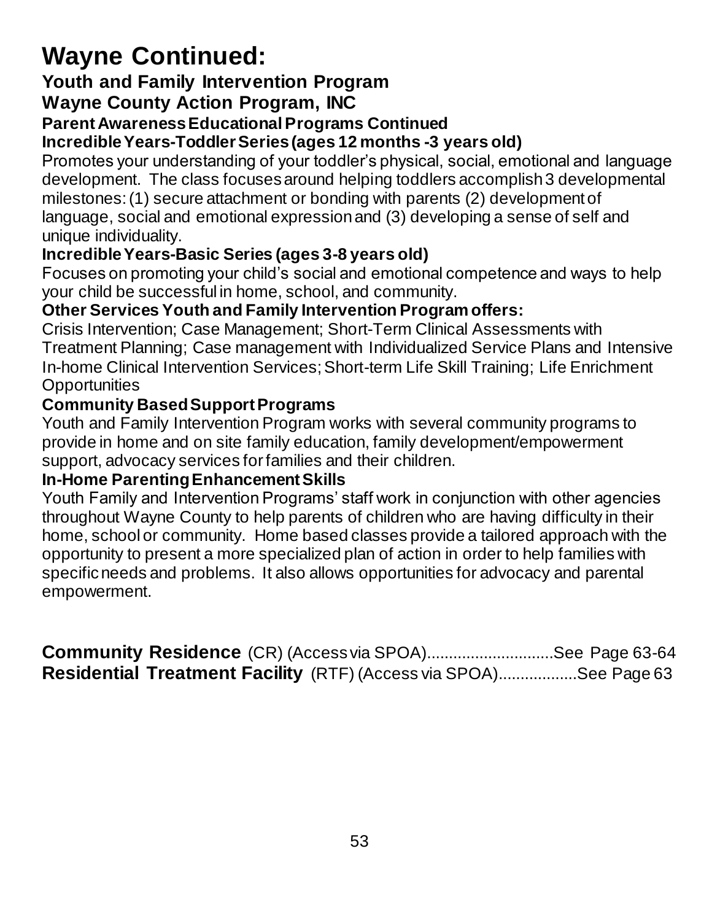# Wayne Continued:

## Youth and Family Intervention Program

## Wayne County Action Program, INC

### Parent Awareness Educational Programs Continued

**Incredible Years-Toddler Series (ages 12 months -3 years old)**

Promotes your understanding of your toddler's physical, social, emotional and language development. The class focuses around helping toddlers accomplish 3 developmental milestones: (1) secure attachment or bonding with parents (2) development of language, social and emotional expression and (3) developing a sense of self and unique individuality.

**Incredible Years-Basic Series (ages 3-8 years old)**

Focuses on promoting your child's social and emotional competence and ways to help your child be successful in home, school, and community.

**Other Services Youth and Family Intervention Program offers:**

Crisis Intervention; Case Management; Short-Term Clinical Assessments with Treatment Planning; Case management with Individualized Service Plans and Intensive In-home Clinical Intervention Services; Short-term Life Skill Training; Life Enrichment Opportunities

**Community Based Support Programs**

Youth and Family Intervention Program works with several community programs to provide in home and on site family education, family development/empowerment support, advocacy services for families and their children.

**In-Home Parenting Enhancement Skills**

Youth Family and Intervention Programs' staff work in conjunction with other agencies throughout Wayne County to help parents of children who are having difficulty in their home, school or community. Home based classes provide a tailored approach with the opportunity to present a more specialized plan of action in order to help families with specific needs and problems. It also allows opportunities for advocacy and parental empowerment.

**Community Residence** (CR) (Access via SPOA)............................See Page 63-64
**Residential Treatment Facility** (RTF) (Access via SPOA).................See Page 63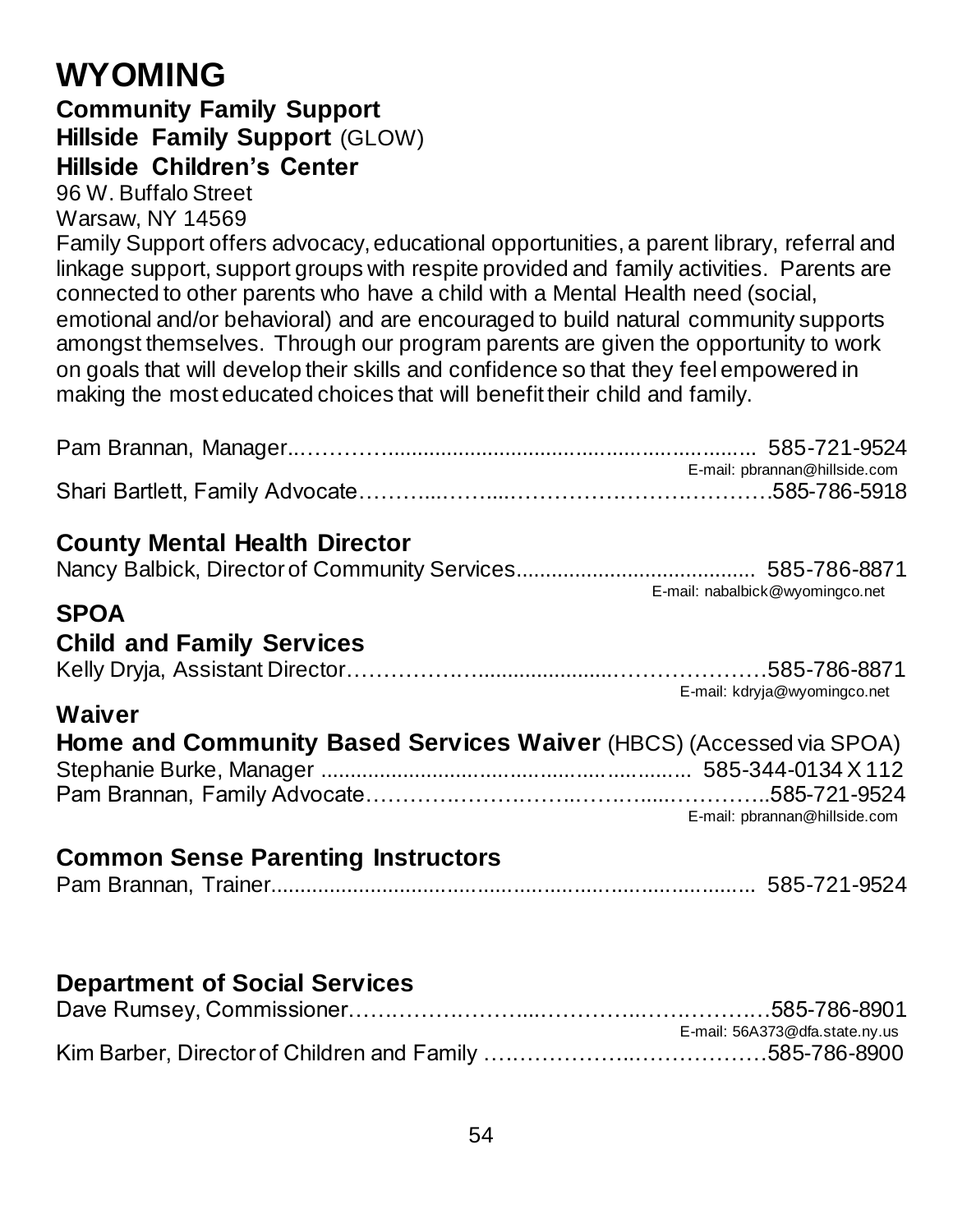# WYOMING

## Community Family Support

**Hillside Family Support** (GLOW)

**Hillside Children's Center**

96 W. Buffalo Street
Warsaw, NY 14569

Family Support offers advocacy, educational opportunities, a parent library, referral and linkage support, support groups with respite provided and family activities. Parents are connected to other parents who have a child with a Mental Health need (social, emotional and/or behavioral) and are encouraged to build natural community supports amongst themselves. Through our program parents are given the opportunity to work on goals that will develop their skills and confidence so that they feel empowered in making the most educated choices that will benefit their child and family.

Pam Brannan, Manager........................................................................ 585-721-9524
E-mail: pbrannan@hillside.com

Shari Bartlett, Family Advocate.......................................................585-786-5918

## County Mental Health Director

Nancy Balbick, Director of Community Services........................................ 585-786-8871
E-mail: nabalbick@wyomingco.net

## SPOA

## Child and Family Services

Kelly Dryja, Assistant Director.......................................................585-786-8871
E-mail: kdryja@wyomingco.net

## Waiver

**Home and Community Based Services Waiver** (HBCS) (Accessed via SPOA)

Stephanie Burke, Manager ........................................................ 585-344-0134 X 112

Pam Brannan, Family Advocate.......................................................585-721-9524
E-mail: pbrannan@hillside.com

## Common Sense Parenting Instructors

Pam Brannan, Trainer........................................................................ 585-721-9524

## Department of Social Services

Dave Rumsey, Commissioner.......................................................585-786-8901
E-mail: 56A373@dfa.state.ny.us

Kim Barber, Director of Children and Family .......................................585-786-8900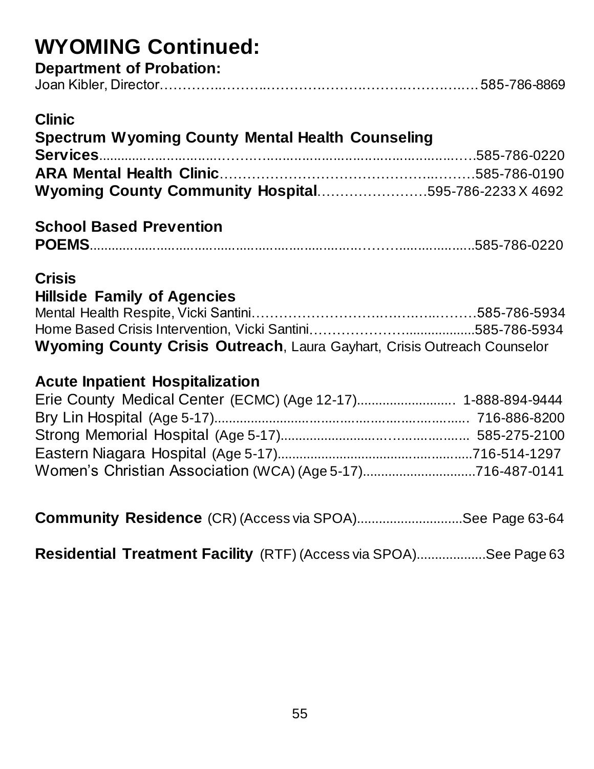# WYOMING Continued:

**Department of Probation:**

Joan Kibler, Director……………………………………………………585-786-8869

**Clinic**

**Spectrum Wyoming County Mental Health Counseling Services**………………………………………………585-786-0220

**ARA Mental Health Clinic**……………………………………………585-786-0190

**Wyoming County Community Hospital**……………………595-786-2233 X 4692

**School Based Prevention**

**POEMS**……………………………………………………………585-786-0220

**Crisis**

**Hillside Family of Agencies**

Mental Health Respite, Vicki Santini……………………………………585-786-5934

Home Based Crisis Intervention, Vicki Santini…………………………585-786-5934

**Wyoming County Crisis Outreach**, Laura Gayhart, Crisis Outreach Counselor

**Acute Inpatient Hospitalization**

Erie County Medical Center (ECMC) (Age 12-17)……………… 1-888-894-9444

Bry Lin Hospital (Age 5-17)………………………………………… 716-886-8200

Strong Memorial Hospital (Age 5-17)……………………………… 585-275-2100

Eastern Niagara Hospital (Age 5-17)………………………………716-514-1297

Women's Christian Association (WCA) (Age 5-17)………………716-487-0141

**Community Residence** (CR) (Access via SPOA)………………See Page 63-64

**Residential Treatment Facility** (RTF) (Access via SPOA)…………See Page 63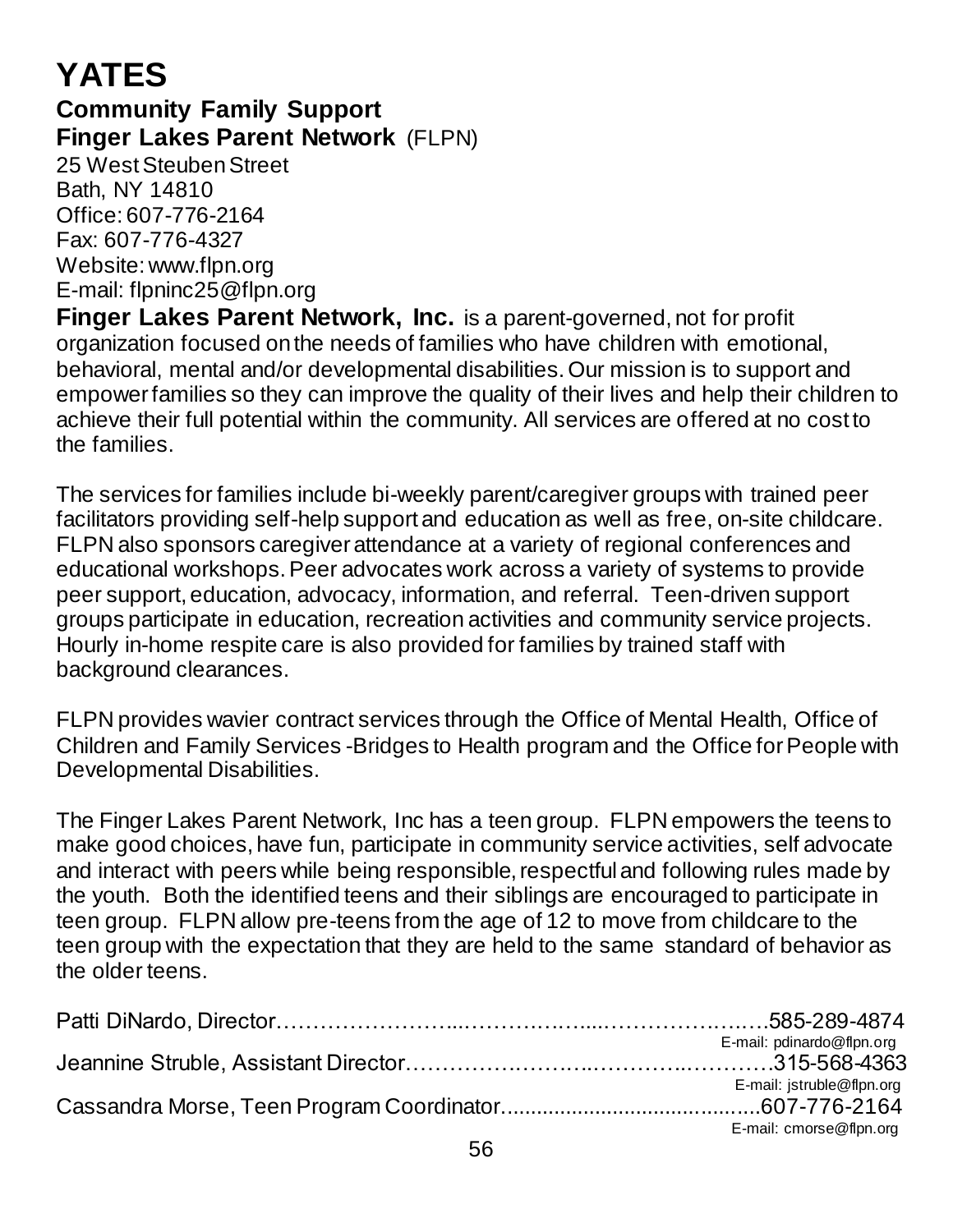# YATES

## Community Family Support

### Finger Lakes Parent Network (FLPN)

25 West Steuben Street
Bath, NY 14810
Office: 607-776-2164
Fax: 607-776-4327
Website: www.flpn.org
E-mail: flpninc25@flpn.org

**Finger Lakes Parent Network, Inc.** is a parent-governed, not for profit organization focused on the needs of families who have children with emotional, behavioral, mental and/or developmental disabilities. Our mission is to support and empower families so they can improve the quality of their lives and help their children to achieve their full potential within the community. All services are offered at no cost to the families.

The services for families include bi-weekly parent/caregiver groups with trained peer facilitators providing self-help support and education as well as free, on-site childcare. FLPN also sponsors caregiver attendance at a variety of regional conferences and educational workshops. Peer advocates work across a variety of systems to provide peer support, education, advocacy, information, and referral. Teen-driven support groups participate in education, recreation activities and community service projects. Hourly in-home respite care is also provided for families by trained staff with background clearances.

FLPN provides wavier contract services through the Office of Mental Health, Office of Children and Family Services -Bridges to Health program and the Office for People with Developmental Disabilities.

The Finger Lakes Parent Network, Inc has a teen group. FLPN empowers the teens to make good choices, have fun, participate in community service activities, self advocate and interact with peers while being responsible, respectful and following rules made by the youth. Both the identified teens and their siblings are encouraged to participate in teen group. FLPN allow pre-teens from the age of 12 to move from childcare to the teen group with the expectation that they are held to the same standard of behavior as the older teens.

Patti DiNardo, Director……………………………………………………………585-289-4874
E-mail: pdinardo@flpn.org

Jeannine Struble, Assistant Director……………………………………………315-568-4363
E-mail: jstruble@flpn.org

Cassandra Morse, Teen Program Coordinator……………………………………607-776-2164
E-mail: cmorse@flpn.org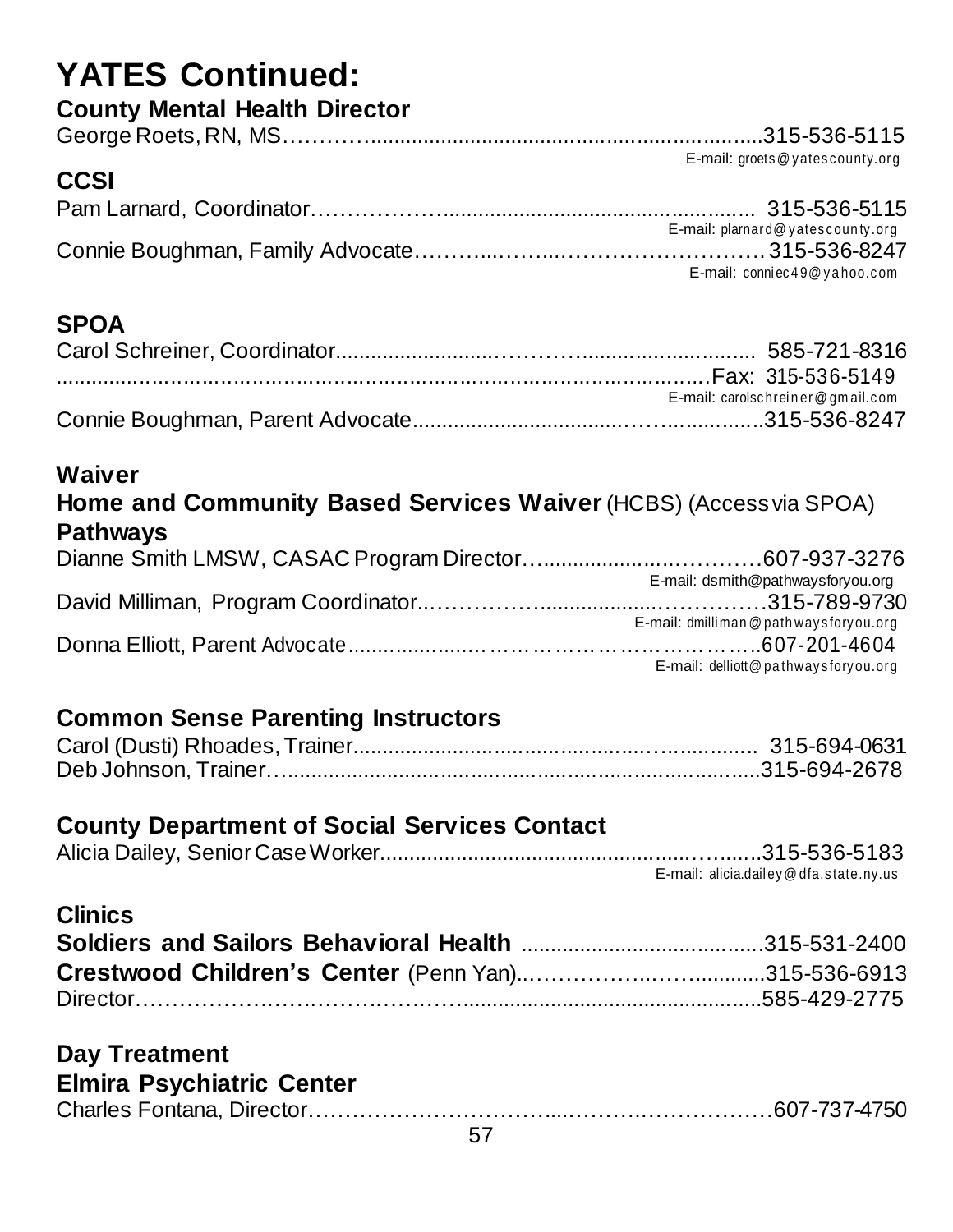# YATES Continued:

## County Mental Health Director

George Roets, RN, MS……………………………………………………315-536-5115
E-mail: groets@yatescounty.org

## CCSI

Pam Larnard, Coordinator……………………………………………… 315-536-5115
E-mail: plarnard@yatescounty.org

Connie Boughman, Family Advocate……………………………………315-536-8247
E-mail: conniec49@yahoo.com

## SPOA

Carol Schreiner, Coordinator…………………………………………… 585-721-8316
……………………………………………………………………Fax: 315-536-5149
E-mail: carolschreiner@gmail.com

Connie Boughman, Parent Advocate……………………………………315-536-8247

## Waiver

**Home and Community Based Services Waiver** (HCBS) (Access via SPOA)

**Pathways**

Dianne Smith LMSW, CASAC Program Director…………………………607-937-3276
E-mail: dsmith@pathwaysforyou.org

David Milliman, Program Coordinator……………………………………315-789-9730
E-mail: dmilliman@pathwaysforyou.org

Donna Elliott, Parent Advocate……………………………………………607-201-4604
E-mail: delliott@pathwaysforyou.org

## Common Sense Parenting Instructors

Carol (Dusti) Rhoades, Trainer…………………………………………… 315-694-0631
Deb Johnson, Trainer………………………………………………………315-694-2678

## County Department of Social Services Contact

Alicia Dailey, Senior Case Worker…………………………………………315-536-5183
E-mail: alicia.dailey@dfa.state.ny.us

## Clinics

**Soldiers and Sailors Behavioral Health** ……………………………315-531-2400
**Crestwood Children's Center** (Penn Yan)…………………………315-536-6913
Director……………………………………………………………………585-429-2775

## Day Treatment

**Elmira Psychiatric Center**

Charles Fontana, Director…………………………………………………607-737-4750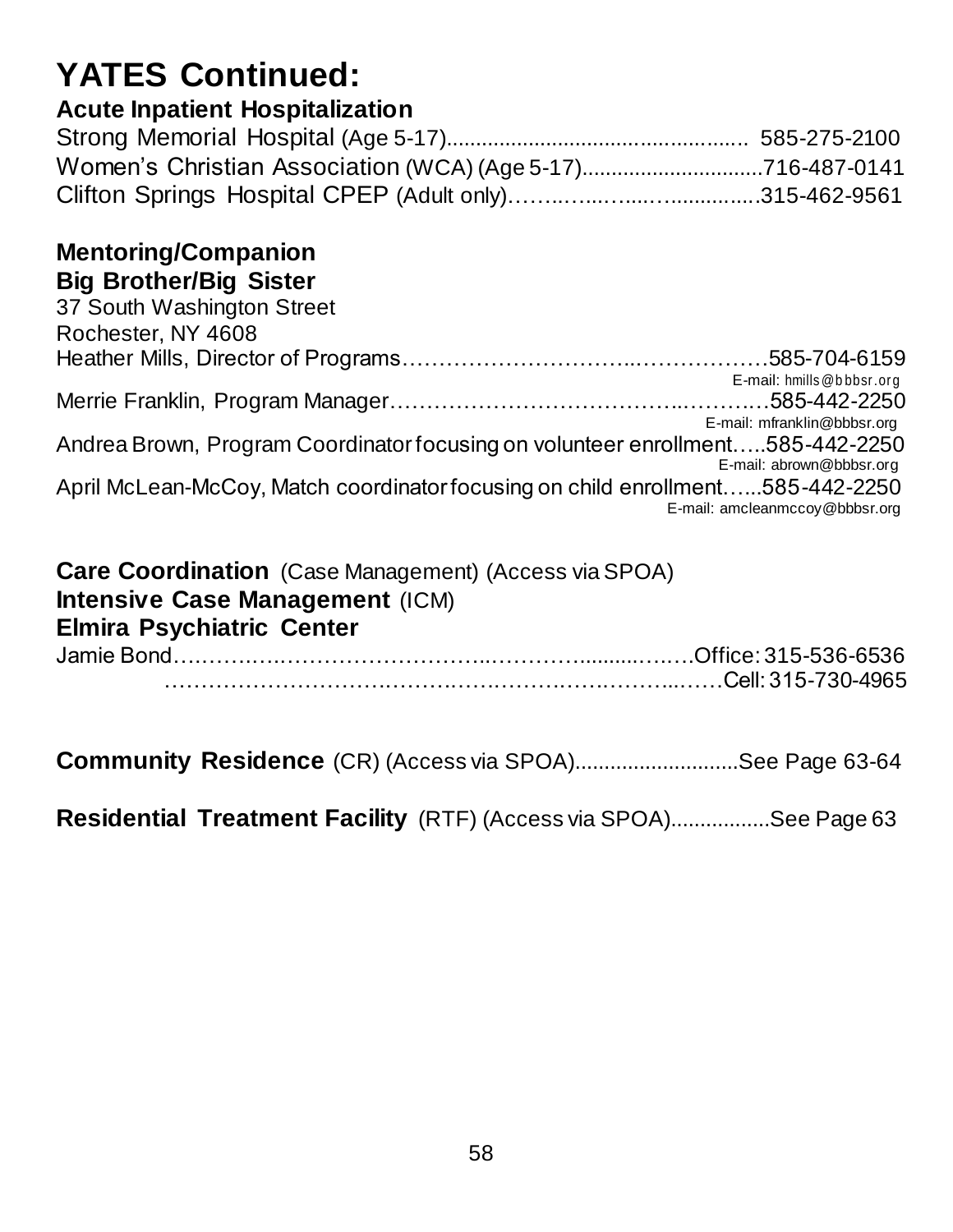# YATES Continued:

### Acute Inpatient Hospitalization

Strong Memorial Hospital (Age 5-17)................................................ 585-275-2100
Women's Christian Association (WCA) (Age 5-17)..............................716-487-0141
Clifton Springs Hospital CPEP (Adult only)……..…...…...…...............315-462-9561

### Mentoring/Companion

### Big Brother/Big Sister

37 South Washington Street
Rochester, NY 4608
Heather Mills, Director of Programs…………………………...………………585-704-6159
E-mail: hmills@bbbsr.org
Merrie Franklin, Program Manager……………………………………...……..…585-442-2250
E-mail: mfranklin@bbbsr.org
Andrea Brown, Program Coordinator focusing on volunteer enrollment…..585-442-2250
E-mail: abrown@bbbsr.org
April McLean-McCoy, Match coordinator focusing on child enrollment…...585-442-2250
E-mail: amcleanmccoy@bbbsr.org

### **Care Coordination** (Case Management) (Access via SPOA)

### **Intensive Case Management** (ICM)

### Elmira Psychiatric Center

Jamie Bond….……..…………………………...…………..........…..…Office: 315-536-6536
…………………………….……….………….……….………...……Cell: 315-730-4965

**Community Residence** (CR) (Access via SPOA)...........................See Page 63-64

**Residential Treatment Facility** (RTF) (Access via SPOA)................See Page 63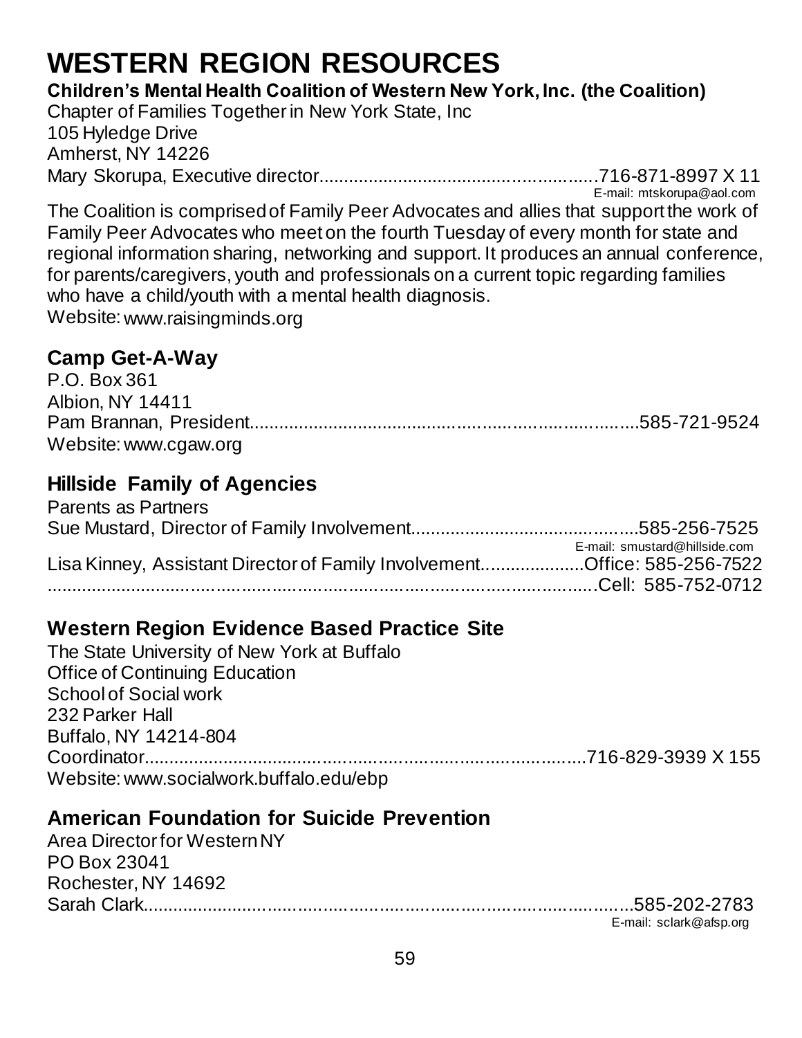# WESTERN REGION RESOURCES

**Children's Mental Health Coalition of Western New York, Inc. (the Coalition)**
Chapter of Families Together in New York State, Inc
105 Hyledge Drive
Amherst, NY 14226
Mary Skorupa, Executive director........................................................716-871-8997 X 11
E-mail: mtskorupa@aol.com

The Coalition is comprised of Family Peer Advocates and allies that support the work of Family Peer Advocates who meet on the fourth Tuesday of every month for state and regional information sharing, networking and support. It produces an annual conference, for parents/caregivers, youth and professionals on a current topic regarding families who have a child/youth with a mental health diagnosis.
Website: www.raisingminds.org

## Camp Get-A-Way

P.O. Box 361
Albion, NY 14411
Pam Brannan, President.................................................................................585-721-9524
Website: www.cgaw.org

## Hillside Family of Agencies

Parents as Partners
Sue Mustard, Director of Family Involvement.............................................585-256-7525
E-mail: smustard@hillside.com
Lisa Kinney, Assistant Director of Family Involvement....................Office: 585-256-7522
..............................................................................................................Cell: 585-752-0712

## Western Region Evidence Based Practice Site

The State University of New York at Buffalo
Office of Continuing Education
School of Social work
232 Parker Hall
Buffalo, NY 14214-804
Coordinator...........................................................................................716-829-3939 X 155
Website: www.socialwork.buffalo.edu/ebp

## American Foundation for Suicide Prevention

Area Director for Western NY
PO Box 23041
Rochester, NY 14692
Sarah Clark...............................................................................................585-202-2783
E-mail: sclark@afsp.org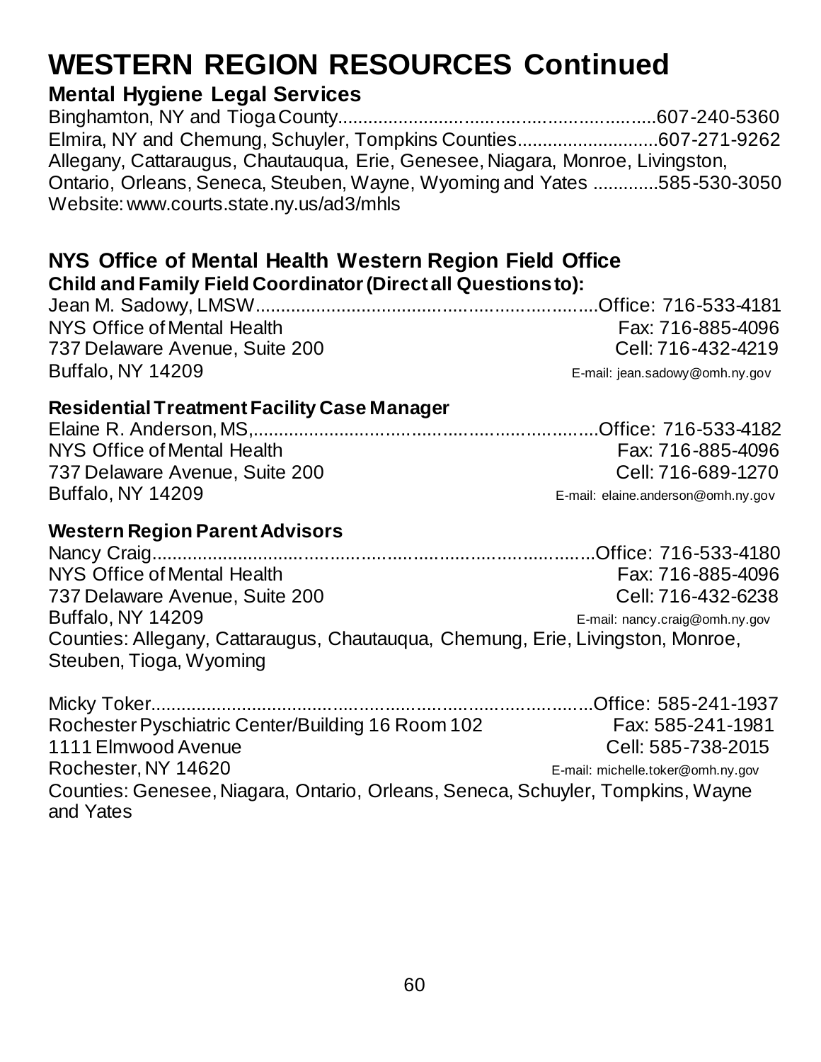# WESTERN REGION RESOURCES Continued

## Mental Hygiene Legal Services

Binghamton, NY and Tioga County..............................................................607-240-5360
Elmira, NY and Chemung, Schuyler, Tompkins Counties...........................607-271-9262
Allegany, Cattaraugus, Chautauqua, Erie, Genesee, Niagara, Monroe, Livingston, Ontario, Orleans, Seneca, Steuben, Wayne, Wyoming and Yates .............585-530-3050
Website: www.courts.state.ny.us/ad3/mhls

## NYS Office of Mental Health Western Region Field Office

### Child and Family Field Coordinator (Direct all Questions to):

Jean M. Sadowy, LMSW.................................................................Office: 716-533-4181
NYS Office of Mental Health — Fax: 716-885-4096
737 Delaware Avenue, Suite 200 — Cell: 716-432-4219
Buffalo, NY 14209 — E-mail: jean.sadowy@omh.ny.gov

### Residential Treatment Facility Case Manager

Elaine R. Anderson, MS,.................................................................Office: 716-533-4182
NYS Office of Mental Health — Fax: 716-885-4096
737 Delaware Avenue, Suite 200 — Cell: 716-689-1270
Buffalo, NY 14209 — E-mail: elaine.anderson@omh.ny.gov

### Western Region Parent Advisors

Nancy Craig.......................................................................................Office: 716-533-4180
NYS Office of Mental Health — Fax: 716-885-4096
737 Delaware Avenue, Suite 200 — Cell: 716-432-6238
Buffalo, NY 14209 — E-mail: nancy.craig@omh.ny.gov
Counties: Allegany, Cattaraugus, Chautauqua, Chemung, Erie, Livingston, Monroe, Steuben, Tioga, Wyoming

Micky Toker.......................................................................................Office: 585-241-1937
Rochester Pyschiatric Center/Building 16 Room 102 — Fax: 585-241-1981
1111 Elmwood Avenue — Cell: 585-738-2015
Rochester, NY 14620 — E-mail: michelle.toker@omh.ny.gov
Counties: Genesee, Niagara, Ontario, Orleans, Seneca, Schuyler, Tompkins, Wayne and Yates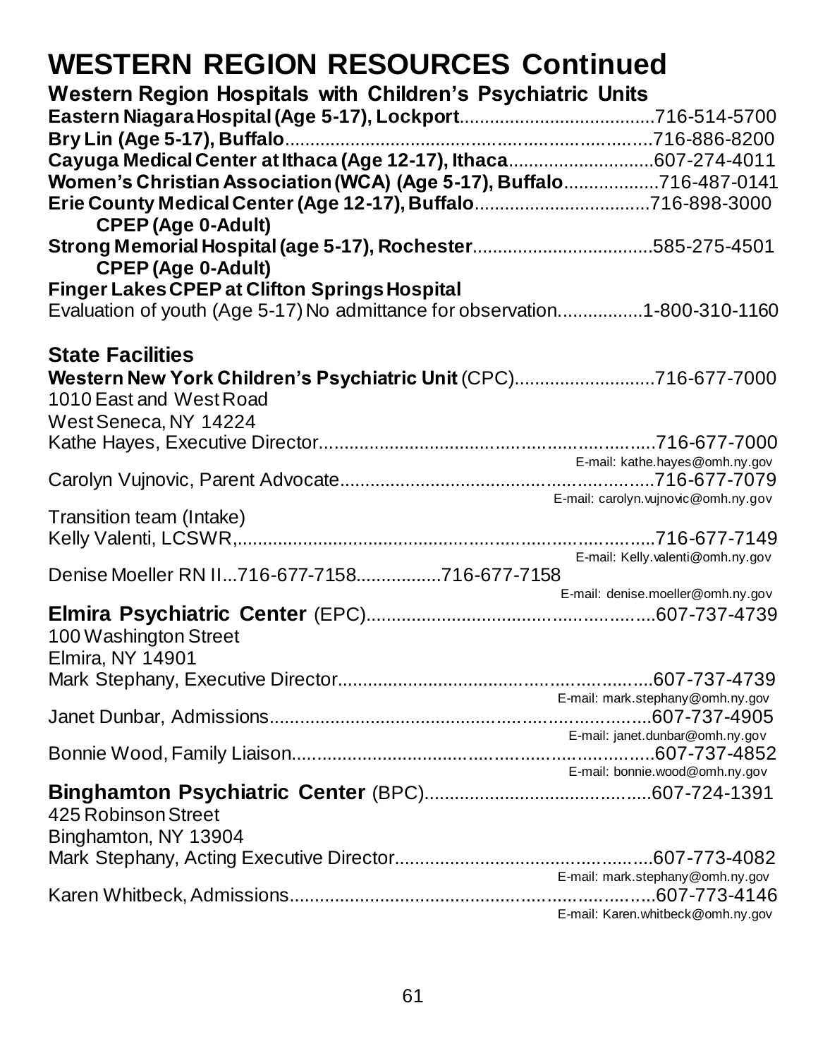# WESTERN REGION RESOURCES Continued

## Western Region Hospitals with Children's Psychiatric Units

**Eastern Niagara Hospital (Age 5-17), Lockport**......................................716-514-5700

**Bry Lin (Age 5-17), Buffalo**........................................................................716-886-8200

**Cayuga Medical Center at Ithaca (Age 12-17), Ithaca**.............................607-274-4011

**Women's Christian Association (WCA) (Age 5-17), Buffalo**...................716-487-0141

**Erie County Medical Center (Age 12-17), Buffalo**..................................716-898-3000

**CPEP (Age 0-Adult)**

**Strong Memorial Hospital (age 5-17), Rochester**...................................585-275-4501

**CPEP (Age 0-Adult)**

**Finger Lakes CPEP at Clifton Springs Hospital**

Evaluation of youth (Age 5-17) No admittance for observation.................1-800-310-1160

## State Facilities

**Western New York Children's Psychiatric Unit** (CPC)...........................716-677-7000
1010 East and West Road
West Seneca, NY 14224

Kathe Hayes, Executive Director.................................................................716-677-7000
E-mail: kathe.hayes@omh.ny.gov

Carolyn Vujnovic, Parent Advocate.............................................................716-677-7079
E-mail: carolyn.vujnovic@omh.ny.gov

Transition team (Intake)

Kelly Valenti, LCSWR,..................................................................................716-677-7149
E-mail: Kelly.valenti@omh.ny.gov

Denise Moeller RN II...716-677-7158................716-677-7158
E-mail: denise.moeller@omh.ny.gov

**Elmira Psychiatric Center** (EPC)........................................................607-737-4739
100 Washington Street
Elmira, NY 14901

Mark Stephany, Executive Director.............................................................607-737-4739
E-mail: mark.stephany@omh.ny.gov

Janet Dunbar, Admissions............................................................................607-737-4905
E-mail: janet.dunbar@omh.ny.gov

Bonnie Wood, Family Liaison......................................................................607-737-4852
E-mail: bonnie.wood@omh.ny.gov

**Binghamton Psychiatric Center** (BPC).............................................607-724-1391
425 Robinson Street
Binghamton, NY 13904

Mark Stephany, Acting Executive Director..................................................607-773-4082
E-mail: mark.stephany@omh.ny.gov

Karen Whitbeck, Admissions.......................................................................607-773-4146
E-mail: Karen.whitbeck@omh.ny.gov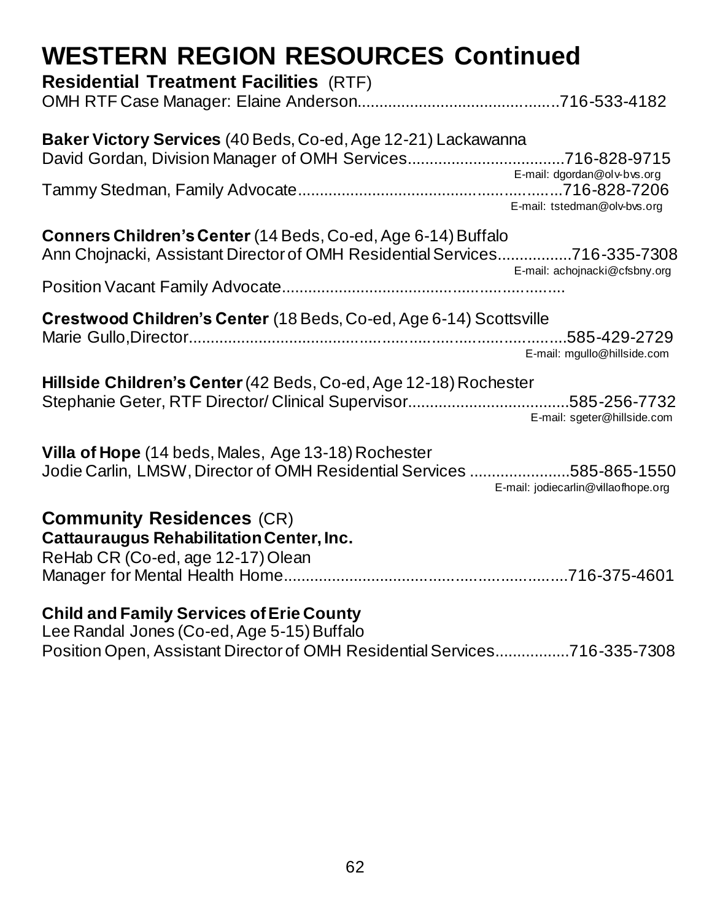# WESTERN REGION RESOURCES Continued

## Residential Treatment Facilities (RTF)

OMH RTF Case Manager: Elaine Anderson............................................716-533-4182

**Baker Victory Services** (40 Beds, Co-ed, Age 12-21) Lackawanna
David Gordan, Division Manager of OMH Services...................................716-828-9715
E-mail: dgordan@olv-bvs.org
Tammy Stedman, Family Advocate..........................................................716-828-7206
E-mail: tstedman@olv-bvs.org

**Conners Children's Center** (14 Beds, Co-ed, Age 6-14) Buffalo
Ann Chojnacki, Assistant Director of OMH Residential Services................716-335-7308
E-mail: achojnacki@cfsbny.org
Position Vacant Family Advocate..............................................................

**Crestwood Children's Center** (18 Beds, Co-ed, Age 6-14) Scottsville
Marie Gullo, Director.......................................................................585-429-2729
E-mail: mgullo@hillside.com

**Hillside Children's Center** (42 Beds, Co-ed, Age 12-18) Rochester
Stephanie Geter, RTF Director/ Clinical Supervisor....................................585-256-7732
E-mail: sgeter@hillside.com

**Villa of Hope** (14 beds, Males, Age 13-18) Rochester
Jodie Carlin, LMSW, Director of OMH Residential Services .......................585-865-1550
E-mail: jodiecarlin@villaofhope.org

## Community Residences (CR)

**Cattauraugus Rehabilitation Center, Inc.**
ReHab CR (Co-ed, age 12-17) Olean
Manager for Mental Health Home...............................................................716-375-4601

**Child and Family Services of Erie County**
Lee Randal Jones (Co-ed, Age 5-15) Buffalo
Position Open, Assistant Director of OMH Residential Services................716-335-7308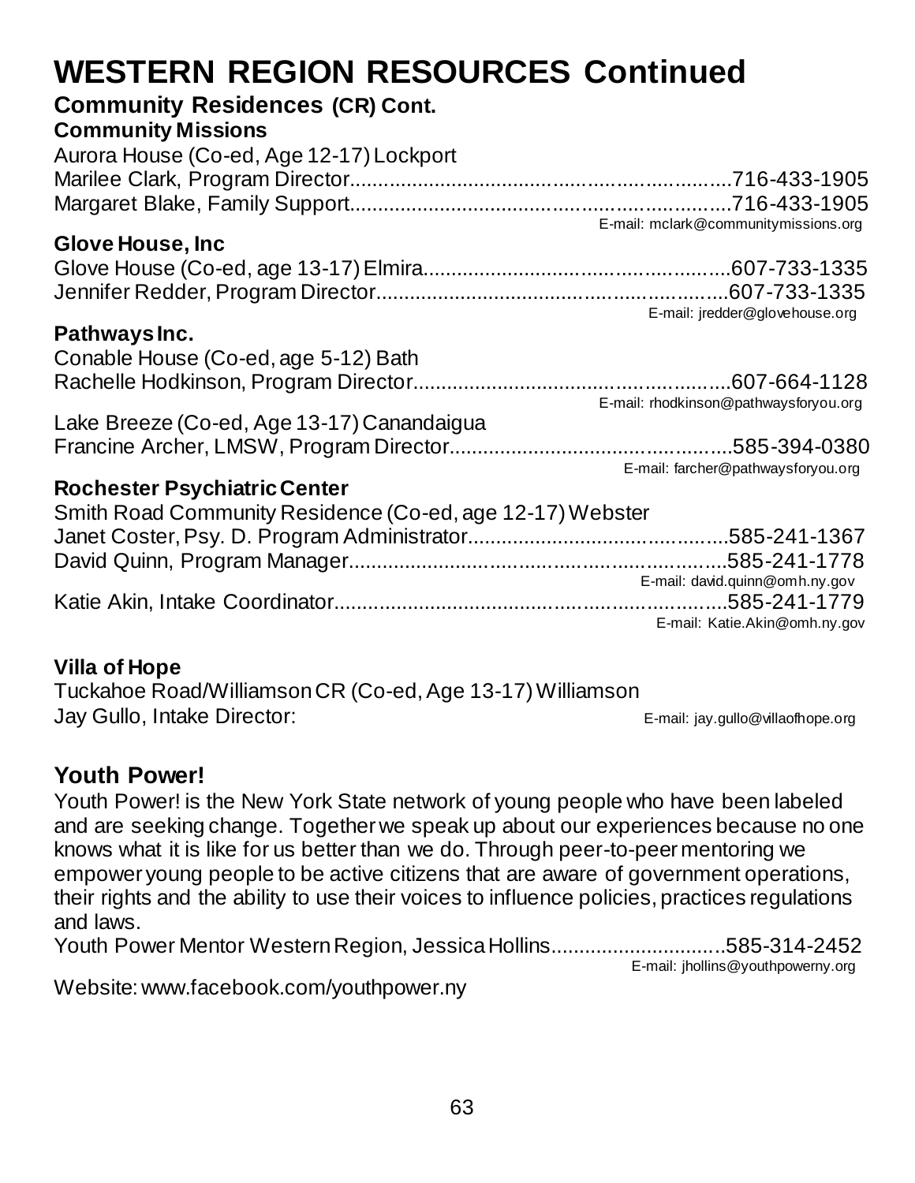# WESTERN REGION RESOURCES Continued

## Community Residences (CR) Cont.

### Community Missions

Aurora House (Co-ed, Age 12-17) Lockport
Marilee Clark, Program Director....................................................................716-433-1905
Margaret Blake, Family Support....................................................................716-433-1905
E-mail: mclark@communitymissions.org

### Glove House, Inc

Glove House (Co-ed, age 13-17) Elmira......................................................607-733-1335
Jennifer Redder, Program Director...............................................................607-733-1335
E-mail: jredder@glovehouse.org

### Pathways Inc.

Conable House (Co-ed, age 5-12) Bath
Rachelle Hodkinson, Program Director.........................................................607-664-1128
E-mail: rhodkinson@pathwaysforyou.org

Lake Breeze (Co-ed, Age 13-17) Canandaigua
Francine Archer, LMSW, Program Director.................................................585-394-0380
E-mail: farcher@pathwaysforyou.org

### Rochester Psychiatric Center

Smith Road Community Residence (Co-ed, age 12-17) Webster
Janet Coster, Psy. D. Program Administrator..............................................585-241-1367
David Quinn, Program Manager....................................................................585-241-1778
E-mail: david.quinn@omh.ny.gov
Katie Akin, Intake Coordinator.....................................................................585-241-1779
E-mail: Katie.Akin@omh.ny.gov

### Villa of Hope

Tuckahoe Road/Williamson CR (Co-ed, Age 13-17) Williamson
Jay Gullo, Intake Director: E-mail: jay.gullo@villaofhope.org

## Youth Power!

Youth Power! is the New York State network of young people who have been labeled and are seeking change. Together we speak up about our experiences because no one knows what it is like for us better than we do. Through peer-to-peer mentoring we empower young people to be active citizens that are aware of government operations, their rights and the ability to use their voices to influence policies, practices regulations and laws.

Youth Power Mentor Western Region, Jessica Hollins..............................585-314-2452
E-mail: jhollins@youthpowerny.org

Website: www.facebook.com/youthpower.ny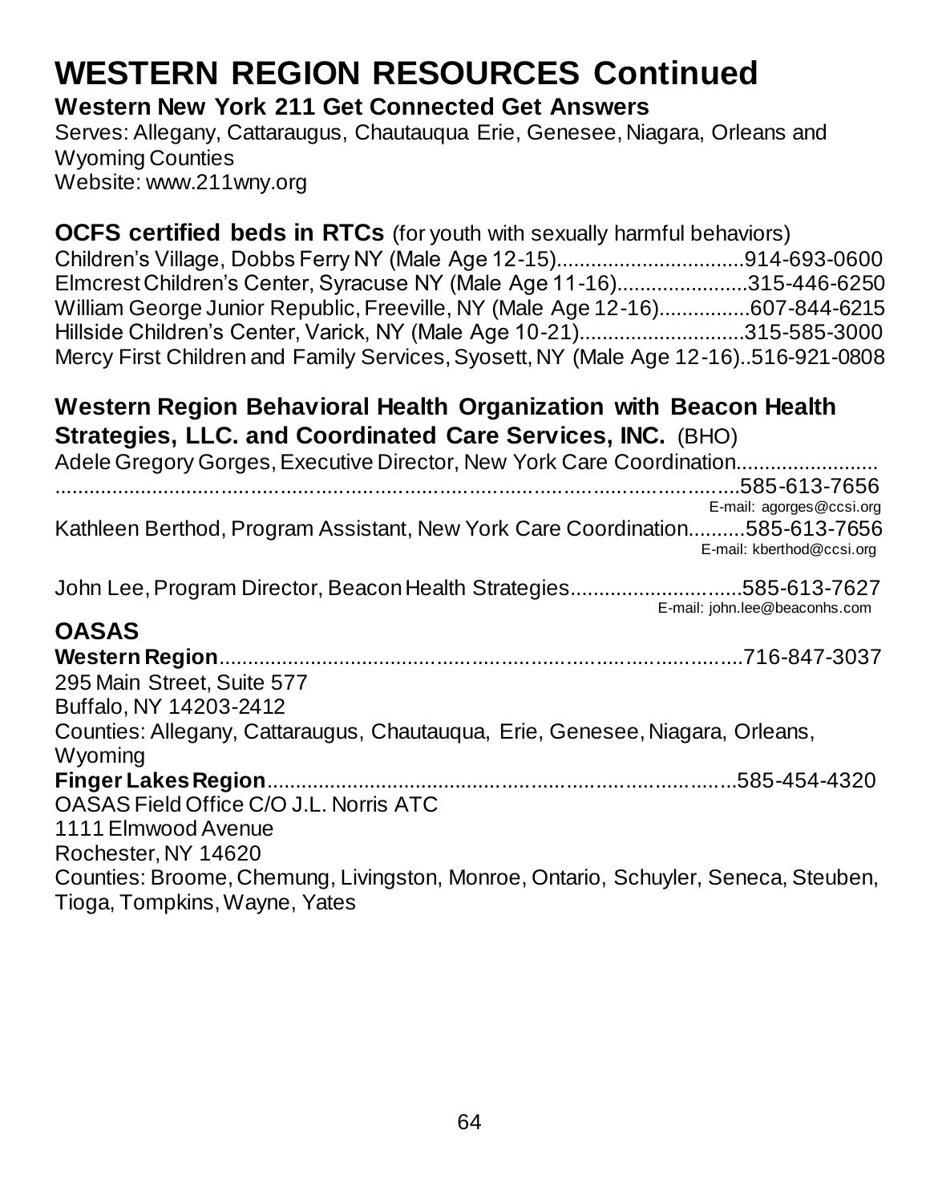# WESTERN REGION RESOURCES Continued

**Western New York 211 Get Connected Get Answers**
Serves: Allegany, Cattaraugus, Chautauqua Erie, Genesee, Niagara, Orleans and Wyoming Counties
Website: www.211wny.org

**OCFS certified beds in RTCs** (for youth with sexually harmful behaviors)
Children's Village, Dobbs Ferry NY (Male Age 12-15)................................914-693-0600
Elmcrest Children's Center, Syracuse NY (Male Age 11-16)......................315-446-6250
William George Junior Republic, Freeville, NY (Male Age 12-16)................607-844-6215
Hillside Children's Center, Varick, NY (Male Age 10-21)............................315-585-3000
Mercy First Children and Family Services, Syosett, NY (Male Age 12-16)..516-921-0808

## Western Region Behavioral Health Organization with Beacon Health Strategies, LLC. and Coordinated Care Services, INC. (BHO)

Adele Gregory Gorges, Executive Director, New York Care Coordination.........................
..........................................................................................................585-613-7656
E-mail: agorges@ccsi.org

Kathleen Berthod, Program Assistant, New York Care Coordination..........585-613-7656
E-mail: kberthod@ccsi.org

John Lee, Program Director, Beacon Health Strategies.............................585-613-7627
E-mail: john.lee@beaconhs.com

## OASAS

**Western Region**....................................................................................716-847-3037
295 Main Street, Suite 577
Buffalo, NY 14203-2412
Counties: Allegany, Cattaraugus, Chautauqua, Erie, Genesee, Niagara, Orleans, Wyoming

**Finger Lakes Region**..................................................................................585-454-4320
OASAS Field Office C/O J.L. Norris ATC
1111 Elmwood Avenue
Rochester, NY 14620
Counties: Broome, Chemung, Livingston, Monroe, Ontario, Schuyler, Seneca, Steuben, Tioga, Tompkins, Wayne, Yates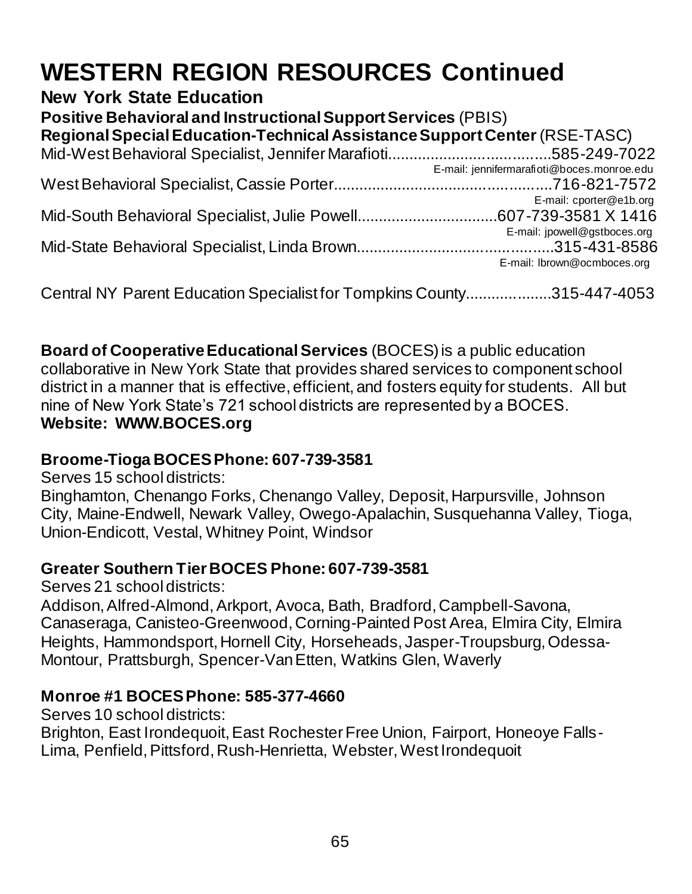# WESTERN REGION RESOURCES Continued

**New York State Education**

**Positive Behavioral and Instructional Support Services** (PBIS)

**Regional Special Education-Technical Assistance Support Center** (RSE-TASC)

Mid-West Behavioral Specialist, Jennifer Marafioti......................................585-249-7022
E-mail: jennifermarafioti@boces.monroe.edu

West Behavioral Specialist, Cassie Porter..................................................716-821-7572
E-mail: cporter@e1b.org

Mid-South Behavioral Specialist, Julie Powell.................................607-739-3581 X 1416
E-mail: jpowell@gstboces.org

Mid-State Behavioral Specialist, Linda Brown............................................315-431-8586
E-mail: lbrown@ocmboces.org

Central NY Parent Education Specialist for Tompkins County....................315-447-4053

**Board of Cooperative Educational Services** (BOCES) is a public education collaborative in New York State that provides shared services to component school district in a manner that is effective, efficient, and fosters equity for students. All but nine of New York State's 721 school districts are represented by a BOCES.
**Website: WWW.BOCES.org**

**Broome-Tioga BOCES Phone: 607-739-3581**
Serves 15 school districts:
Binghamton, Chenango Forks, Chenango Valley, Deposit, Harpursville, Johnson City, Maine-Endwell, Newark Valley, Owego-Apalachin, Susquehanna Valley, Tioga, Union-Endicott, Vestal, Whitney Point, Windsor

**Greater Southern Tier BOCES Phone: 607-739-3581**
Serves 21 school districts:
Addison, Alfred-Almond, Arkport, Avoca, Bath, Bradford, Campbell-Savona, Canaseraga, Canisteo-Greenwood, Corning-Painted Post Area, Elmira City, Elmira Heights, Hammondsport, Hornell City, Horseheads, Jasper-Troupsburg, Odessa-Montour, Prattsburgh, Spencer-Van Etten, Watkins Glen, Waverly

**Monroe #1 BOCES Phone: 585-377-4660**
Serves 10 school districts:
Brighton, East Irondequoit, East Rochester Free Union, Fairport, Honeoye Falls-Lima, Penfield, Pittsford, Rush-Henrietta, Webster, West Irondequoit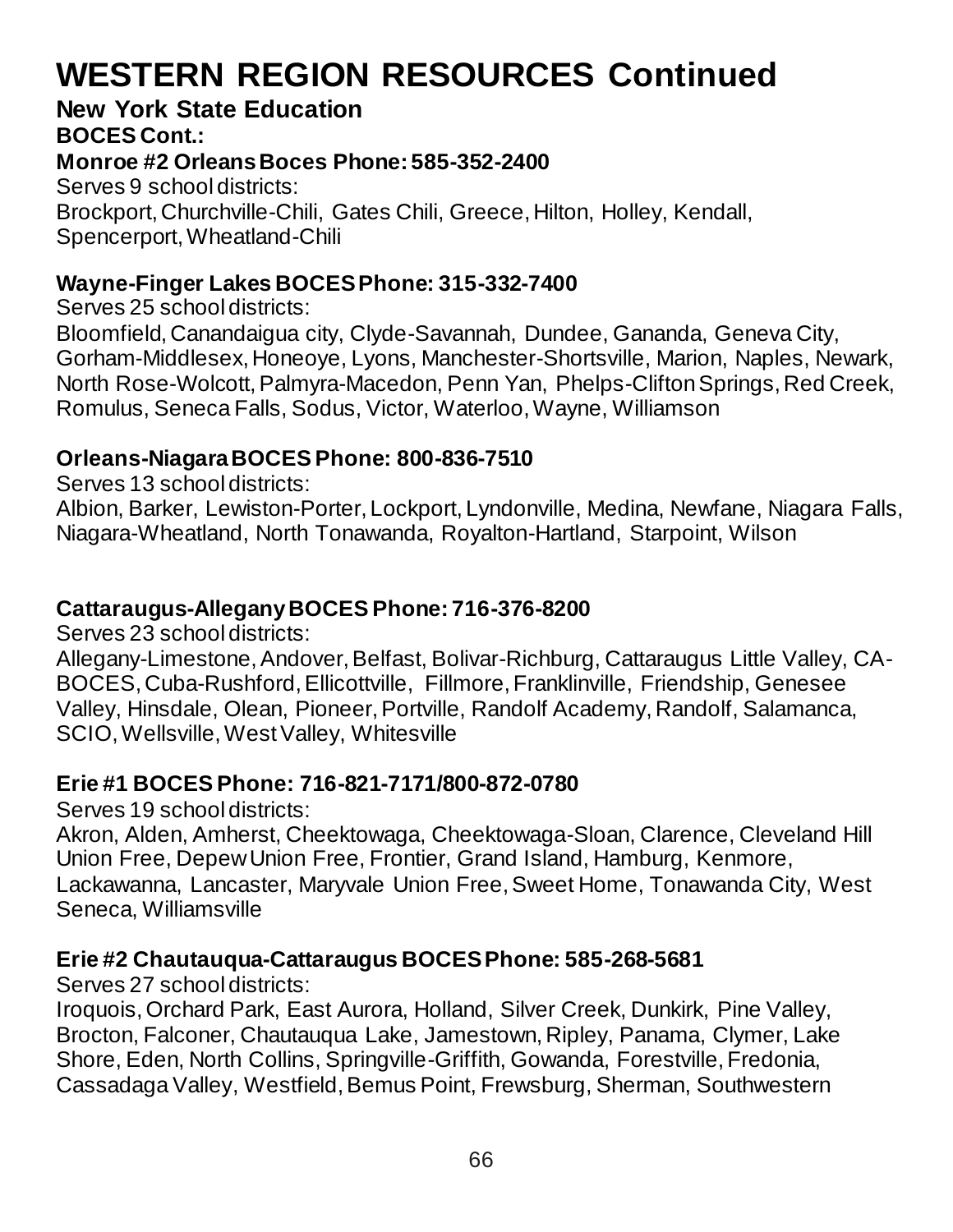# WESTERN REGION RESOURCES Continued

## New York State Education

### BOCES Cont.:

**Monroe #2 Orleans Boces Phone: 585-352-2400**

Serves 9 school districts:
Brockport, Churchville-Chili, Gates Chili, Greece, Hilton, Holley, Kendall, Spencerport, Wheatland-Chili

**Wayne-Finger Lakes BOCES Phone: 315-332-7400**

Serves 25 school districts:
Bloomfield, Canandaigua city, Clyde-Savannah, Dundee, Gananda, Geneva City, Gorham-Middlesex, Honeoye, Lyons, Manchester-Shortsville, Marion, Naples, Newark, North Rose-Wolcott, Palmyra-Macedon, Penn Yan, Phelps-Clifton Springs, Red Creek, Romulus, Seneca Falls, Sodus, Victor, Waterloo, Wayne, Williamson

**Orleans-Niagara BOCES Phone: 800-836-7510**

Serves 13 school districts:
Albion, Barker, Lewiston-Porter, Lockport, Lyndonville, Medina, Newfane, Niagara Falls, Niagara-Wheatland, North Tonawanda, Royalton-Hartland, Starpoint, Wilson

**Cattaraugus-Allegany BOCES Phone: 716-376-8200**

Serves 23 school districts:
Allegany-Limestone, Andover, Belfast, Bolivar-Richburg, Cattaraugus Little Valley, CA-BOCES, Cuba-Rushford, Ellicottville, Fillmore, Franklinville, Friendship, Genesee Valley, Hinsdale, Olean, Pioneer, Portville, Randolf Academy, Randolf, Salamanca, SCIO, Wellsville, West Valley, Whitesville

**Erie #1 BOCES Phone: 716-821-7171/800-872-0780**

Serves 19 school districts:
Akron, Alden, Amherst, Cheektowaga, Cheektowaga-Sloan, Clarence, Cleveland Hill Union Free, Depew Union Free, Frontier, Grand Island, Hamburg, Kenmore, Lackawanna, Lancaster, Maryvale Union Free, Sweet Home, Tonawanda City, West Seneca, Williamsville

**Erie #2 Chautauqua-Cattaraugus BOCES Phone: 585-268-5681**

Serves 27 school districts:
Iroquois, Orchard Park, East Aurora, Holland, Silver Creek, Dunkirk, Pine Valley, Brocton, Falconer, Chautauqua Lake, Jamestown, Ripley, Panama, Clymer, Lake Shore, Eden, North Collins, Springville-Griffith, Gowanda, Forestville, Fredonia, Cassadaga Valley, Westfield, Bemus Point, Frewsburg, Sherman, Southwestern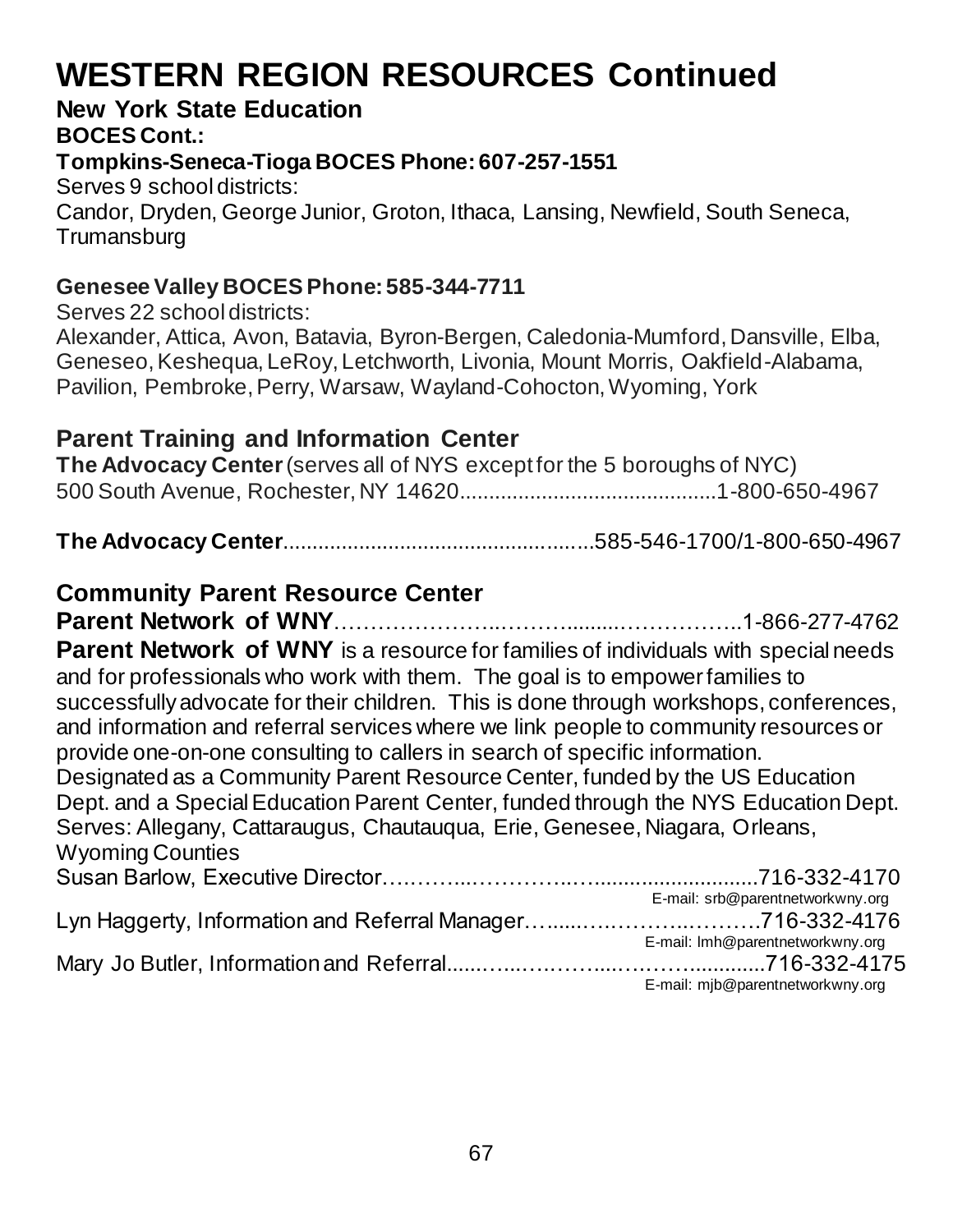# WESTERN REGION RESOURCES Continued

## New York State Education

### BOCES Cont.:

**Tompkins-Seneca-Tioga BOCES Phone: 607-257-1551**

Serves 9 school districts:
Candor, Dryden, George Junior, Groton, Ithaca, Lansing, Newfield, South Seneca, Trumansburg

**Genesee Valley BOCES Phone: 585-344-7711**

Serves 22 school districts:
Alexander, Attica, Avon, Batavia, Byron-Bergen, Caledonia-Mumford, Dansville, Elba, Geneseo, Keshequa, LeRoy, Letchworth, Livonia, Mount Morris, Oakfield-Alabama, Pavilion, Pembroke, Perry, Warsaw, Wayland-Cohocton, Wyoming, York

## Parent Training and Information Center

**The Advocacy Center** (serves all of NYS except for the 5 boroughs of NYC)
500 South Avenue, Rochester, NY 14620............................................1-800-650-4967

**The Advocacy Center**...................................................585-546-1700/1-800-650-4967

## Community Parent Resource Center

**Parent Network of WNY**…………………..………........……………..1-866-277-4762

**Parent Network of WNY** is a resource for families of individuals with special needs and for professionals who work with them. The goal is to empower families to successfully advocate for their children. This is done through workshops, conferences, and information and referral services where we link people to community resources or provide one-on-one consulting to callers in search of specific information.
Designated as a Community Parent Resource Center, funded by the US Education Dept. and a Special Education Parent Center, funded through the NYS Education Dept.
Serves: Allegany, Cattaraugus, Chautauqua, Erie, Genesee, Niagara, Orleans, Wyoming Counties

Susan Barlow, Executive Director….……...…………..…..........................716-332-4170
E-mail: srb@parentnetworkwny.org

Lyn Haggerty, Information and Referral Manager…......…..………..……….716-332-4176
E-mail: lmh@parentnetworkwny.org

Mary Jo Butler, Information and Referral......…....…..……....…..……............716-332-4175
E-mail: mjb@parentnetworkwny.org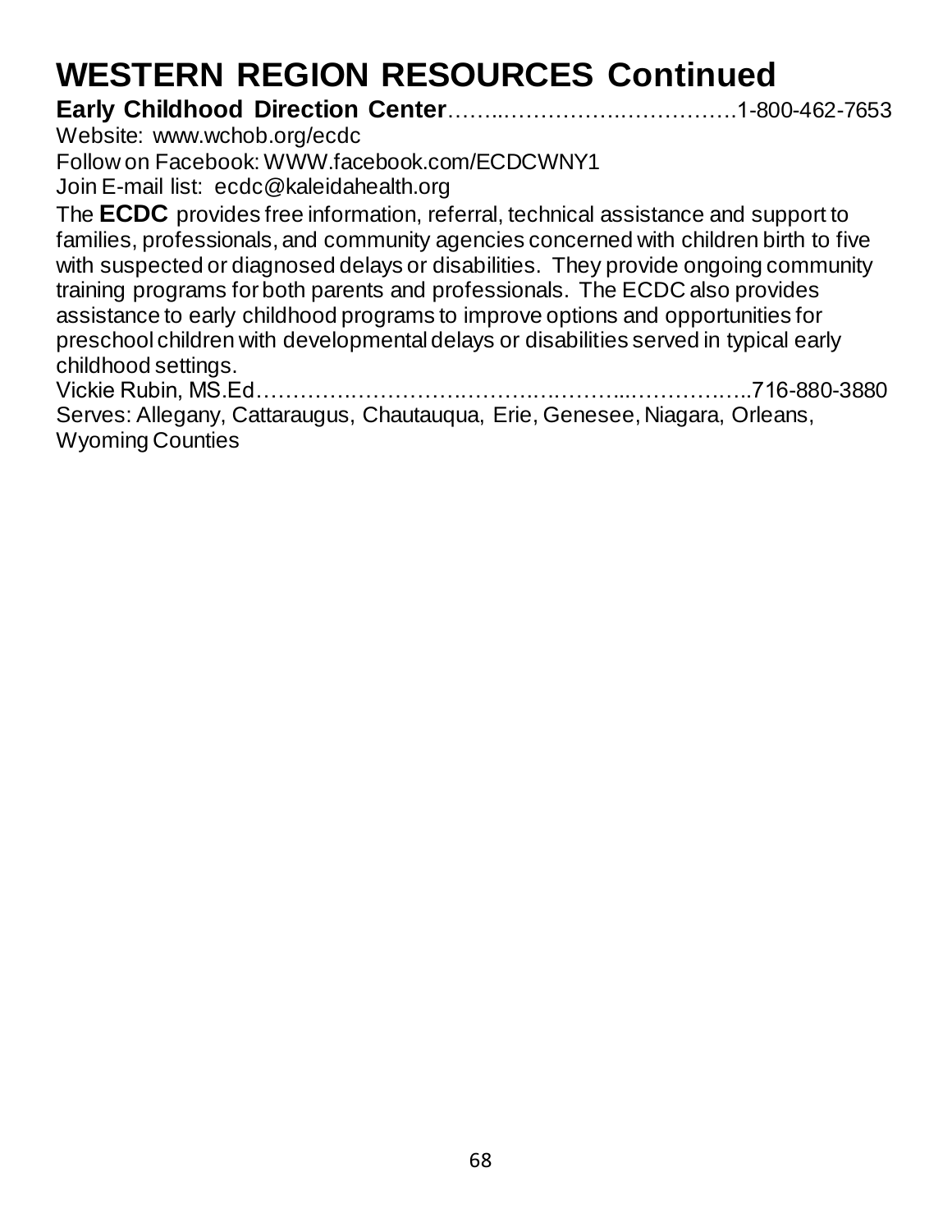# WESTERN REGION RESOURCES Continued

**Early Childhood Direction Center**……..…………….……………1-800-462-7653
Website: www.wchob.org/ecdc
Follow on Facebook: WWW.facebook.com/ECDCWNY1
Join E-mail list: ecdc@kaleidahealth.org

The **ECDC** provides free information, referral, technical assistance and support to families, professionals, and community agencies concerned with children birth to five with suspected or diagnosed delays or disabilities. They provide ongoing community training programs for both parents and professionals. The ECDC also provides assistance to early childhood programs to improve options and opportunities for preschool children with developmental delays or disabilities served in typical early childhood settings.

Vickie Rubin, MS.Ed………….……………….……….……….....……….…..716-880-3880
Serves: Allegany, Cattaraugus, Chautauqua, Erie, Genesee, Niagara, Orleans, Wyoming Counties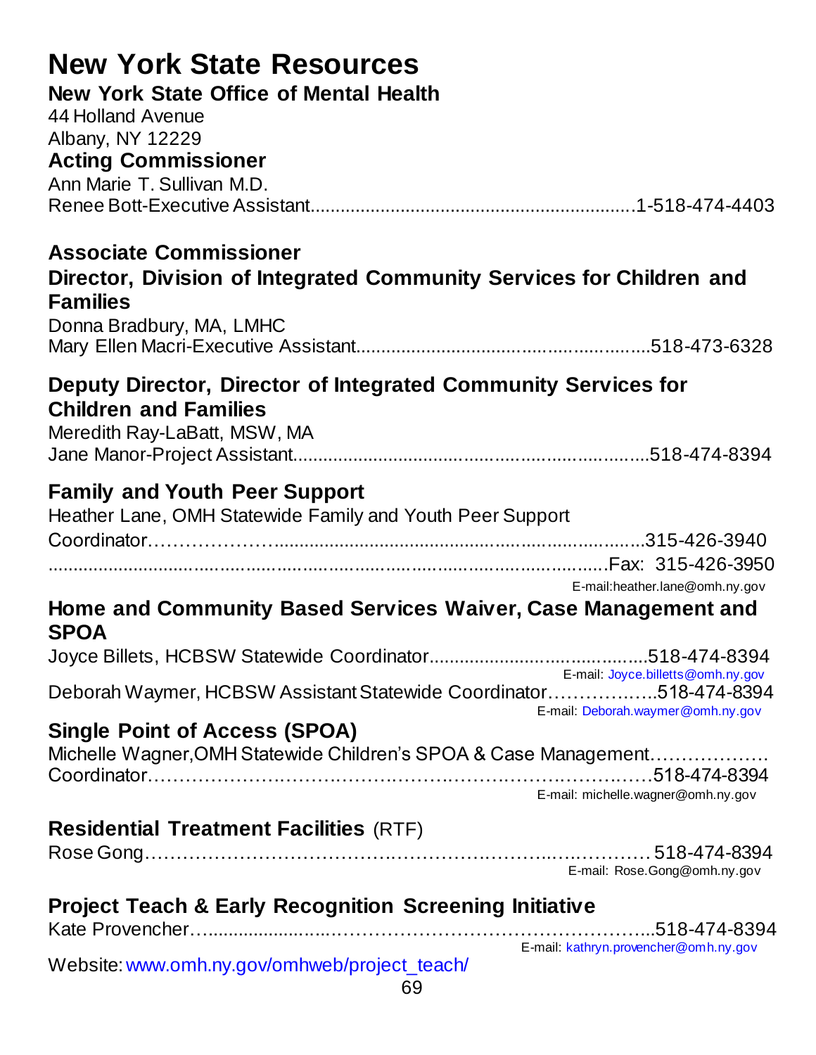# New York State Resources

## New York State Office of Mental Health

44 Holland Avenue
Albany, NY 12229

### Acting Commissioner

Ann Marie T. Sullivan M.D.
Renee Bott-Executive Assistant.................................................................1-518-474-4403

### Associate Commissioner

### Director, Division of Integrated Community Services for Children and Families

Donna Bradbury, MA, LMHC
Mary Ellen Macri-Executive Assistant............................................................518-473-6328

### Deputy Director, Director of Integrated Community Services for Children and Families

Meredith Ray-LaBatt, MSW, MA
Jane Manor-Project Assistant......................................................................518-474-8394

### Family and Youth Peer Support

Heather Lane, OMH Statewide Family and Youth Peer Support Coordinator………………..........................................................................315-426-3940
..........................................................................................................Fax: 315-426-3950
E-mail:heather.lane@omh.ny.gov

### Home and Community Based Services Waiver, Case Management and SPOA

Joyce Billets, HCBSW Statewide Coordinator..........................................518-474-8394
E-mail: Joyce.billetts@omh.ny.gov

Deborah Waymer, HCBSW Assistant Statewide Coordinator……………..518-474-8394
E-mail: Deborah.waymer@omh.ny.gov

### Single Point of Access (SPOA)

Michelle Wagner,OMH Statewide Children's SPOA & Case Management……………… Coordinator…………………………………………………………………518-474-8394
E-mail: michelle.wagner@omh.ny.gov

### Residential Treatment Facilities (RTF)

Rose Gong……………………………………………………………………518-474-8394
E-mail: Rose.Gong@omh.ny.gov

### Project Teach & Early Recognition Screening Initiative

Kate Provencher…...................……………………………………………..518-474-8394
E-mail: kathryn.provencher@omh.ny.gov

Website: www.omh.ny.gov/omhweb/project_teach/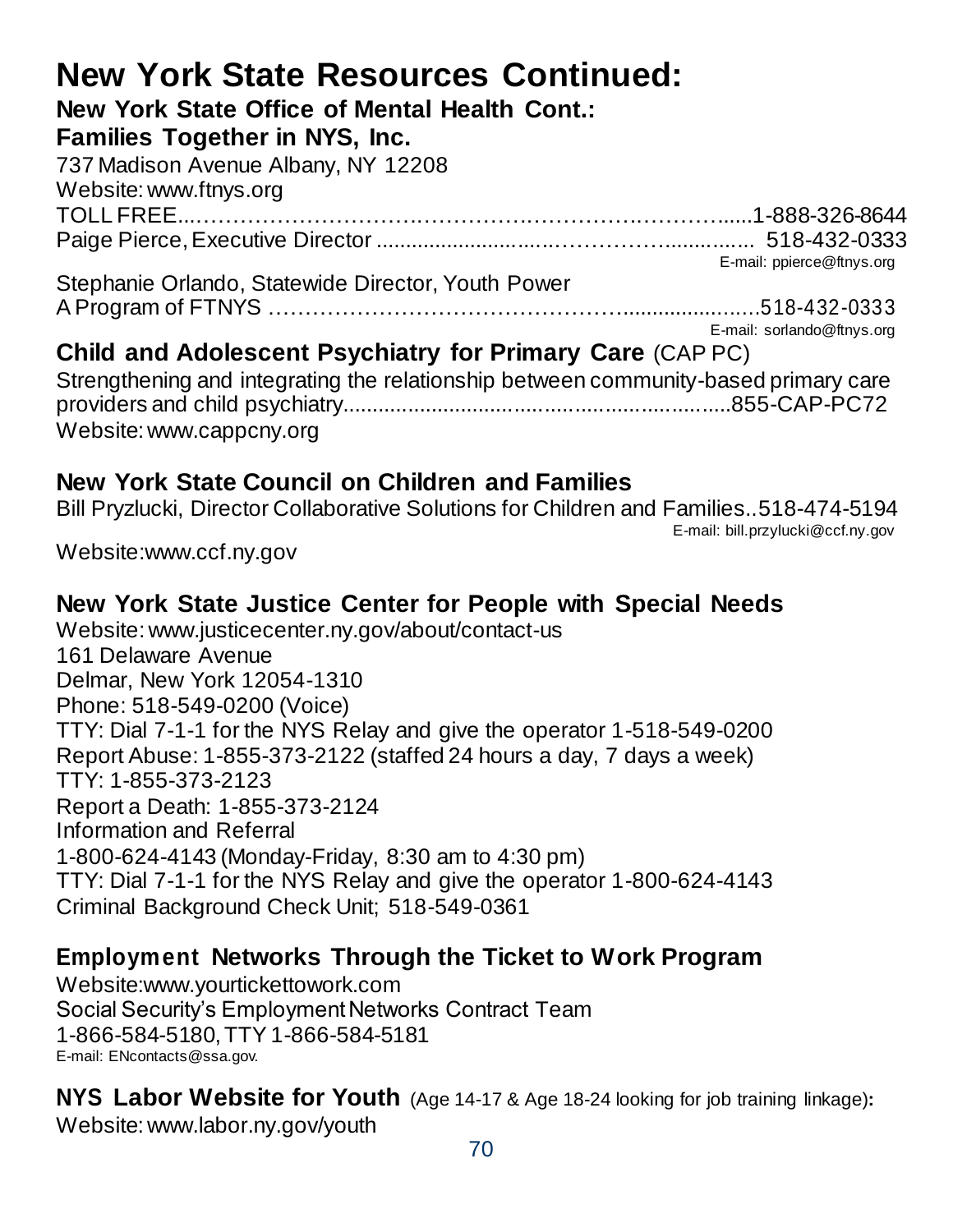# New York State Resources Continued:

### New York State Office of Mental Health Cont.:

### Families Together in NYS, Inc.

737 Madison Avenue Albany, NY 12208
Website: www.ftnys.org
TOLL FREE......................................................................1-888-326-8644
Paige Pierce, Executive Director ...................................... 518-432-0333
E-mail: ppierce@ftnys.org

Stephanie Orlando, Statewide Director, Youth Power
A Program of FTNYS ................................................518-432-0333
E-mail: sorlando@ftnys.org

### Child and Adolescent Psychiatry for Primary Care (CAP PC)

Strengthening and integrating the relationship between community-based primary care providers and child psychiatry.........................................................855-CAP-PC72
Website: www.cappcny.org

### New York State Council on Children and Families

Bill Pryzlucki, Director Collaborative Solutions for Children and Families..518-474-5194
E-mail: bill.przylucki@ccf.ny.gov

Website:www.ccf.ny.gov

### New York State Justice Center for People with Special Needs

Website: www.justicecenter.ny.gov/about/contact-us
161 Delaware Avenue
Delmar, New York 12054-1310
Phone: 518-549-0200 (Voice)
TTY: Dial 7-1-1 for the NYS Relay and give the operator 1-518-549-0200
Report Abuse: 1-855-373-2122 (staffed 24 hours a day, 7 days a week)
TTY: 1-855-373-2123
Report a Death: 1-855-373-2124
Information and Referral
1-800-624-4143 (Monday-Friday, 8:30 am to 4:30 pm)
TTY: Dial 7-1-1 for the NYS Relay and give the operator 1-800-624-4143
Criminal Background Check Unit; 518-549-0361

### Employment Networks Through the Ticket to Work Program

Website:www.yourtickettowork.com
Social Security's Employment Networks Contract Team
1-866-584-5180, TTY 1-866-584-5181
E-mail: ENcontacts@ssa.gov.

**NYS Labor Website for Youth** (Age 14-17 & Age 18-24 looking for job training linkage)**:**
Website: www.labor.ny.gov/youth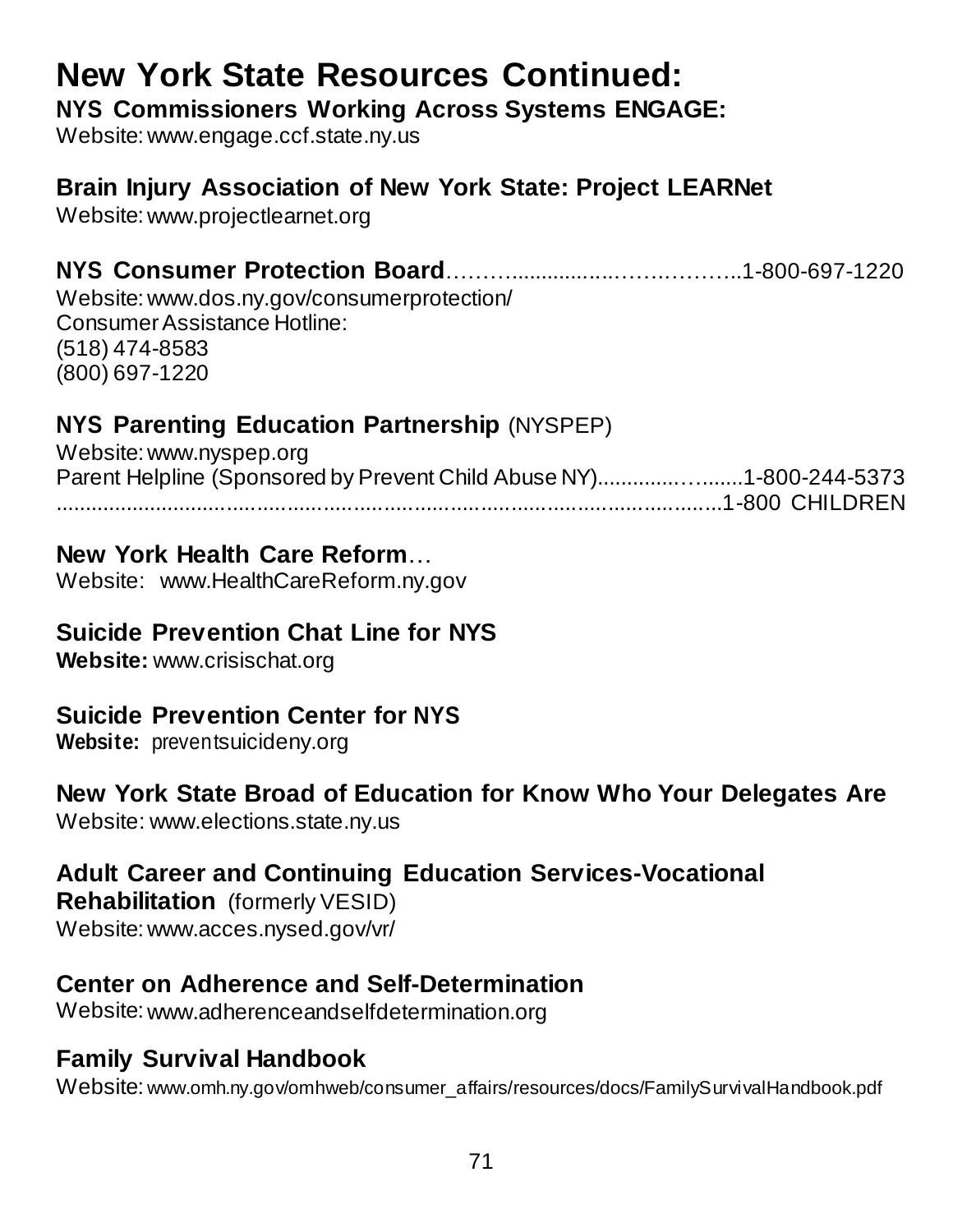# New York State Resources Continued:

**NYS Commissioners Working Across Systems ENGAGE:**
Website: www.engage.ccf.state.ny.us

**Brain Injury Association of New York State: Project LEARNet**
Website: www.projectlearnet.org

**NYS Consumer Protection Board**………...................…….………..1-800-697-1220
Website: www.dos.ny.gov/consumerprotection/
Consumer Assistance Hotline:
(518) 474-8583
(800) 697-1220

**NYS Parenting Education Partnership** (NYSPEP)
Website: www.nyspep.org
Parent Helpline (Sponsored by Prevent Child Abuse NY).............….......1-800-244-5373
......................................................................................................1-800 CHILDREN

**New York Health Care Reform**…
Website: www.HealthCareReform.ny.gov

**Suicide Prevention Chat Line for NYS**
**Website:** www.crisischat.org

**Suicide Prevention Center for NYS**
**Website:** preventsuicideny.org

**New York State Broad of Education for Know Who Your Delegates Are**
Website: www.elections.state.ny.us

**Adult Career and Continuing Education Services-Vocational Rehabilitation** (formerly VESID)
Website: www.acces.nysed.gov/vr/

**Center on Adherence and Self-Determination**
Website: www.adherenceandselfdetermination.org

**Family Survival Handbook**
Website: www.omh.ny.gov/omhweb/consumer_affairs/resources/docs/FamilySurvivalHandbook.pdf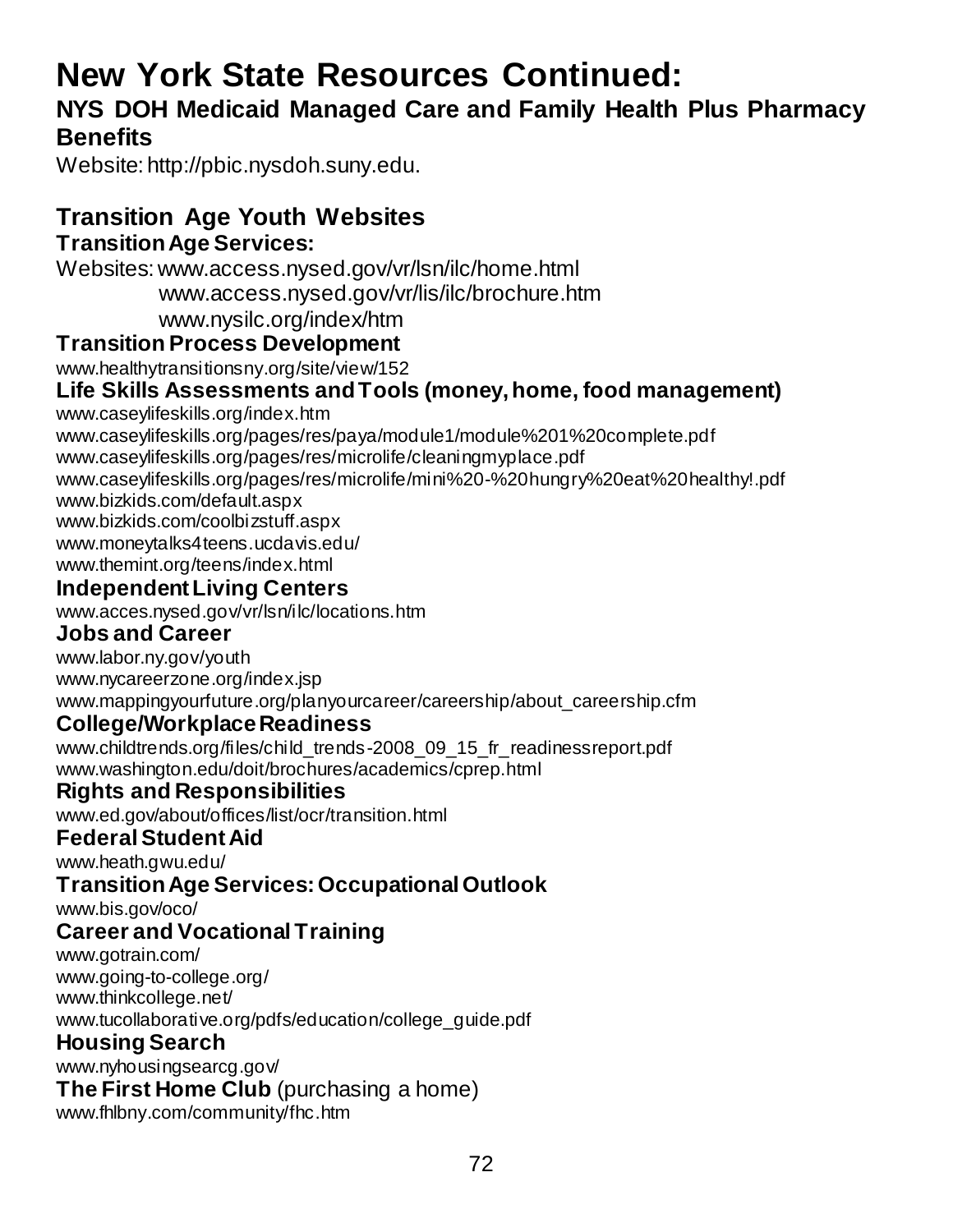# New York State Resources Continued:

## NYS DOH Medicaid Managed Care and Family Health Plus Pharmacy Benefits

Website: http://pbic.nysdoh.suny.edu.

## Transition Age Youth Websites

### Transition Age Services:

Websites: www.access.nysed.gov/vr/lsn/ilc/home.html
www.access.nysed.gov/vr/lis/ilc/brochure.htm
www.nysilc.org/index/htm

### Transition Process Development

www.healthytransitionsny.org/site/view/152

### Life Skills Assessments and Tools (money, home, food management)

www.caseylifeskills.org/index.htm
www.caseylifeskills.org/pages/res/paya/module1/module%201%20complete.pdf
www.caseylifeskills.org/pages/res/microlife/cleaningmyplace.pdf
www.caseylifeskills.org/pages/res/microlife/mini%20-%20hungry%20eat%20healthy!.pdf
www.bizkids.com/default.aspx
www.bizkids.com/coolbizstuff.aspx
www.moneytalks4teens.ucdavis.edu/
www.themint.org/teens/index.html

### Independent Living Centers

www.acces.nysed.gov/vr/lsn/ilc/locations.htm

### Jobs and Career

www.labor.ny.gov/youth
www.nycareerzone.org/index.jsp
www.mappingyourfuture.org/planyourcareer/careership/about_careership.cfm

### College/Workplace Readiness

www.childtrends.org/files/child_trends-2008_09_15_fr_readinessreport.pdf
www.washington.edu/doit/brochures/academics/cprep.html

### Rights and Responsibilities

www.ed.gov/about/offices/list/ocr/transition.html

### Federal Student Aid

www.heath.gwu.edu/

### Transition Age Services: Occupational Outlook

www.bis.gov/oco/

### Career and Vocational Training

www.gotrain.com/
www.going-to-college.org/
www.thinkcollege.net/
www.tucollaborative.org/pdfs/education/college_guide.pdf

### Housing Search

www.nyhousingsearcg.gov/

**The First Home Club** (purchasing a home)

www.fhlbny.com/community/fhc.htm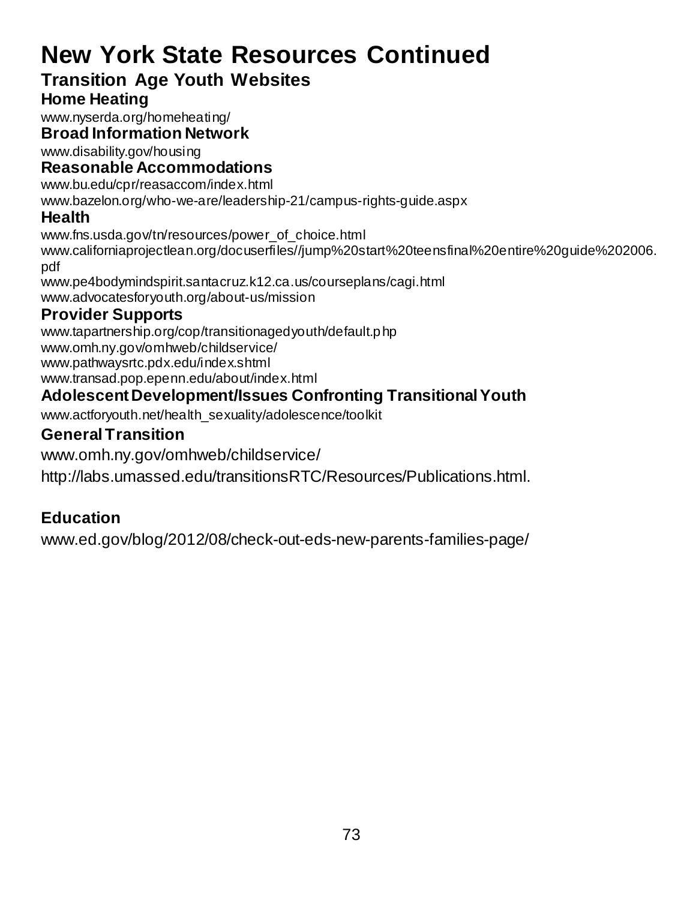# New York State Resources Continued

## Transition Age Youth Websites

### Home Heating

www.nyserda.org/homeheating/

### Broad Information Network

www.disability.gov/housing

### Reasonable Accommodations

www.bu.edu/cpr/reasaccom/index.html

www.bazelon.org/who-we-are/leadership-21/campus-rights-guide.aspx

### Health

www.fns.usda.gov/tn/resources/power_of_choice.html

www.californiaprojectlean.org/docuserfiles//jump%20start%20teensfinal%20entire%20guide%202006.pdf

www.pe4bodymindspirit.santacruz.k12.ca.us/courseplans/cagi.html

www.advocatesforyouth.org/about-us/mission

### Provider Supports

www.tapartnership.org/cop/transitionagedyouth/default.php

www.omh.ny.gov/omhweb/childservice/

www.pathwaysrtc.pdx.edu/index.shtml

www.transad.pop.epenn.edu/about/index.html

### Adolescent Development/Issues Confronting Transitional Youth

www.actforyouth.net/health_sexuality/adolescence/toolkit

### General Transition

www.omh.ny.gov/omhweb/childservice/

http://labs.umassed.edu/transitionsRTC/Resources/Publications.html.

### Education

www.ed.gov/blog/2012/08/check-out-eds-new-parents-families-page/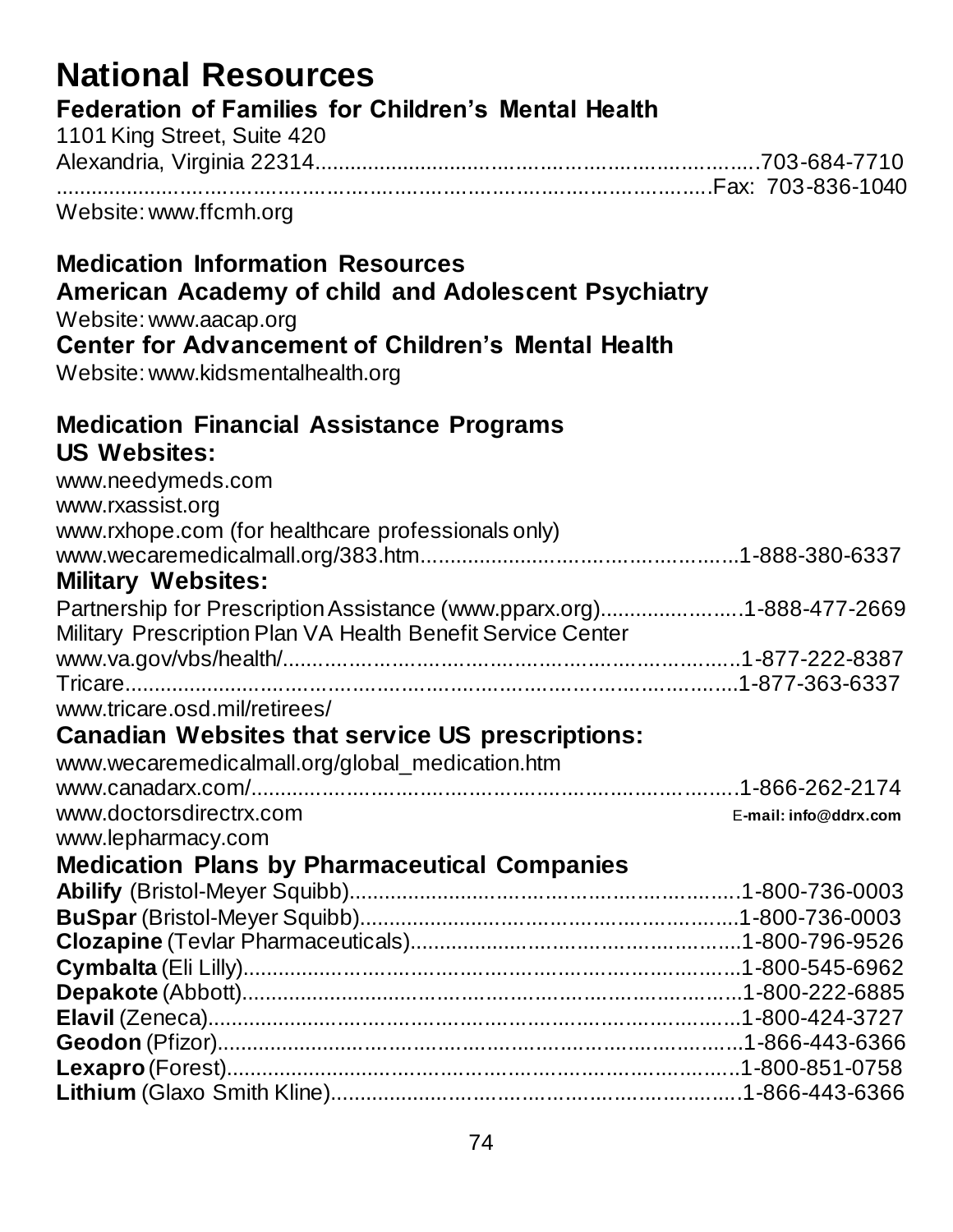# National Resources

### Federation of Families for Children's Mental Health

1101 King Street, Suite 420
Alexandria, Virginia 22314........................................................................703-684-7710
.....................................................................................................Fax: 703-836-1040
Website: www.ffcmh.org

### Medication Information Resources

### American Academy of child and Adolescent Psychiatry

Website: www.aacap.org

### Center for Advancement of Children's Mental Health

Website: www.kidsmentalhealth.org

### Medication Financial Assistance Programs

### US Websites:

www.needymeds.com
www.rxassist.org
www.rxhope.com (for healthcare professionals only)
www.wecaremedicalmall.org/383.htm................................................1-888-380-6337

### Military Websites:

Partnership for Prescription Assistance (www.pparx.org)........................1-888-477-2669
Military Prescription Plan VA Health Benefit Service Center
www.va.gov/vbs/health/..........................................................................1-877-222-8387
Tricare......................................................................................................1-877-363-6337
www.tricare.osd.mil/retirees/

### Canadian Websites that service US prescriptions:

www.wecaremedicalmall.org/global_medication.htm
www.canadarx.com/...............................................................................1-866-262-2174
www.doctorsdirectrx.com E-mail: info@ddrx.com
www.lepharmacy.com

### Medication Plans by Pharmaceutical Companies

**Abilify** (Bristol-Meyer Squibb)..........................................................1-800-736-0003
**BuSpar** (Bristol-Meyer Squibb).........................................................1-800-736-0003
**Clozapine** (Tevlar Pharmaceuticals)..................................................1-800-796-9526
**Cymbalta** (Eli Lilly)...........................................................................1-800-545-6962
**Depakote** (Abbott)..............................................................................1-800-222-6885
**Elavil** (Zeneca)....................................................................................1-800-424-3727
**Geodon** (Pfizor)..................................................................................1-866-443-6366
**Lexapro** (Forest).................................................................................1-800-851-0758
**Lithium** (Glaxo Smith Kline)...............................................................1-866-443-6366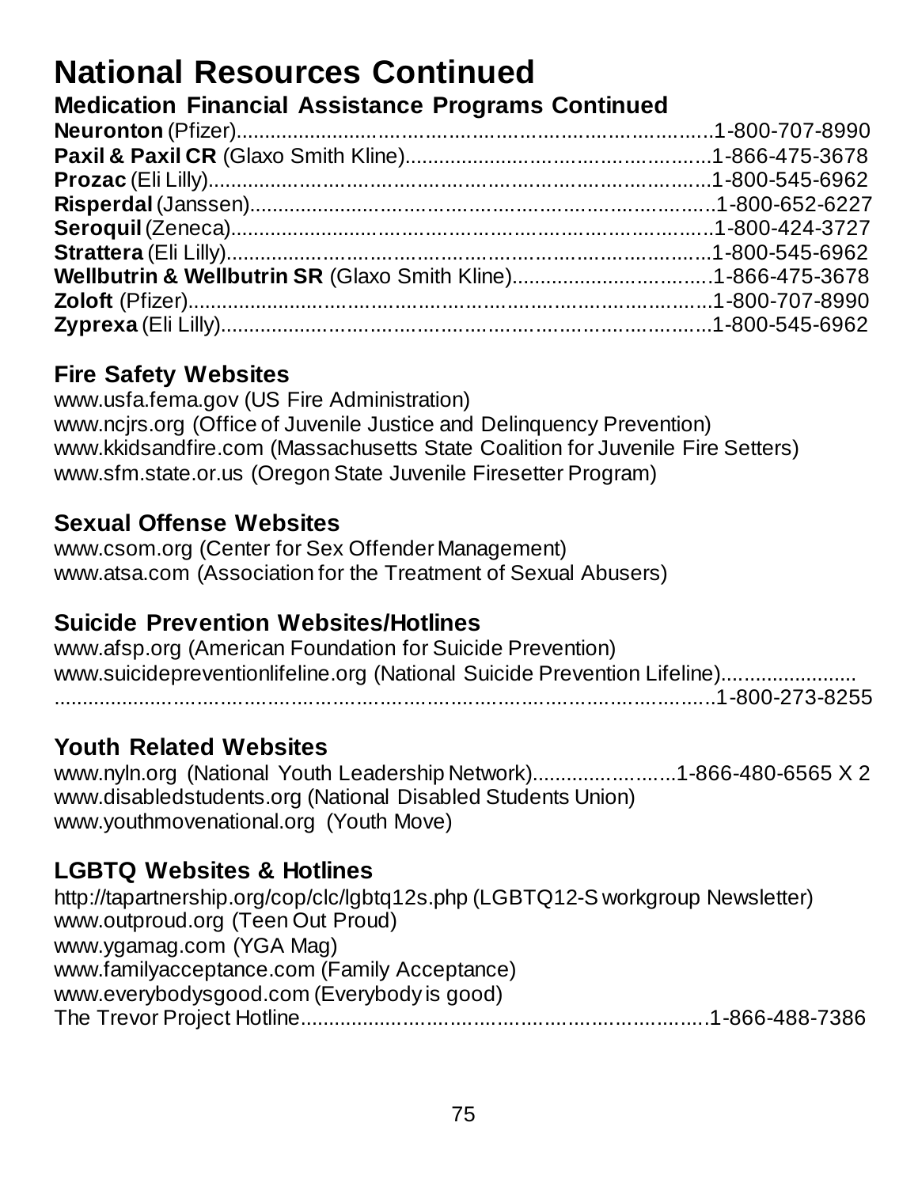# National Resources Continued

## Medication Financial Assistance Programs Continued

**Neuronton** (Pfizer)....................................................................1-800-707-8990
**Paxil & Paxil CR** (Glaxo Smith Kline)..............................................1-866-475-3678
**Prozac** (Eli Lilly).........................................................................1-800-545-6962
**Risperdal** (Janssen)......................................................................1-800-652-6227
**Seroquil** (Zeneca).........................................................................1-800-424-3727
**Strattera** (Eli Lilly)........................................................................1-800-545-6962
**Wellbutrin & Wellbutrin SR** (Glaxo Smith Kline)..................................1-866-475-3678
**Zoloft** (Pfizer).............................................................................1-800-707-8990
**Zyprexa** (Eli Lilly).........................................................................1-800-545-6962

## Fire Safety Websites

www.usfa.fema.gov (US Fire Administration)
www.ncjrs.org (Office of Juvenile Justice and Delinquency Prevention)
www.kkidsandfire.com (Massachusetts State Coalition for Juvenile Fire Setters)
www.sfm.state.or.us (Oregon State Juvenile Firesetter Program)

## Sexual Offense Websites

www.csom.org (Center for Sex Offender Management)
www.atsa.com (Association for the Treatment of Sexual Abusers)

## Suicide Prevention Websites/Hotlines

www.afsp.org (American Foundation for Suicide Prevention)
www.suicidepreventionlifeline.org (National Suicide Prevention Lifeline).......................
...........................................................................................................1-800-273-8255

## Youth Related Websites

www.nyln.org (National Youth Leadership Network)........................1-866-480-6565 X 2
www.disabledstudents.org (National Disabled Students Union)
www.youthmovenational.org (Youth Move)

## LGBTQ Websites & Hotlines

http://tapartnership.org/cop/clc/lgbtq12s.php (LGBTQ12-S workgroup Newsletter)
www.outproud.org (Teen Out Proud)
www.ygamag.com (YGA Mag)
www.familyacceptance.com (Family Acceptance)
www.everybodysgood.com (Everybody is good)
The Trevor Project Hotline....................................................................1-866-488-7386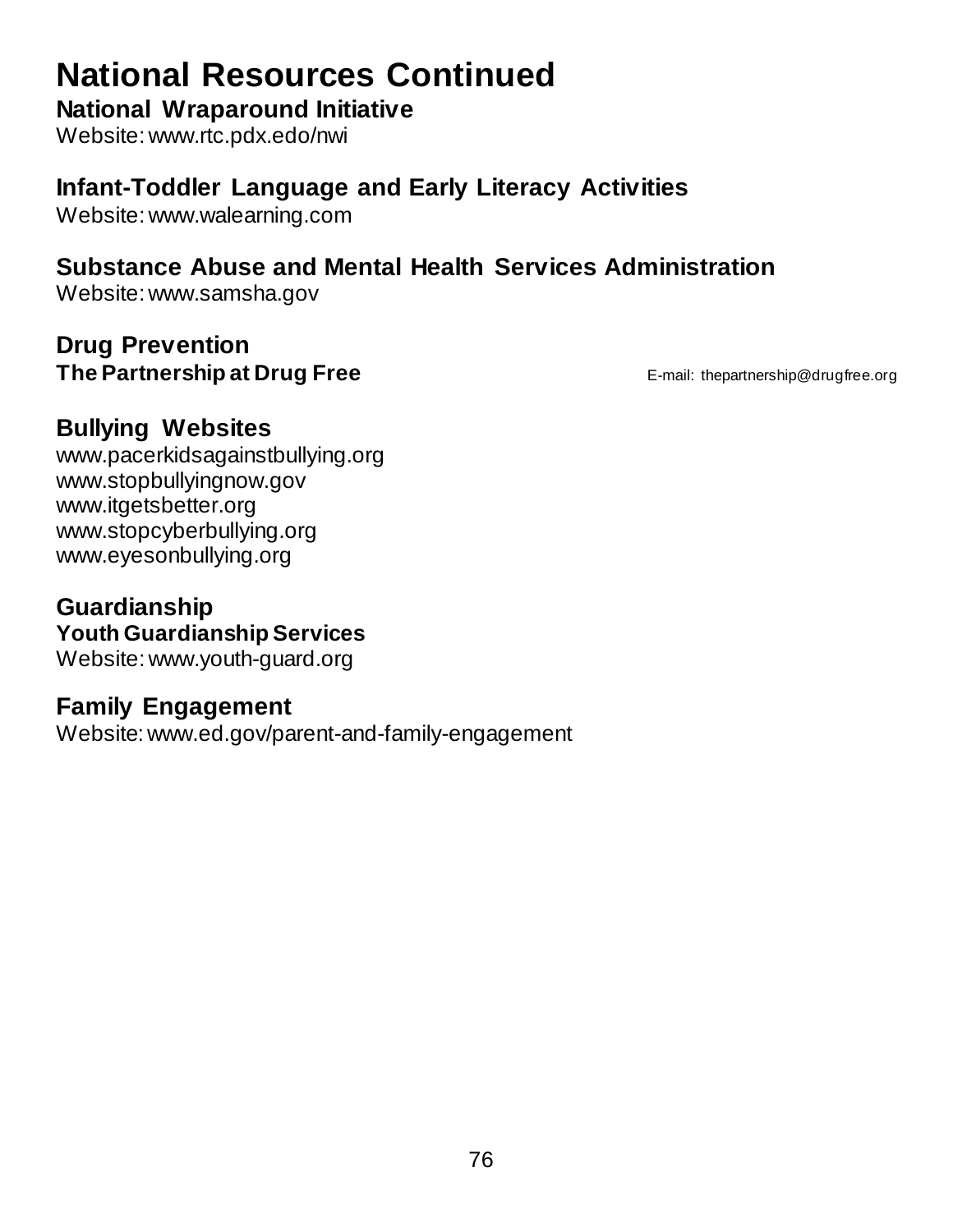# National Resources Continued

### National Wraparound Initiative

Website: www.rtc.pdx.edo/nwi

### Infant-Toddler Language and Early Literacy Activities

Website: www.walearning.com

### Substance Abuse and Mental Health Services Administration

Website: www.samsha.gov

### Drug Prevention

**The Partnership at Drug Free** E-mail: thepartnership@drugfree.org

### Bullying Websites

www.pacerkidsagainstbullying.org
www.stopbullyingnow.gov
www.itgetsbetter.org
www.stopcyberbullying.org
www.eyesonbullying.org

### Guardianship

**Youth Guardianship Services**
Website: www.youth-guard.org

### Family Engagement

Website: www.ed.gov/parent-and-family-engagement